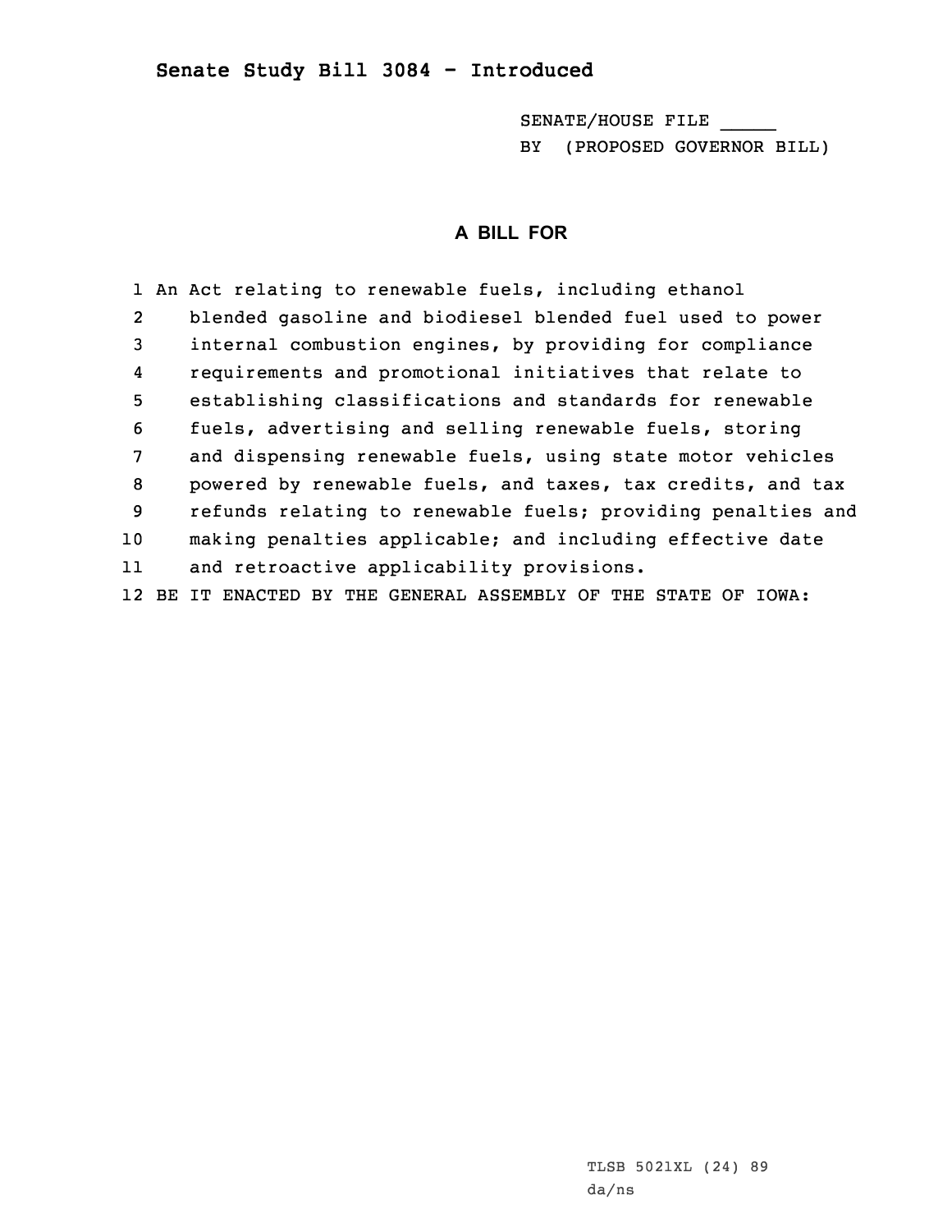# Senate Study Bill 3084 - Introduced

SENATE/HOUSE FILE _____

BY (PROPOSED GOVERNOR BILL)

## A BILL FOR

1 An Act relating to renewable fuels, including ethanol
2 blended gasoline and biodiesel blended fuel used to power
3 internal combustion engines, by providing for compliance
4 requirements and promotional initiatives that relate to
5 establishing classifications and standards for renewable
6 fuels, advertising and selling renewable fuels, storing
7 and dispensing renewable fuels, using state motor vehicles
8 powered by renewable fuels, and taxes, tax credits, and tax
9 refunds relating to renewable fuels; providing penalties and
10 making penalties applicable; and including effective date
11 and retroactive applicability provisions.
12 BE IT ENACTED BY THE GENERAL ASSEMBLY OF THE STATE OF IOWA:

TLSB 5021XL (24) 89
da/ns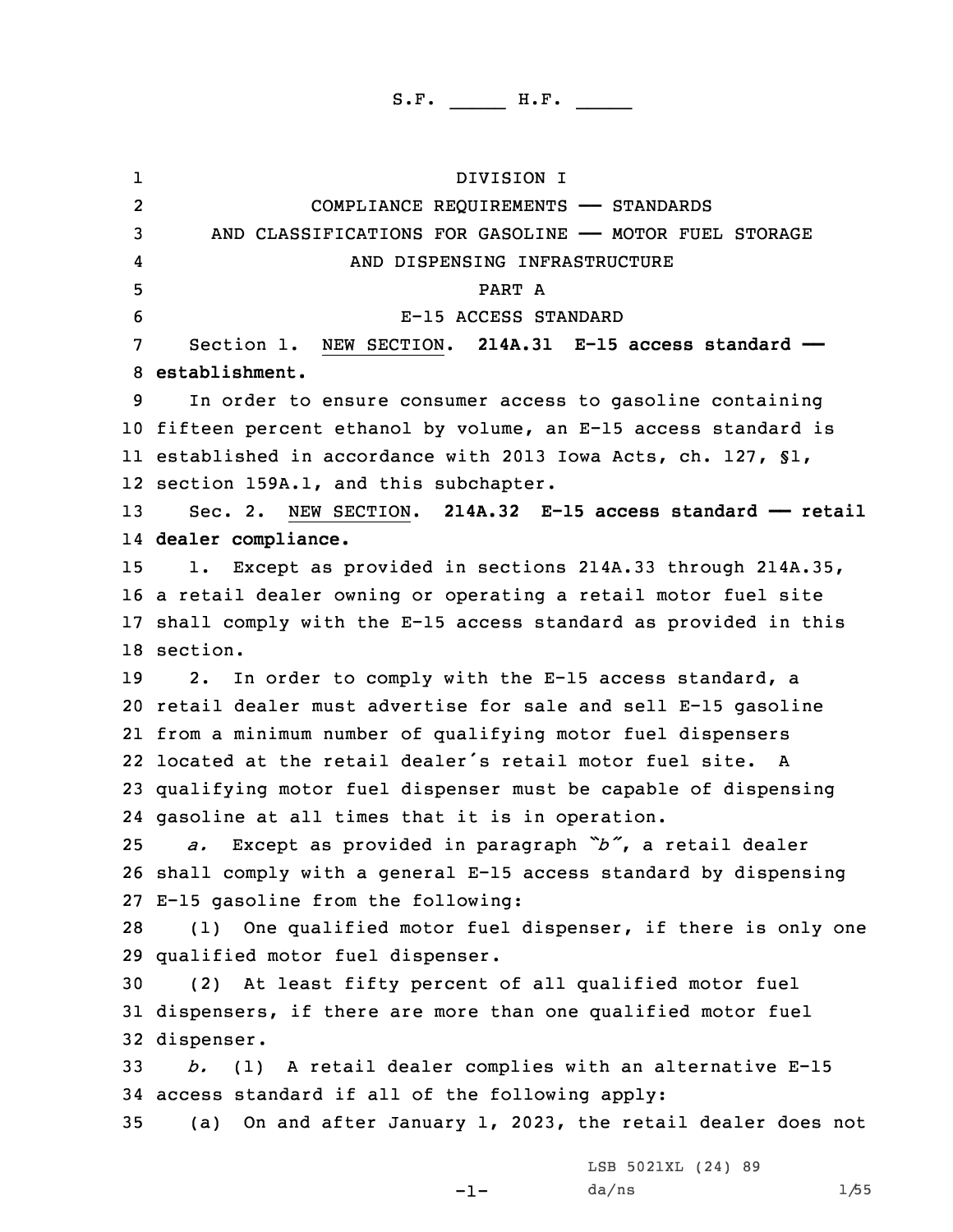S.F. _____ H.F. _____

DIVISION I

COMPLIANCE REQUIREMENTS —— STANDARDS AND CLASSIFICATIONS FOR GASOLINE —— MOTOR FUEL STORAGE AND DISPENSING INFRASTRUCTURE

PART A

E-15 ACCESS STANDARD

Section 1. NEW SECTION. **214A.31 E-15 access standard —— establishment.**

In order to ensure consumer access to gasoline containing fifteen percent ethanol by volume, an E-15 access standard is established in accordance with 2013 Iowa Acts, ch. 127, §1, section 159A.1, and this subchapter.

Sec. 2. NEW SECTION. **214A.32 E-15 access standard —— retail dealer compliance.**

1. Except as provided in sections 214A.33 through 214A.35, a retail dealer owning or operating a retail motor fuel site shall comply with the E-15 access standard as provided in this section.

2. In order to comply with the E-15 access standard, a retail dealer must advertise for sale and sell E-15 gasoline from a minimum number of qualifying motor fuel dispensers located at the retail dealer's retail motor fuel site. A qualifying motor fuel dispenser must be capable of dispensing gasoline at all times that it is in operation.

*a.* Except as provided in paragraph *"b"*, a retail dealer shall comply with a general E-15 access standard by dispensing E-15 gasoline from the following:

(1) One qualified motor fuel dispenser, if there is only one qualified motor fuel dispenser.

(2) At least fifty percent of all qualified motor fuel dispensers, if there are more than one qualified motor fuel dispenser.

*b.* (1) A retail dealer complies with an alternative E-15 access standard if all of the following apply:

(a) On and after January 1, 2023, the retail dealer does not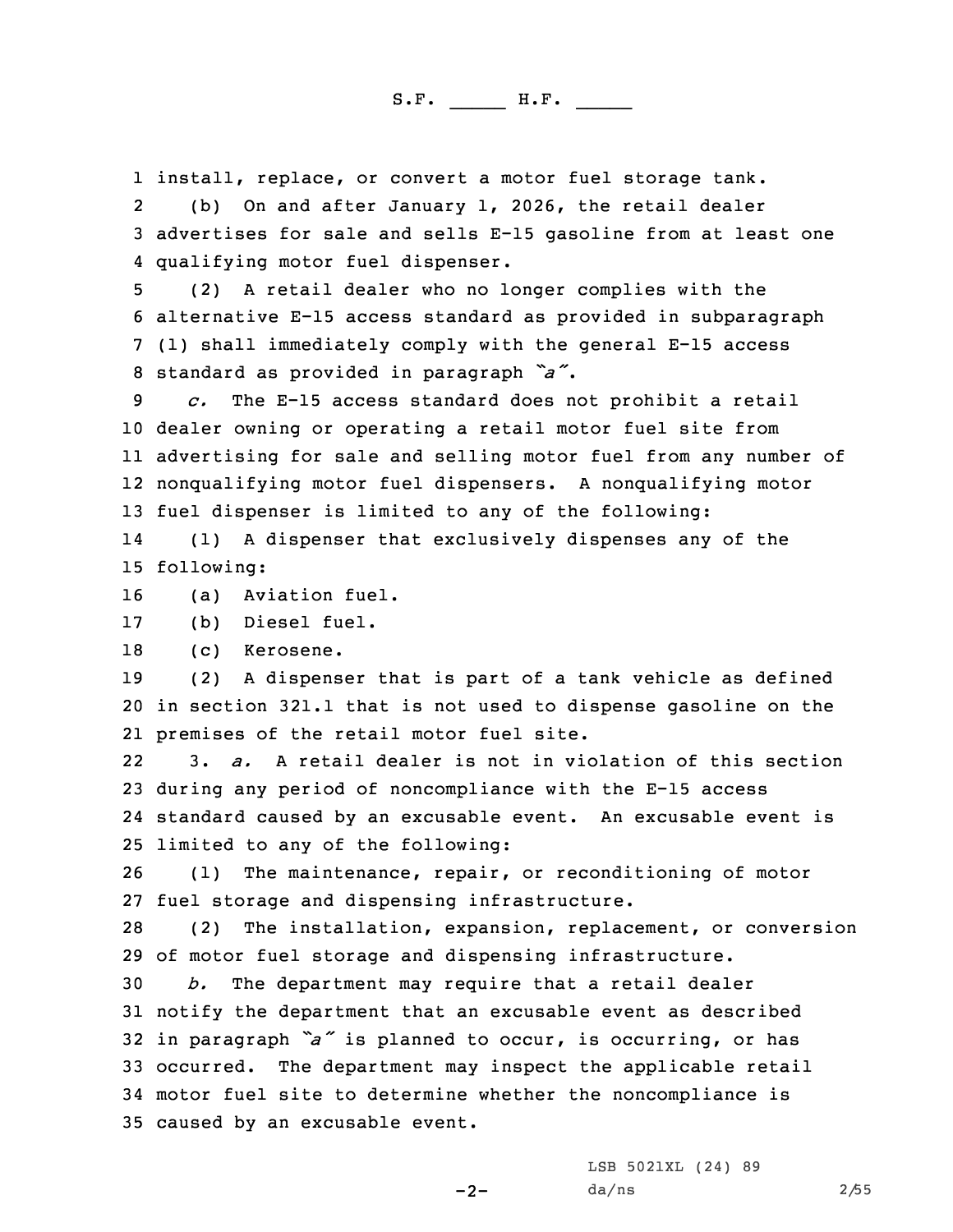install, replace, or convert a motor fuel storage tank.

(b) On and after January 1, 2026, the retail dealer advertises for sale and sells E-15 gasoline from at least one qualifying motor fuel dispenser.

(2) A retail dealer who no longer complies with the alternative E-15 access standard as provided in subparagraph (1) shall immediately comply with the general E-15 access standard as provided in paragraph *"a"*.

*c.* The E-15 access standard does not prohibit a retail dealer owning or operating a retail motor fuel site from advertising for sale and selling motor fuel from any number of nonqualifying motor fuel dispensers. A nonqualifying motor fuel dispenser is limited to any of the following:

(1) A dispenser that exclusively dispenses any of the following:

(a) Aviation fuel.

(b) Diesel fuel.

(c) Kerosene.

(2) A dispenser that is part of a tank vehicle as defined in section 321.1 that is not used to dispense gasoline on the premises of the retail motor fuel site.

3. *a.* A retail dealer is not in violation of this section during any period of noncompliance with the E-15 access standard caused by an excusable event. An excusable event is limited to any of the following:

(1) The maintenance, repair, or reconditioning of motor fuel storage and dispensing infrastructure.

(2) The installation, expansion, replacement, or conversion of motor fuel storage and dispensing infrastructure.

*b.* The department may require that a retail dealer notify the department that an excusable event as described in paragraph *"a"* is planned to occur, is occurring, or has occurred. The department may inspect the applicable retail motor fuel site to determine whether the noncompliance is caused by an excusable event.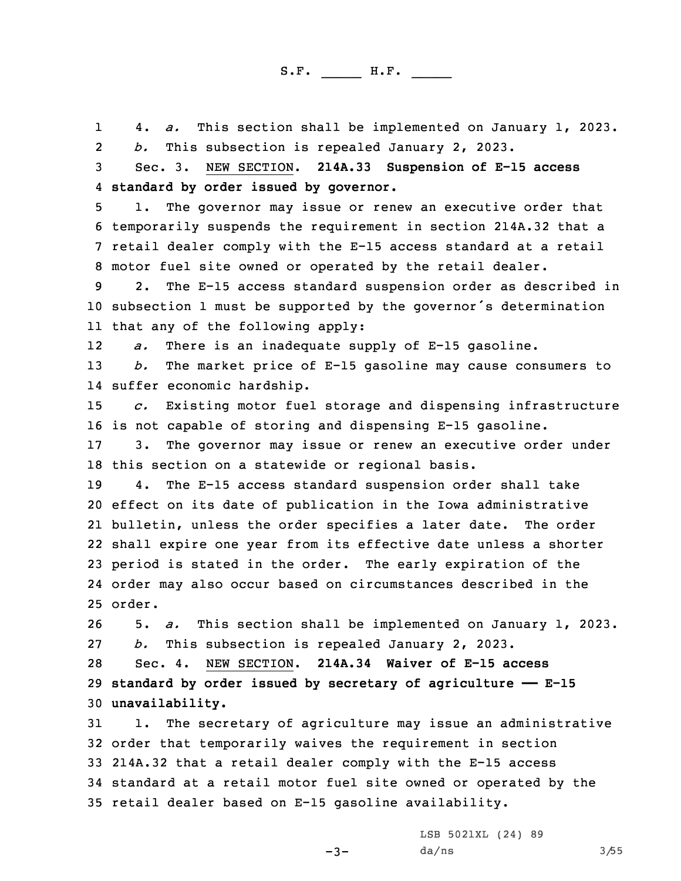4. *a.* This section shall be implemented on January 1, 2023.

*b.* This subsection is repealed January 2, 2023.

Sec. 3. NEW SECTION. **214A.33 Suspension of E-15 access standard by order issued by governor.**

1. The governor may issue or renew an executive order that temporarily suspends the requirement in section 214A.32 that a retail dealer comply with the E-15 access standard at a retail motor fuel site owned or operated by the retail dealer.

2. The E-15 access standard suspension order as described in subsection 1 must be supported by the governor's determination that any of the following apply:

*a.* There is an inadequate supply of E-15 gasoline.

*b.* The market price of E-15 gasoline may cause consumers to suffer economic hardship.

*c.* Existing motor fuel storage and dispensing infrastructure is not capable of storing and dispensing E-15 gasoline.

3. The governor may issue or renew an executive order under this section on a statewide or regional basis.

4. The E-15 access standard suspension order shall take effect on its date of publication in the Iowa administrative bulletin, unless the order specifies a later date. The order shall expire one year from its effective date unless a shorter period is stated in the order. The early expiration of the order may also occur based on circumstances described in the order.

5. *a.* This section shall be implemented on January 1, 2023.

*b.* This subsection is repealed January 2, 2023.

Sec. 4. NEW SECTION. **214A.34 Waiver of E-15 access standard by order issued by secretary of agriculture —— E-15 unavailability.**

1. The secretary of agriculture may issue an administrative order that temporarily waives the requirement in section 214A.32 that a retail dealer comply with the E-15 access standard at a retail motor fuel site owned or operated by the retail dealer based on E-15 gasoline availability.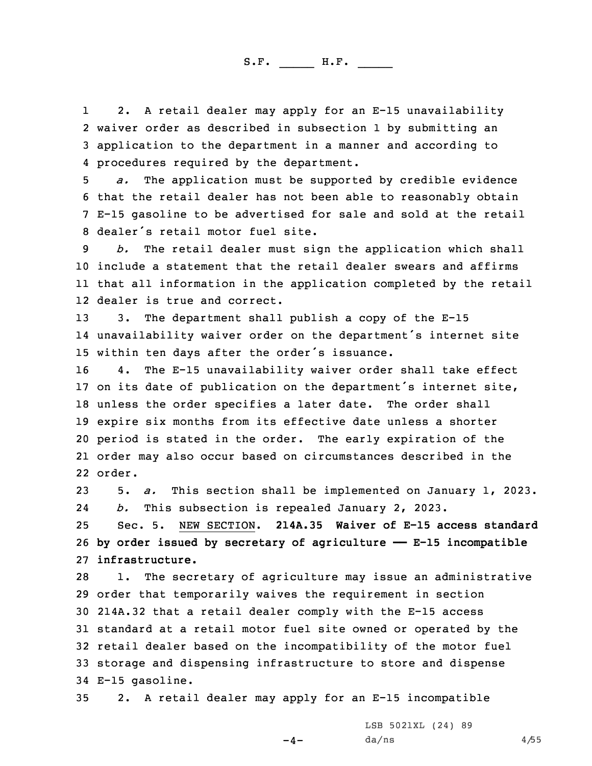2. A retail dealer may apply for an E-15 unavailability waiver order as described in subsection 1 by submitting an application to the department in a manner and according to procedures required by the department.

*a.* The application must be supported by credible evidence that the retail dealer has not been able to reasonably obtain E-15 gasoline to be advertised for sale and sold at the retail dealer's retail motor fuel site.

*b.* The retail dealer must sign the application which shall include a statement that the retail dealer swears and affirms that all information in the application completed by the retail dealer is true and correct.

3. The department shall publish a copy of the E-15 unavailability waiver order on the department's internet site within ten days after the order's issuance.

4. The E-15 unavailability waiver order shall take effect on its date of publication on the department's internet site, unless the order specifies a later date. The order shall expire six months from its effective date unless a shorter period is stated in the order. The early expiration of the order may also occur based on circumstances described in the order.

5. *a.* This section shall be implemented on January 1, 2023.

*b.* This subsection is repealed January 2, 2023.

Sec. 5. NEW SECTION. **214A.35 Waiver of E-15 access standard by order issued by secretary of agriculture —— E-15 incompatible infrastructure.**

1. The secretary of agriculture may issue an administrative order that temporarily waives the requirement in section 214A.32 that a retail dealer comply with the E-15 access standard at a retail motor fuel site owned or operated by the retail dealer based on the incompatibility of the motor fuel storage and dispensing infrastructure to store and dispense E-15 gasoline.

2. A retail dealer may apply for an E-15 incompatible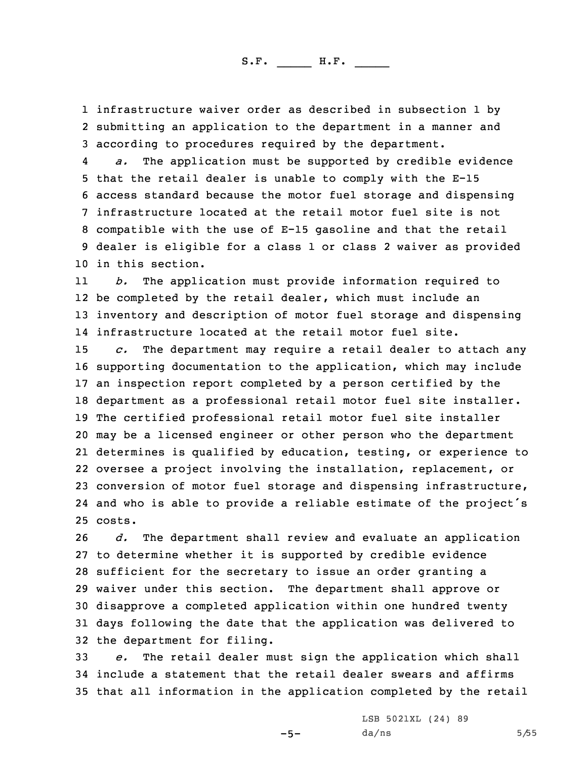infrastructure waiver order as described in subsection 1 by submitting an application to the department in a manner and according to procedures required by the department.

*a.* The application must be supported by credible evidence that the retail dealer is unable to comply with the E-15 access standard because the motor fuel storage and dispensing infrastructure located at the retail motor fuel site is not compatible with the use of E-15 gasoline and that the retail dealer is eligible for a class 1 or class 2 waiver as provided in this section.

*b.* The application must provide information required to be completed by the retail dealer, which must include an inventory and description of motor fuel storage and dispensing infrastructure located at the retail motor fuel site.

*c.* The department may require a retail dealer to attach any supporting documentation to the application, which may include an inspection report completed by a person certified by the department as a professional retail motor fuel site installer. The certified professional retail motor fuel site installer may be a licensed engineer or other person who the department determines is qualified by education, testing, or experience to oversee a project involving the installation, replacement, or conversion of motor fuel storage and dispensing infrastructure, and who is able to provide a reliable estimate of the project's costs.

*d.* The department shall review and evaluate an application to determine whether it is supported by credible evidence sufficient for the secretary to issue an order granting a waiver under this section. The department shall approve or disapprove a completed application within one hundred twenty days following the date that the application was delivered to the department for filing.

*e.* The retail dealer must sign the application which shall include a statement that the retail dealer swears and affirms that all information in the application completed by the retail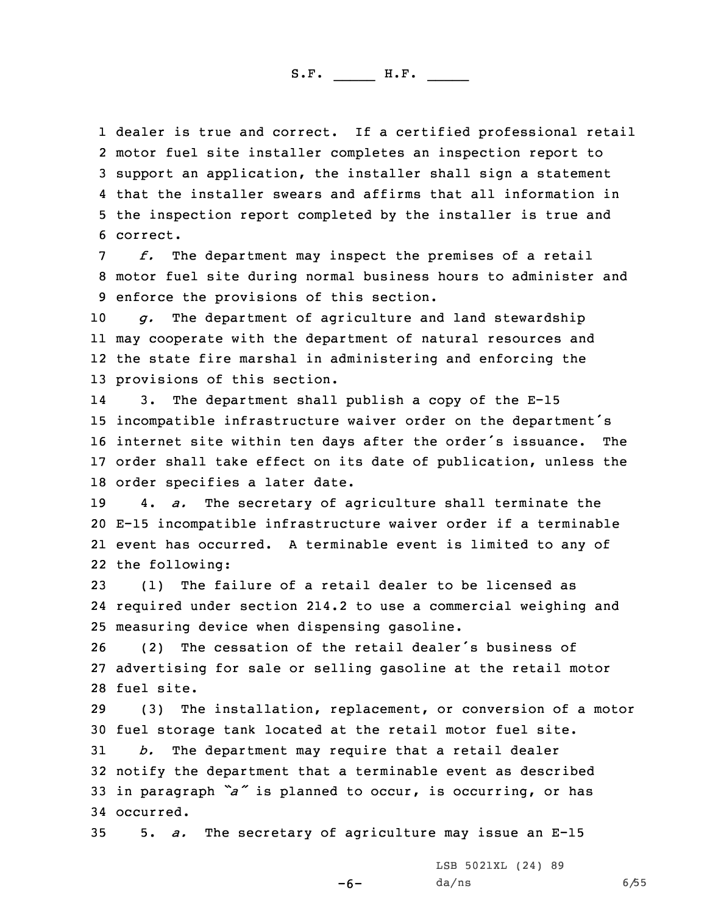dealer is true and correct. If a certified professional retail motor fuel site installer completes an inspection report to support an application, the installer shall sign a statement that the installer swears and affirms that all information in the inspection report completed by the installer is true and correct.

*f.* The department may inspect the premises of a retail motor fuel site during normal business hours to administer and enforce the provisions of this section.

*g.* The department of agriculture and land stewardship may cooperate with the department of natural resources and the state fire marshal in administering and enforcing the provisions of this section.

3. The department shall publish a copy of the E-15 incompatible infrastructure waiver order on the department's internet site within ten days after the order's issuance. The order shall take effect on its date of publication, unless the order specifies a later date.

4. *a.* The secretary of agriculture shall terminate the E-15 incompatible infrastructure waiver order if a terminable event has occurred. A terminable event is limited to any of the following:

(1) The failure of a retail dealer to be licensed as required under section 214.2 to use a commercial weighing and measuring device when dispensing gasoline.

(2) The cessation of the retail dealer's business of advertising for sale or selling gasoline at the retail motor fuel site.

(3) The installation, replacement, or conversion of a motor fuel storage tank located at the retail motor fuel site.

*b.* The department may require that a retail dealer notify the department that a terminable event as described in paragraph *"a"* is planned to occur, is occurring, or has occurred.

5. *a.* The secretary of agriculture may issue an E-15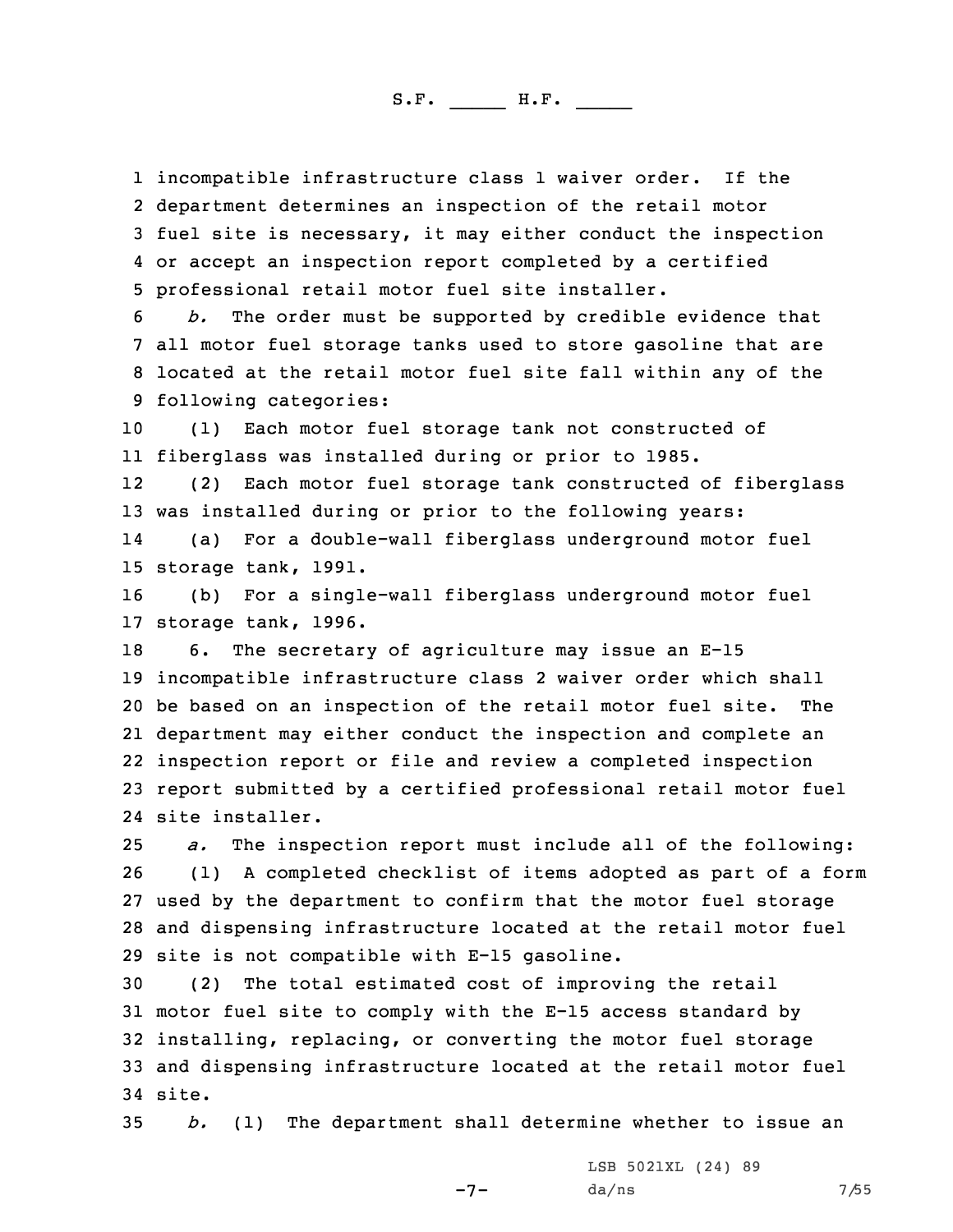incompatible infrastructure class 1 waiver order. If the department determines an inspection of the retail motor fuel site is necessary, it may either conduct the inspection or accept an inspection report completed by a certified professional retail motor fuel site installer.

*b.* The order must be supported by credible evidence that all motor fuel storage tanks used to store gasoline that are located at the retail motor fuel site fall within any of the following categories:

(1) Each motor fuel storage tank not constructed of fiberglass was installed during or prior to 1985.

(2) Each motor fuel storage tank constructed of fiberglass was installed during or prior to the following years:

(a) For a double-wall fiberglass underground motor fuel storage tank, 1991.

(b) For a single-wall fiberglass underground motor fuel storage tank, 1996.

6. The secretary of agriculture may issue an E-15 incompatible infrastructure class 2 waiver order which shall be based on an inspection of the retail motor fuel site. The department may either conduct the inspection and complete an inspection report or file and review a completed inspection report submitted by a certified professional retail motor fuel site installer.

*a.* The inspection report must include all of the following:

(1) A completed checklist of items adopted as part of a form used by the department to confirm that the motor fuel storage and dispensing infrastructure located at the retail motor fuel site is not compatible with E-15 gasoline.

(2) The total estimated cost of improving the retail motor fuel site to comply with the E-15 access standard by installing, replacing, or converting the motor fuel storage and dispensing infrastructure located at the retail motor fuel site.

*b.* (1) The department shall determine whether to issue an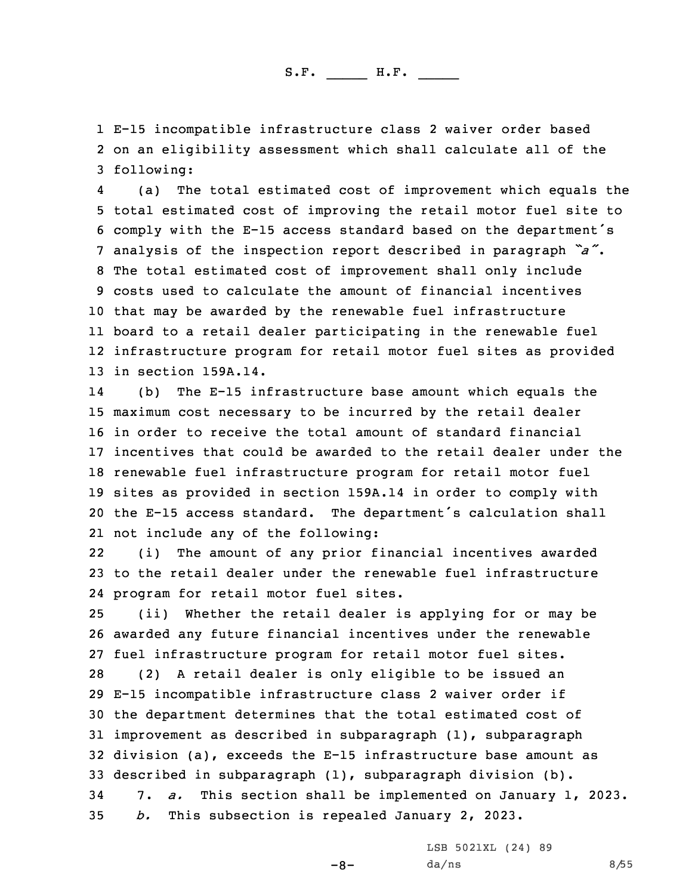E-15 incompatible infrastructure class 2 waiver order based on an eligibility assessment which shall calculate all of the following:

(a) The total estimated cost of improvement which equals the total estimated cost of improving the retail motor fuel site to comply with the E-15 access standard based on the department's analysis of the inspection report described in paragraph *"a"*. The total estimated cost of improvement shall only include costs used to calculate the amount of financial incentives that may be awarded by the renewable fuel infrastructure board to a retail dealer participating in the renewable fuel infrastructure program for retail motor fuel sites as provided in section 159A.14.

(b) The E-15 infrastructure base amount which equals the maximum cost necessary to be incurred by the retail dealer in order to receive the total amount of standard financial incentives that could be awarded to the retail dealer under the renewable fuel infrastructure program for retail motor fuel sites as provided in section 159A.14 in order to comply with the E-15 access standard. The department's calculation shall not include any of the following:

(i) The amount of any prior financial incentives awarded to the retail dealer under the renewable fuel infrastructure program for retail motor fuel sites.

(ii) Whether the retail dealer is applying for or may be awarded any future financial incentives under the renewable fuel infrastructure program for retail motor fuel sites.

(2) A retail dealer is only eligible to be issued an E-15 incompatible infrastructure class 2 waiver order if the department determines that the total estimated cost of improvement as described in subparagraph (1), subparagraph division (a), exceeds the E-15 infrastructure base amount as described in subparagraph (1), subparagraph division (b).

7. *a.* This section shall be implemented on January 1, 2023.

*b.* This subsection is repealed January 2, 2023.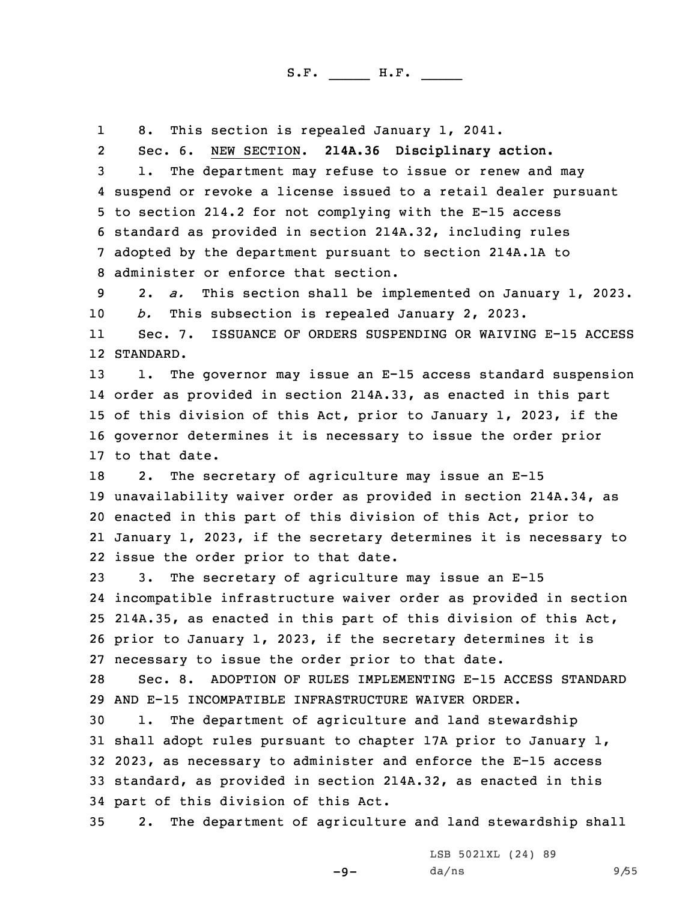8. This section is repealed January 1, 2041.

Sec. 6. NEW SECTION. **214A.36 Disciplinary action.**

1. The department may refuse to issue or renew and may suspend or revoke a license issued to a retail dealer pursuant to section 214.2 for not complying with the E-15 access standard as provided in section 214A.32, including rules adopted by the department pursuant to section 214A.1A to administer or enforce that section.

2. *a.* This section shall be implemented on January 1, 2023.

*b.* This subsection is repealed January 2, 2023.

Sec. 7. ISSUANCE OF ORDERS SUSPENDING OR WAIVING E-15 ACCESS STANDARD.

1. The governor may issue an E-15 access standard suspension order as provided in section 214A.33, as enacted in this part of this division of this Act, prior to January 1, 2023, if the governor determines it is necessary to issue the order prior to that date.

2. The secretary of agriculture may issue an E-15 unavailability waiver order as provided in section 214A.34, as enacted in this part of this division of this Act, prior to January 1, 2023, if the secretary determines it is necessary to issue the order prior to that date.

3. The secretary of agriculture may issue an E-15 incompatible infrastructure waiver order as provided in section 214A.35, as enacted in this part of this division of this Act, prior to January 1, 2023, if the secretary determines it is necessary to issue the order prior to that date.

Sec. 8. ADOPTION OF RULES IMPLEMENTING E-15 ACCESS STANDARD AND E-15 INCOMPATIBLE INFRASTRUCTURE WAIVER ORDER.

1. The department of agriculture and land stewardship shall adopt rules pursuant to chapter 17A prior to January 1, 2023, as necessary to administer and enforce the E-15 access standard, as provided in section 214A.32, as enacted in this part of this division of this Act.

2. The department of agriculture and land stewardship shall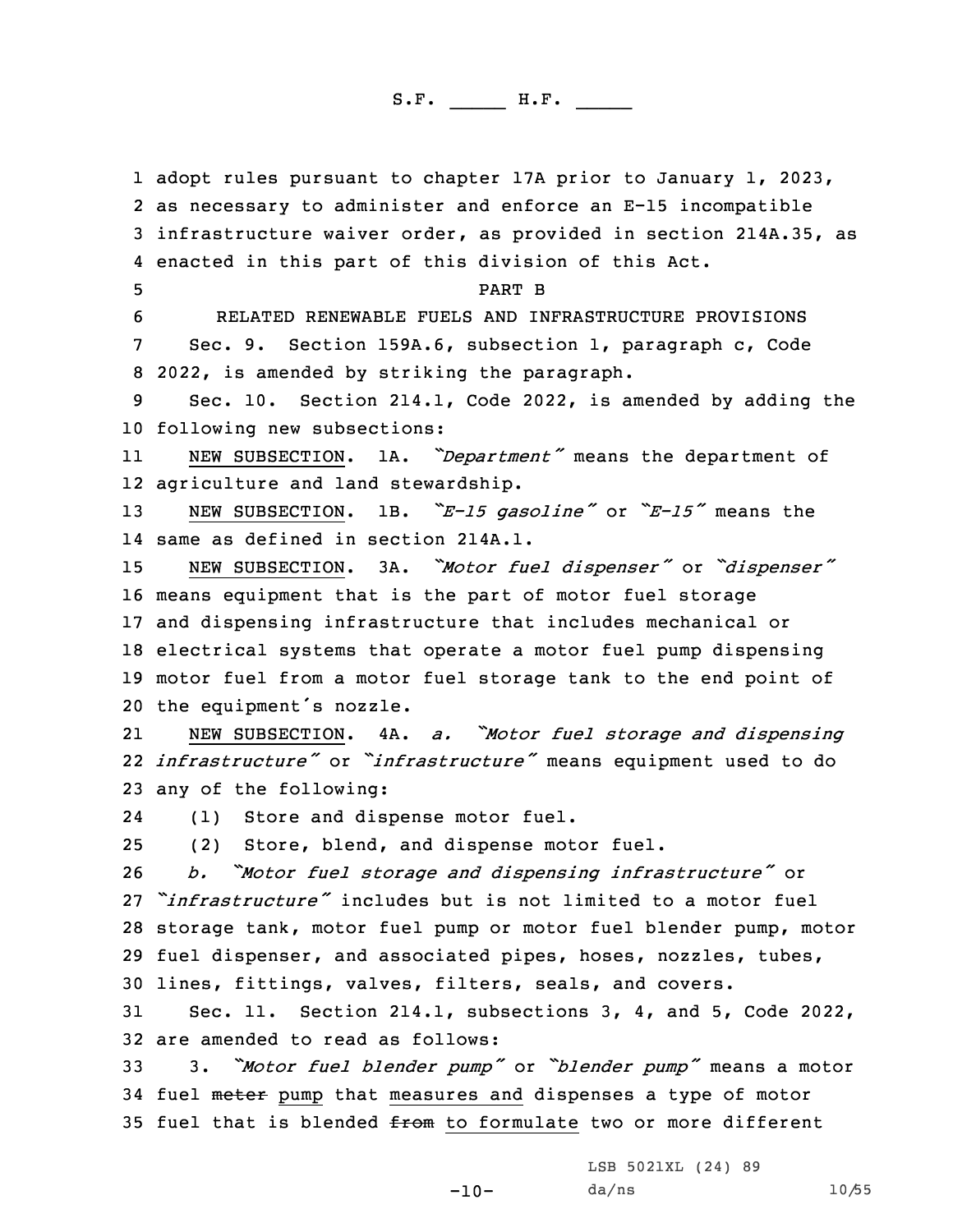adopt rules pursuant to chapter 17A prior to January 1, 2023, as necessary to administer and enforce an E-15 incompatible infrastructure waiver order, as provided in section 214A.35, as enacted in this part of this division of this Act.

PART B

RELATED RENEWABLE FUELS AND INFRASTRUCTURE PROVISIONS

Sec. 9. Section 159A.6, subsection 1, paragraph c, Code 2022, is amended by striking the paragraph.

Sec. 10. Section 214.1, Code 2022, is amended by adding the following new subsections:

NEW SUBSECTION. 1A. *"Department"* means the department of agriculture and land stewardship.

NEW SUBSECTION. 1B. *"E-15 gasoline"* or *"E-15"* means the same as defined in section 214A.1.

NEW SUBSECTION. 3A. *"Motor fuel dispenser"* or *"dispenser"* means equipment that is the part of motor fuel storage and dispensing infrastructure that includes mechanical or electrical systems that operate a motor fuel pump dispensing motor fuel from a motor fuel storage tank to the end point of the equipment's nozzle.

NEW SUBSECTION. 4A. *a. "Motor fuel storage and dispensing infrastructure"* or *"infrastructure"* means equipment used to do any of the following:

(1) Store and dispense motor fuel.

(2) Store, blend, and dispense motor fuel.

*b. "Motor fuel storage and dispensing infrastructure"* or *"infrastructure"* includes but is not limited to a motor fuel storage tank, motor fuel pump or motor fuel blender pump, motor fuel dispenser, and associated pipes, hoses, nozzles, tubes, lines, fittings, valves, filters, seals, and covers.

Sec. 11. Section 214.1, subsections 3, 4, and 5, Code 2022, are amended to read as follows:

3. *"Motor fuel blender pump"* or *"blender pump"* means a motor fuel ~~meter~~ pump that measures and dispenses a type of motor fuel that is blended ~~from~~ to formulate two or more different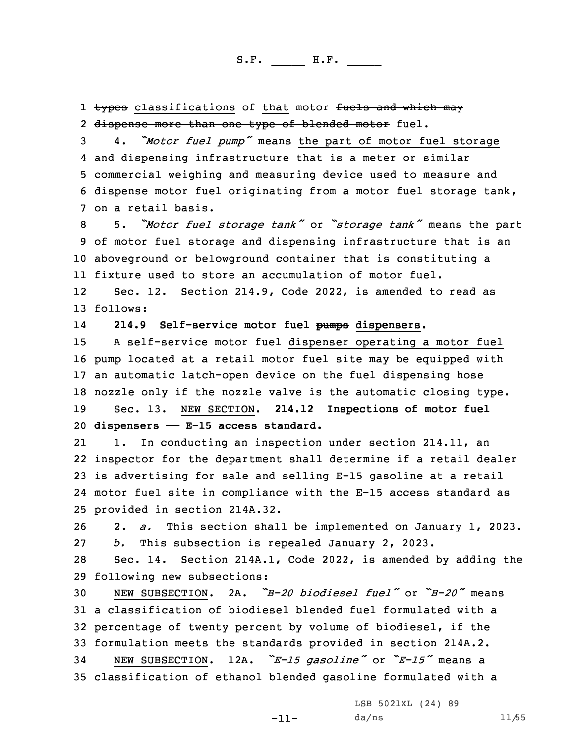~~types~~ classifications of that motor ~~fuels and which may dispense more than one type of blended motor~~ fuel.

4. *"Motor fuel pump"* means the part of motor fuel storage and dispensing infrastructure that is a meter or similar commercial weighing and measuring device used to measure and dispense motor fuel originating from a motor fuel storage tank, on a retail basis.

5. *"Motor fuel storage tank"* or *"storage tank"* means the part of motor fuel storage and dispensing infrastructure that is an aboveground or belowground container ~~that is~~ constituting a fixture used to store an accumulation of motor fuel.

Sec. 12. Section 214.9, Code 2022, is amended to read as follows:

**214.9 Self-service motor fuel ~~pumps~~ dispensers.**

A self-service motor fuel dispenser operating a motor fuel pump located at a retail motor fuel site may be equipped with an automatic latch-open device on the fuel dispensing hose nozzle only if the nozzle valve is the automatic closing type.

Sec. 13. NEW SECTION. **214.12 Inspections of motor fuel dispensers —— E-15 access standard.**

1. In conducting an inspection under section 214.11, an inspector for the department shall determine if a retail dealer is advertising for sale and selling E-15 gasoline at a retail motor fuel site in compliance with the E-15 access standard as provided in section 214A.32.

2. *a.* This section shall be implemented on January 1, 2023.

*b.* This subsection is repealed January 2, 2023.

Sec. 14. Section 214A.1, Code 2022, is amended by adding the following new subsections:

NEW SUBSECTION. 2A. *"B-20 biodiesel fuel"* or *"B-20"* means a classification of biodiesel blended fuel formulated with a percentage of twenty percent by volume of biodiesel, if the formulation meets the standards provided in section 214A.2.

NEW SUBSECTION. 12A. *"E-15 gasoline"* or *"E-15"* means a classification of ethanol blended gasoline formulated with a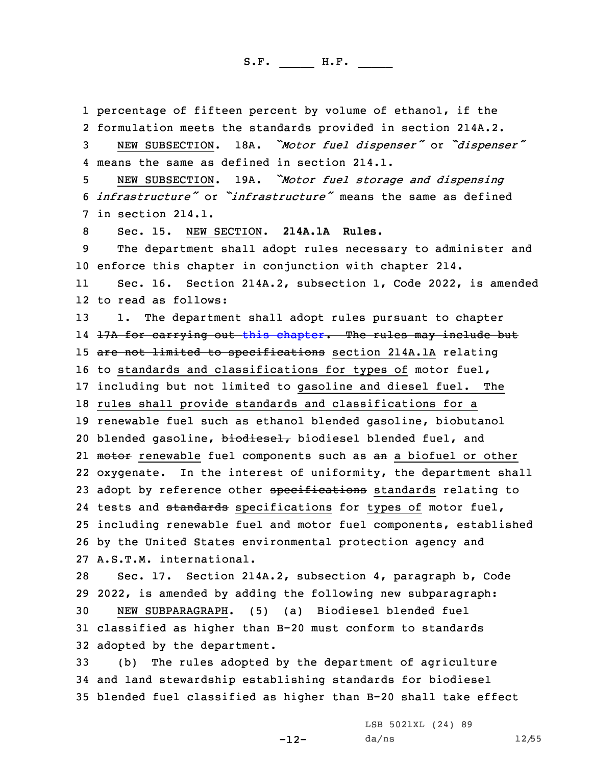percentage of fifteen percent by volume of ethanol, if the formulation meets the standards provided in section 214A.2.

NEW SUBSECTION. 18A. *"Motor fuel dispenser"* or *"dispenser"* means the same as defined in section 214.1.

NEW SUBSECTION. 19A. *"Motor fuel storage and dispensing infrastructure"* or *"infrastructure"* means the same as defined in section 214.1.

Sec. 15. NEW SECTION. **214A.1A Rules.**

The department shall adopt rules necessary to administer and enforce this chapter in conjunction with chapter 214.

Sec. 16. Section 214A.2, subsection 1, Code 2022, is amended to read as follows:

1. The department shall adopt rules pursuant to ~~chapter 17A for carrying out this chapter. The rules may include but are not limited to specifications~~ section 214A.1A relating to standards and classifications for types of motor fuel, including but not limited to gasoline and diesel fuel. The rules shall provide standards and classifications for a renewable fuel such as ethanol blended gasoline, biobutanol blended gasoline, ~~biodiesel,~~ biodiesel blended fuel, and ~~motor~~ renewable fuel components such as ~~an~~ a biofuel or other oxygenate. In the interest of uniformity, the department shall adopt by reference other ~~specifications~~ standards relating to tests and ~~standards~~ specifications for types of motor fuel, including renewable fuel and motor fuel components, established by the United States environmental protection agency and A.S.T.M. international.

Sec. 17. Section 214A.2, subsection 4, paragraph b, Code 2022, is amended by adding the following new subparagraph:

NEW SUBPARAGRAPH. (5) (a) Biodiesel blended fuel classified as higher than B-20 must conform to standards adopted by the department.

(b) The rules adopted by the department of agriculture and land stewardship establishing standards for biodiesel blended fuel classified as higher than B-20 shall take effect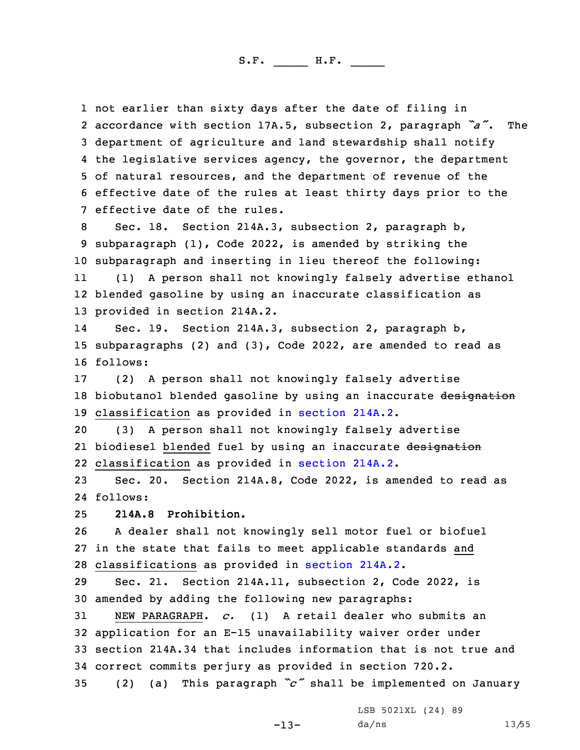not earlier than sixty days after the date of filing in accordance with section 17A.5, subsection 2, paragraph *"a"*. The department of agriculture and land stewardship shall notify the legislative services agency, the governor, the department of natural resources, and the department of revenue of the effective date of the rules at least thirty days prior to the effective date of the rules.

Sec. 18. Section 214A.3, subsection 2, paragraph b, subparagraph (1), Code 2022, is amended by striking the subparagraph and inserting in lieu thereof the following:

(1) A person shall not knowingly falsely advertise ethanol blended gasoline by using an inaccurate classification as provided in section 214A.2.

Sec. 19. Section 214A.3, subsection 2, paragraph b, subparagraphs (2) and (3), Code 2022, are amended to read as follows:

(2) A person shall not knowingly falsely advertise biobutanol blended gasoline by using an inaccurate ~~designation~~ classification as provided in section 214A.2.

(3) A person shall not knowingly falsely advertise biodiesel blended fuel by using an inaccurate ~~designation~~ classification as provided in section 214A.2.

Sec. 20. Section 214A.8, Code 2022, is amended to read as follows:

**214A.8 Prohibition.**

A dealer shall not knowingly sell motor fuel or biofuel in the state that fails to meet applicable standards and classifications as provided in section 214A.2.

Sec. 21. Section 214A.11, subsection 2, Code 2022, is amended by adding the following new paragraphs:

NEW PARAGRAPH. *c.* (1) A retail dealer who submits an application for an E-15 unavailability waiver order under section 214A.34 that includes information that is not true and correct commits perjury as provided in section 720.2.

(2) (a) This paragraph *"c"* shall be implemented on January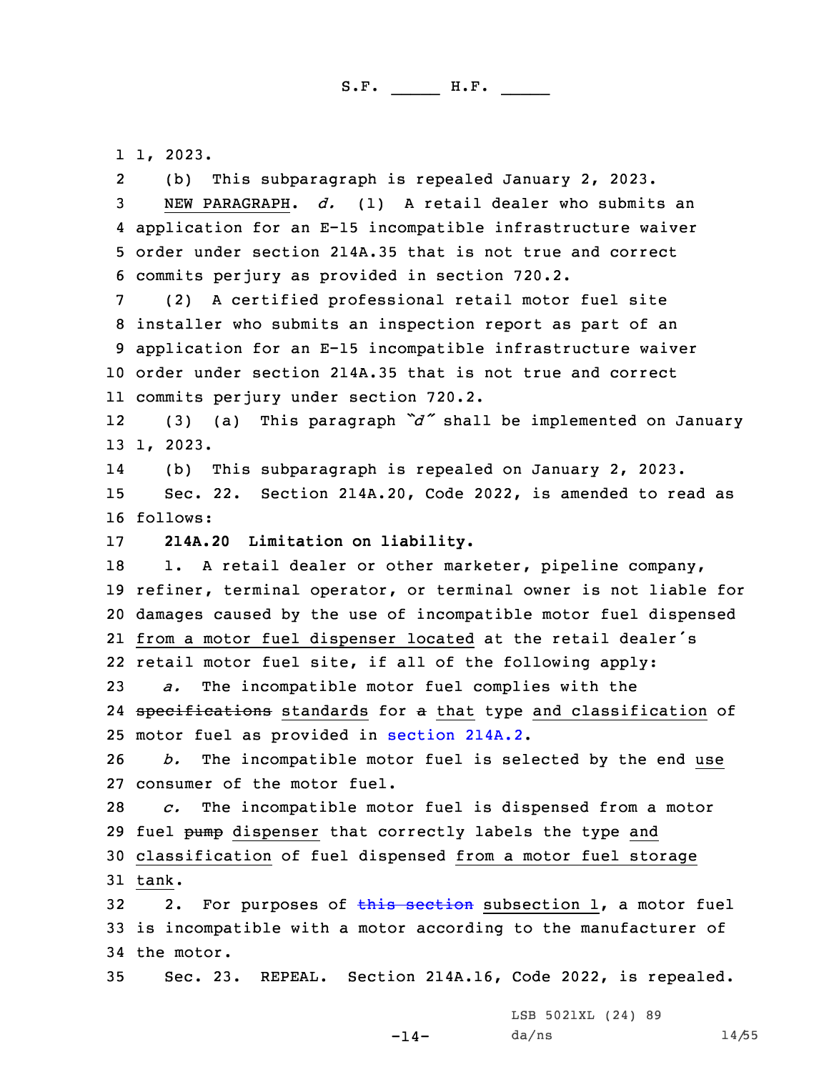1, 2023.

(b) This subparagraph is repealed January 2, 2023.

NEW PARAGRAPH. *d.* (1) A retail dealer who submits an application for an E-15 incompatible infrastructure waiver order under section 214A.35 that is not true and correct commits perjury as provided in section 720.2.

(2) A certified professional retail motor fuel site installer who submits an inspection report as part of an application for an E-15 incompatible infrastructure waiver order under section 214A.35 that is not true and correct commits perjury under section 720.2.

(3) (a) This paragraph *"d"* shall be implemented on January 1, 2023.

(b) This subparagraph is repealed on January 2, 2023.

Sec. 22. Section 214A.20, Code 2022, is amended to read as follows:

**214A.20 Limitation on liability.**

1. A retail dealer or other marketer, pipeline company, refiner, terminal operator, or terminal owner is not liable for damages caused by the use of incompatible motor fuel dispensed from a motor fuel dispenser located at the retail dealer's retail motor fuel site, if all of the following apply:

*a.* The incompatible motor fuel complies with the ~~specifications~~ standards for ~~a~~ that type and classification of motor fuel as provided in section 214A.2.

*b.* The incompatible motor fuel is selected by the end use consumer of the motor fuel.

*c.* The incompatible motor fuel is dispensed from a motor fuel ~~pump~~ dispenser that correctly labels the type and classification of fuel dispensed from a motor fuel storage tank.

2. For purposes of ~~this section~~ subsection 1, a motor fuel is incompatible with a motor according to the manufacturer of the motor.

Sec. 23. REPEAL. Section 214A.16, Code 2022, is repealed.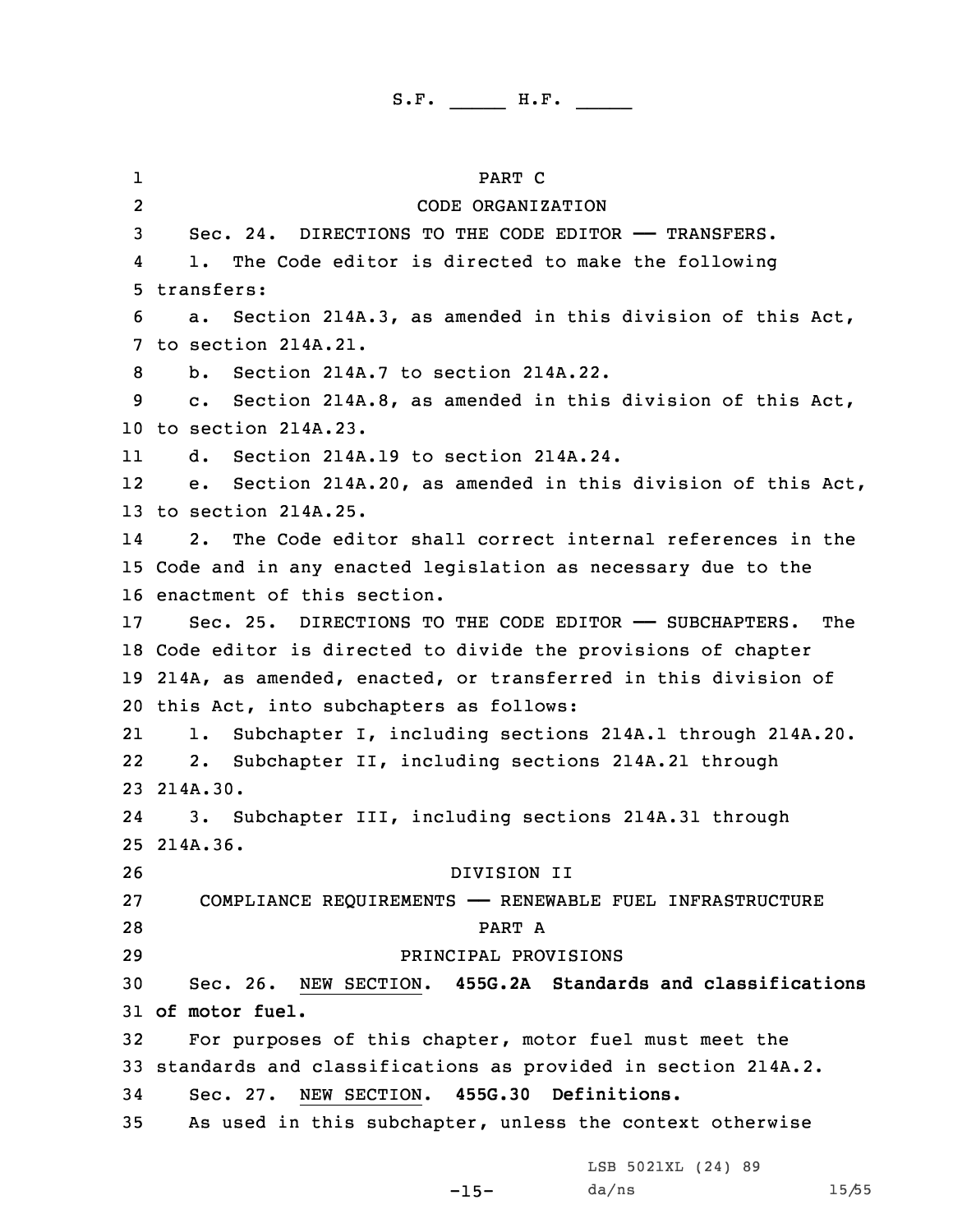PART C

CODE ORGANIZATION

Sec. 24. DIRECTIONS TO THE CODE EDITOR —— TRANSFERS.

1. The Code editor is directed to make the following transfers:

a. Section 214A.3, as amended in this division of this Act, to section 214A.21.

b. Section 214A.7 to section 214A.22.

c. Section 214A.8, as amended in this division of this Act, to section 214A.23.

d. Section 214A.19 to section 214A.24.

e. Section 214A.20, as amended in this division of this Act, to section 214A.25.

2. The Code editor shall correct internal references in the Code and in any enacted legislation as necessary due to the enactment of this section.

Sec. 25. DIRECTIONS TO THE CODE EDITOR —— SUBCHAPTERS. The Code editor is directed to divide the provisions of chapter 214A, as amended, enacted, or transferred in this division of this Act, into subchapters as follows:

1. Subchapter I, including sections 214A.1 through 214A.20.

2. Subchapter II, including sections 214A.21 through 214A.30.

3. Subchapter III, including sections 214A.31 through 214A.36.

DIVISION II

COMPLIANCE REQUIREMENTS —— RENEWABLE FUEL INFRASTRUCTURE

PART A

PRINCIPAL PROVISIONS

Sec. 26. NEW SECTION. **455G.2A Standards and classifications of motor fuel.**

For purposes of this chapter, motor fuel must meet the standards and classifications as provided in section 214A.2.

Sec. 27. NEW SECTION. **455G.30 Definitions.**

As used in this subchapter, unless the context otherwise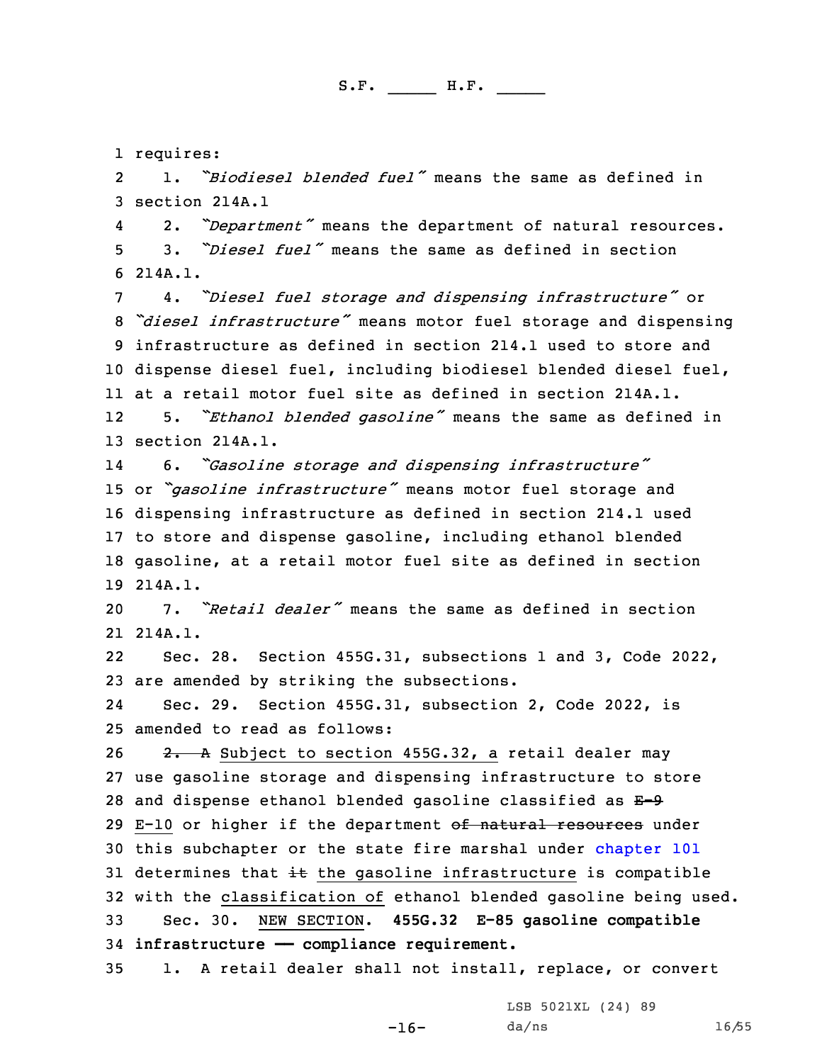requires:

1. *"Biodiesel blended fuel"* means the same as defined in section 214A.1

2. *"Department"* means the department of natural resources.

3. *"Diesel fuel"* means the same as defined in section 214A.1.

4. *"Diesel fuel storage and dispensing infrastructure"* or *"diesel infrastructure"* means motor fuel storage and dispensing infrastructure as defined in section 214.1 used to store and dispense diesel fuel, including biodiesel blended diesel fuel, at a retail motor fuel site as defined in section 214A.1.

5. *"Ethanol blended gasoline"* means the same as defined in section 214A.1.

6. *"Gasoline storage and dispensing infrastructure"* or *"gasoline infrastructure"* means motor fuel storage and dispensing infrastructure as defined in section 214.1 used to store and dispense gasoline, including ethanol blended gasoline, at a retail motor fuel site as defined in section 214A.1.

7. *"Retail dealer"* means the same as defined in section 214A.1.

Sec. 28. Section 455G.31, subsections 1 and 3, Code 2022, are amended by striking the subsections.

Sec. 29. Section 455G.31, subsection 2, Code 2022, is amended to read as follows:

~~2. A~~ Subject to section 455G.32, a retail dealer may use gasoline storage and dispensing infrastructure to store and dispense ethanol blended gasoline classified as ~~E-9~~ E-10 or higher if the department ~~of natural resources~~ under this subchapter or the state fire marshal under chapter 101 determines that ~~it~~ the gasoline infrastructure is compatible with the classification of ethanol blended gasoline being used.

Sec. 30. NEW SECTION. **455G.32 E-85 gasoline compatible infrastructure — compliance requirement.**

1. A retail dealer shall not install, replace, or convert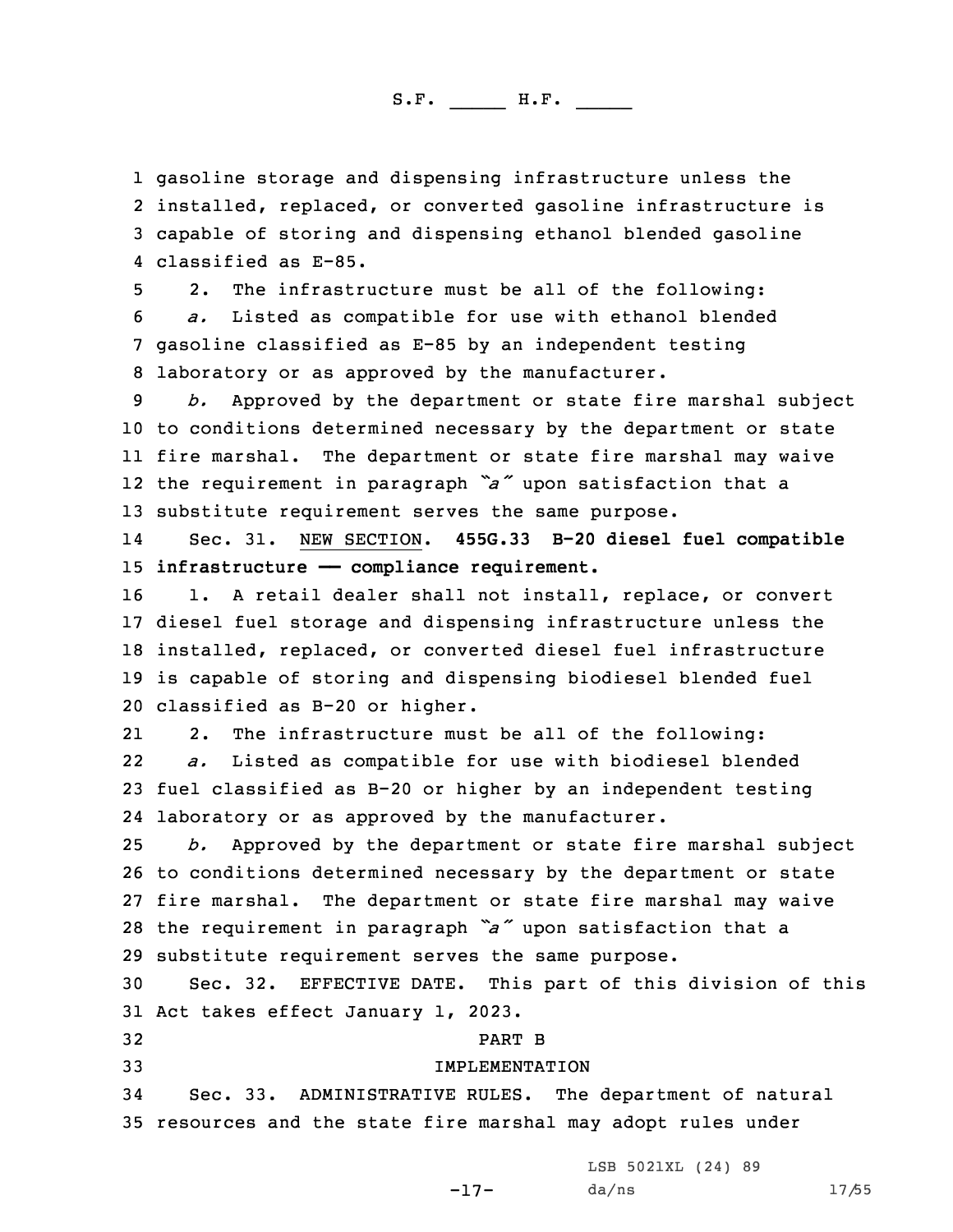gasoline storage and dispensing infrastructure unless the installed, replaced, or converted gasoline infrastructure is capable of storing and dispensing ethanol blended gasoline classified as E-85.

2. The infrastructure must be all of the following:

*a.* Listed as compatible for use with ethanol blended gasoline classified as E-85 by an independent testing laboratory or as approved by the manufacturer.

*b.* Approved by the department or state fire marshal subject to conditions determined necessary by the department or state fire marshal. The department or state fire marshal may waive the requirement in paragraph *"a"* upon satisfaction that a substitute requirement serves the same purpose.

Sec. 31. NEW SECTION. **455G.33 B-20 diesel fuel compatible infrastructure —— compliance requirement.**

1. A retail dealer shall not install, replace, or convert diesel fuel storage and dispensing infrastructure unless the installed, replaced, or converted diesel fuel infrastructure is capable of storing and dispensing biodiesel blended fuel classified as B-20 or higher.

2. The infrastructure must be all of the following:

*a.* Listed as compatible for use with biodiesel blended fuel classified as B-20 or higher by an independent testing laboratory or as approved by the manufacturer.

*b.* Approved by the department or state fire marshal subject to conditions determined necessary by the department or state fire marshal. The department or state fire marshal may waive the requirement in paragraph *"a"* upon satisfaction that a substitute requirement serves the same purpose.

Sec. 32. EFFECTIVE DATE. This part of this division of this Act takes effect January 1, 2023.

PART B

IMPLEMENTATION

Sec. 33. ADMINISTRATIVE RULES. The department of natural resources and the state fire marshal may adopt rules under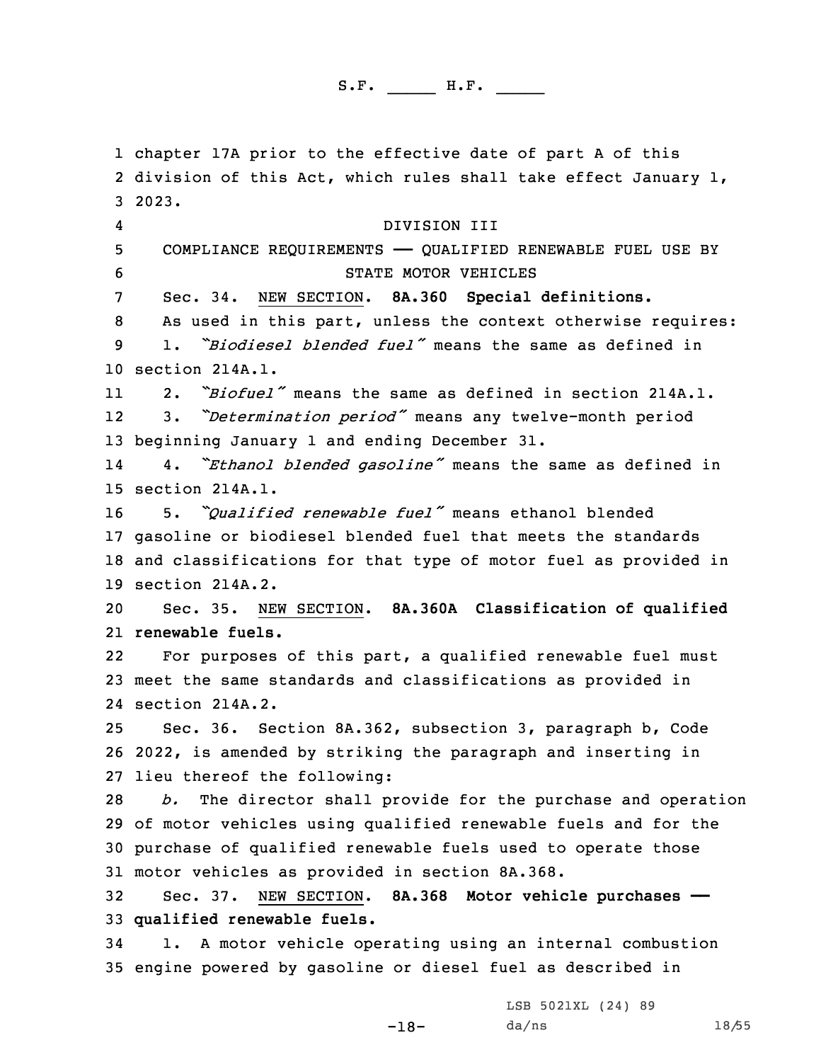chapter 17A prior to the effective date of part A of this division of this Act, which rules shall take effect January 1, 2023.

DIVISION III

COMPLIANCE REQUIREMENTS —— QUALIFIED RENEWABLE FUEL USE BY STATE MOTOR VEHICLES

Sec. 34. NEW SECTION. **8A.360 Special definitions.**

As used in this part, unless the context otherwise requires:

1. *"Biodiesel blended fuel"* means the same as defined in section 214A.1.

2. *"Biofuel"* means the same as defined in section 214A.1.

3. *"Determination period"* means any twelve-month period beginning January 1 and ending December 31.

4. *"Ethanol blended gasoline"* means the same as defined in section 214A.1.

5. *"Qualified renewable fuel"* means ethanol blended gasoline or biodiesel blended fuel that meets the standards and classifications for that type of motor fuel as provided in section 214A.2.

Sec. 35. NEW SECTION. **8A.360A Classification of qualified renewable fuels.**

For purposes of this part, a qualified renewable fuel must meet the same standards and classifications as provided in section 214A.2.

Sec. 36. Section 8A.362, subsection 3, paragraph b, Code 2022, is amended by striking the paragraph and inserting in lieu thereof the following:

*b.* The director shall provide for the purchase and operation of motor vehicles using qualified renewable fuels and for the purchase of qualified renewable fuels used to operate those motor vehicles as provided in section 8A.368.

Sec. 37. NEW SECTION. **8A.368 Motor vehicle purchases —— qualified renewable fuels.**

1. A motor vehicle operating using an internal combustion engine powered by gasoline or diesel fuel as described in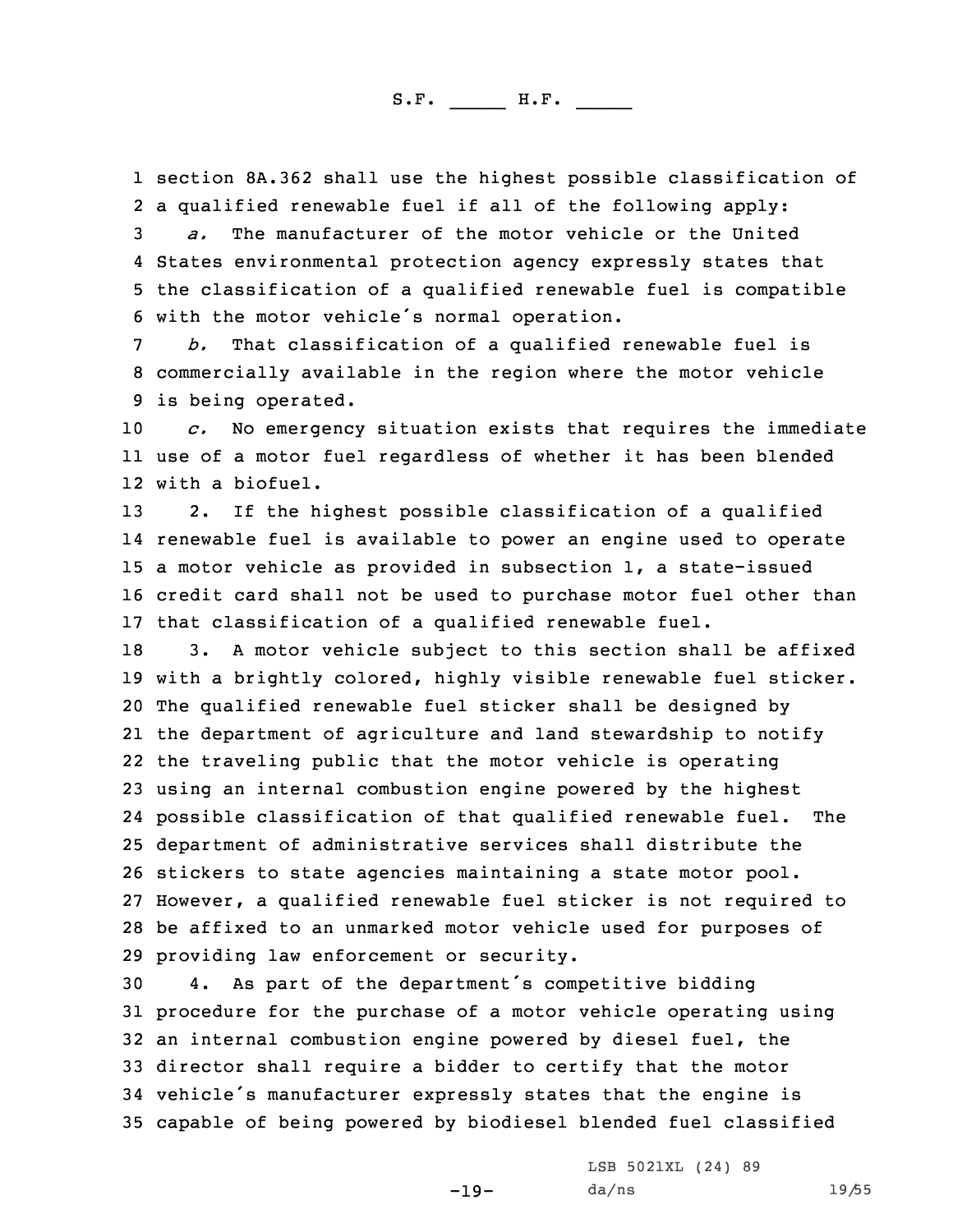section 8A.362 shall use the highest possible classification of a qualified renewable fuel if all of the following apply:

*a.* The manufacturer of the motor vehicle or the United States environmental protection agency expressly states that the classification of a qualified renewable fuel is compatible with the motor vehicle's normal operation.

*b.* That classification of a qualified renewable fuel is commercially available in the region where the motor vehicle is being operated.

*c.* No emergency situation exists that requires the immediate use of a motor fuel regardless of whether it has been blended with a biofuel.

2. If the highest possible classification of a qualified renewable fuel is available to power an engine used to operate a motor vehicle as provided in subsection 1, a state-issued credit card shall not be used to purchase motor fuel other than that classification of a qualified renewable fuel.

3. A motor vehicle subject to this section shall be affixed with a brightly colored, highly visible renewable fuel sticker. The qualified renewable fuel sticker shall be designed by the department of agriculture and land stewardship to notify the traveling public that the motor vehicle is operating using an internal combustion engine powered by the highest possible classification of that qualified renewable fuel. The department of administrative services shall distribute the stickers to state agencies maintaining a state motor pool. However, a qualified renewable fuel sticker is not required to be affixed to an unmarked motor vehicle used for purposes of providing law enforcement or security.

4. As part of the department's competitive bidding procedure for the purchase of a motor vehicle operating using an internal combustion engine powered by diesel fuel, the director shall require a bidder to certify that the motor vehicle's manufacturer expressly states that the engine is capable of being powered by biodiesel blended fuel classified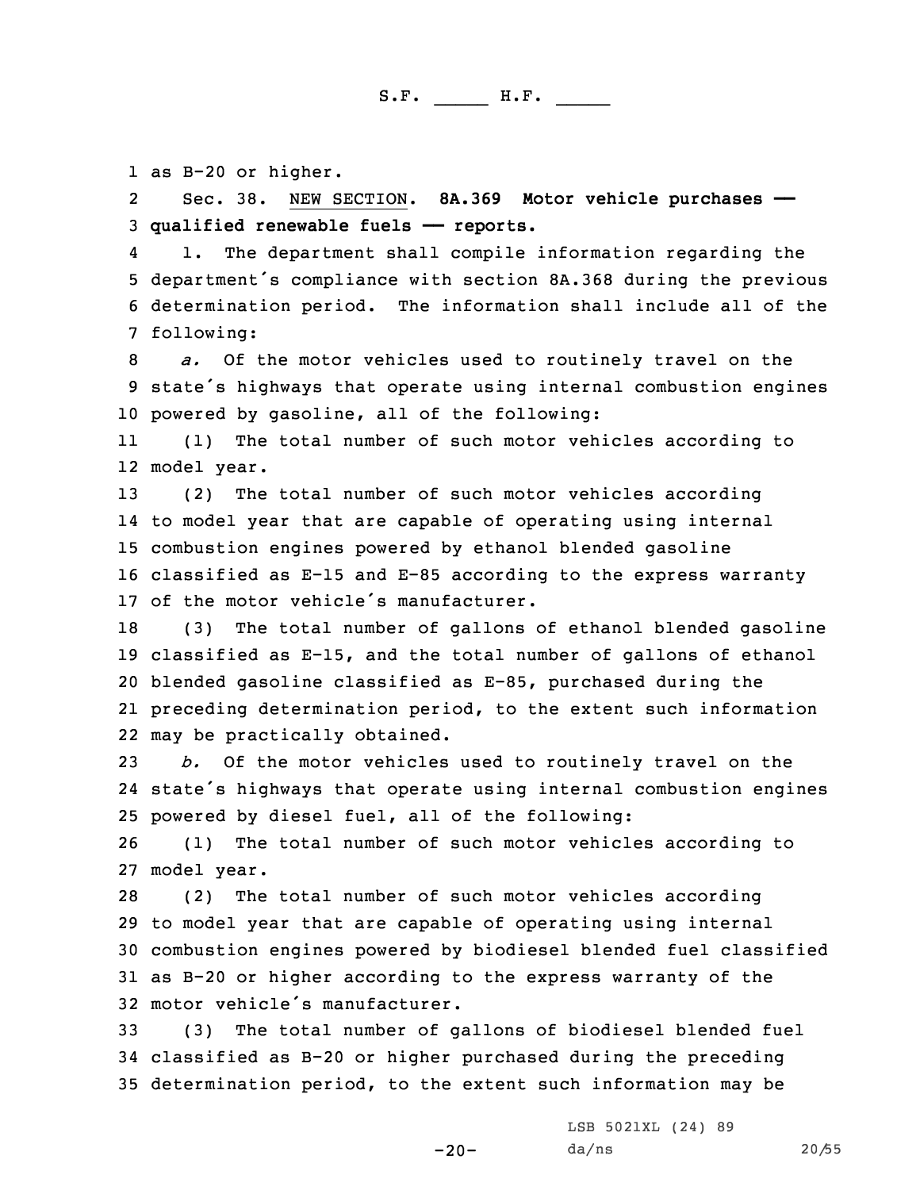as B-20 or higher.

Sec. 38. NEW SECTION. **8A.369 Motor vehicle purchases — qualified renewable fuels — reports.**

1. The department shall compile information regarding the department's compliance with section 8A.368 during the previous determination period. The information shall include all of the following:

*a.* Of the motor vehicles used to routinely travel on the state's highways that operate using internal combustion engines powered by gasoline, all of the following:

(1) The total number of such motor vehicles according to model year.

(2) The total number of such motor vehicles according to model year that are capable of operating using internal combustion engines powered by ethanol blended gasoline classified as E-15 and E-85 according to the express warranty of the motor vehicle's manufacturer.

(3) The total number of gallons of ethanol blended gasoline classified as E-15, and the total number of gallons of ethanol blended gasoline classified as E-85, purchased during the preceding determination period, to the extent such information may be practically obtained.

*b.* Of the motor vehicles used to routinely travel on the state's highways that operate using internal combustion engines powered by diesel fuel, all of the following:

(1) The total number of such motor vehicles according to model year.

(2) The total number of such motor vehicles according to model year that are capable of operating using internal combustion engines powered by biodiesel blended fuel classified as B-20 or higher according to the express warranty of the motor vehicle's manufacturer.

(3) The total number of gallons of biodiesel blended fuel classified as B-20 or higher purchased during the preceding determination period, to the extent such information may be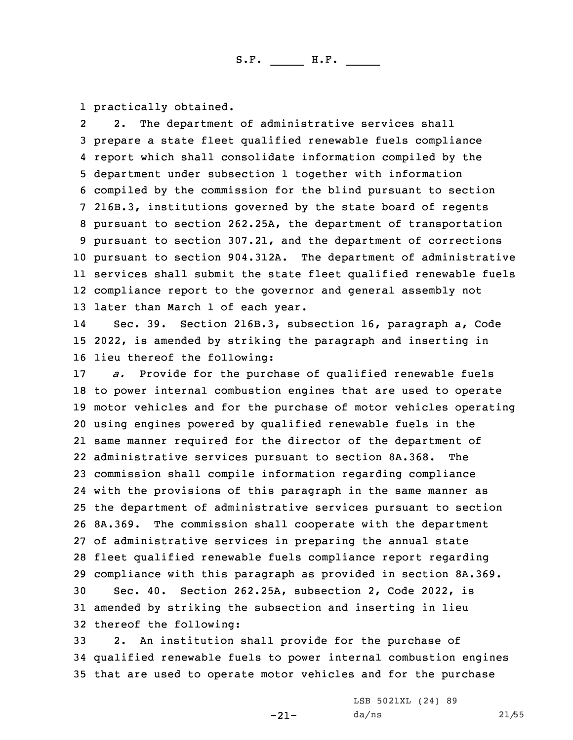practically obtained.

2. The department of administrative services shall prepare a state fleet qualified renewable fuels compliance report which shall consolidate information compiled by the department under subsection 1 together with information compiled by the commission for the blind pursuant to section 216B.3, institutions governed by the state board of regents pursuant to section 262.25A, the department of transportation pursuant to section 307.21, and the department of corrections pursuant to section 904.312A. The department of administrative services shall submit the state fleet qualified renewable fuels compliance report to the governor and general assembly not later than March 1 of each year.

Sec. 39. Section 216B.3, subsection 16, paragraph a, Code 2022, is amended by striking the paragraph and inserting in lieu thereof the following:

*a.* Provide for the purchase of qualified renewable fuels to power internal combustion engines that are used to operate motor vehicles and for the purchase of motor vehicles operating using engines powered by qualified renewable fuels in the same manner required for the director of the department of administrative services pursuant to section 8A.368. The commission shall compile information regarding compliance with the provisions of this paragraph in the same manner as the department of administrative services pursuant to section 8A.369. The commission shall cooperate with the department of administrative services in preparing the annual state fleet qualified renewable fuels compliance report regarding compliance with this paragraph as provided in section 8A.369.

Sec. 40. Section 262.25A, subsection 2, Code 2022, is amended by striking the subsection and inserting in lieu thereof the following:

2. An institution shall provide for the purchase of qualified renewable fuels to power internal combustion engines that are used to operate motor vehicles and for the purchase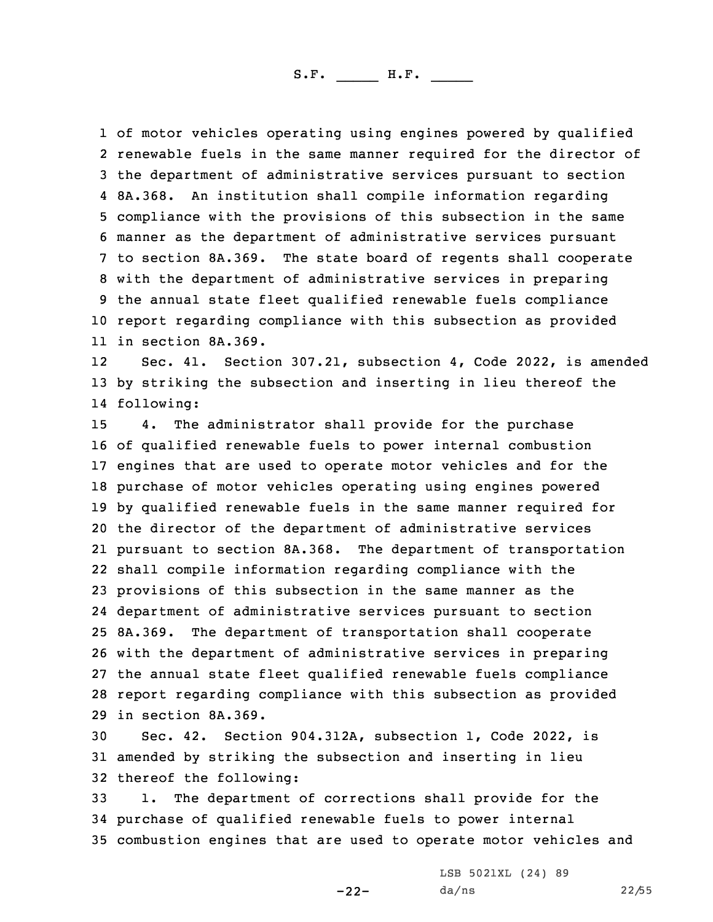of motor vehicles operating using engines powered by qualified renewable fuels in the same manner required for the director of the department of administrative services pursuant to section 8A.368. An institution shall compile information regarding compliance with the provisions of this subsection in the same manner as the department of administrative services pursuant to section 8A.369. The state board of regents shall cooperate with the department of administrative services in preparing the annual state fleet qualified renewable fuels compliance report regarding compliance with this subsection as provided in section 8A.369.

Sec. 41. Section 307.21, subsection 4, Code 2022, is amended by striking the subsection and inserting in lieu thereof the following:

4. The administrator shall provide for the purchase of qualified renewable fuels to power internal combustion engines that are used to operate motor vehicles and for the purchase of motor vehicles operating using engines powered by qualified renewable fuels in the same manner required for the director of the department of administrative services pursuant to section 8A.368. The department of transportation shall compile information regarding compliance with the provisions of this subsection in the same manner as the department of administrative services pursuant to section 8A.369. The department of transportation shall cooperate with the department of administrative services in preparing the annual state fleet qualified renewable fuels compliance report regarding compliance with this subsection as provided in section 8A.369.

Sec. 42. Section 904.312A, subsection 1, Code 2022, is amended by striking the subsection and inserting in lieu thereof the following:

1. The department of corrections shall provide for the purchase of qualified renewable fuels to power internal combustion engines that are used to operate motor vehicles and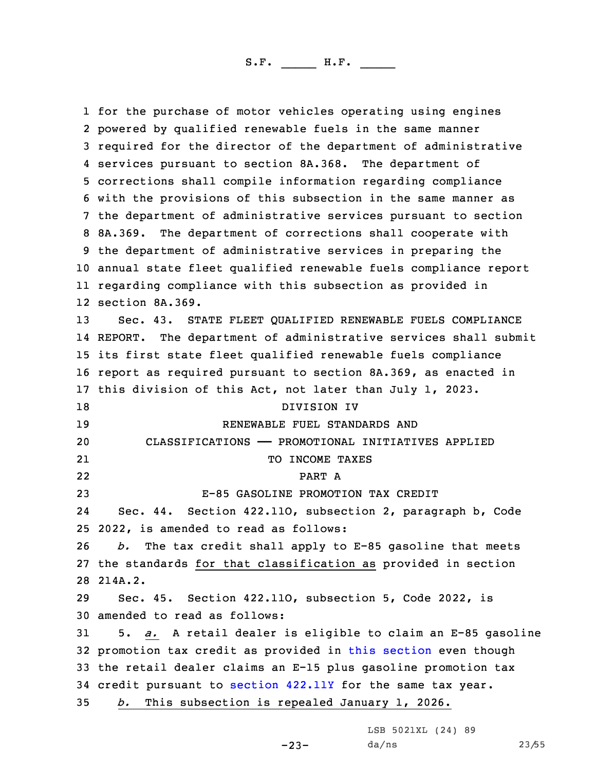for the purchase of motor vehicles operating using engines powered by qualified renewable fuels in the same manner required for the director of the department of administrative services pursuant to section 8A.368. The department of corrections shall compile information regarding compliance with the provisions of this subsection in the same manner as the department of administrative services pursuant to section 8A.369. The department of corrections shall cooperate with the department of administrative services in preparing the annual state fleet qualified renewable fuels compliance report regarding compliance with this subsection as provided in section 8A.369.

Sec. 43. STATE FLEET QUALIFIED RENEWABLE FUELS COMPLIANCE REPORT. The department of administrative services shall submit its first state fleet qualified renewable fuels compliance report as required pursuant to section 8A.369, as enacted in this division of this Act, not later than July 1, 2023.

DIVISION IV

RENEWABLE FUEL STANDARDS AND CLASSIFICATIONS —— PROMOTIONAL INITIATIVES APPLIED TO INCOME TAXES

PART A

E-85 GASOLINE PROMOTION TAX CREDIT

Sec. 44. Section 422.11O, subsection 2, paragraph b, Code 2022, is amended to read as follows:

*b.* The tax credit shall apply to E-85 gasoline that meets the standards for that classification as provided in section 214A.2.

Sec. 45. Section 422.11O, subsection 5, Code 2022, is amended to read as follows:

5. *a.* A retail dealer is eligible to claim an E-85 gasoline promotion tax credit as provided in this section even though the retail dealer claims an E-15 plus gasoline promotion tax credit pursuant to section 422.11Y for the same tax year.

*b.* This subsection is repealed January 1, 2026.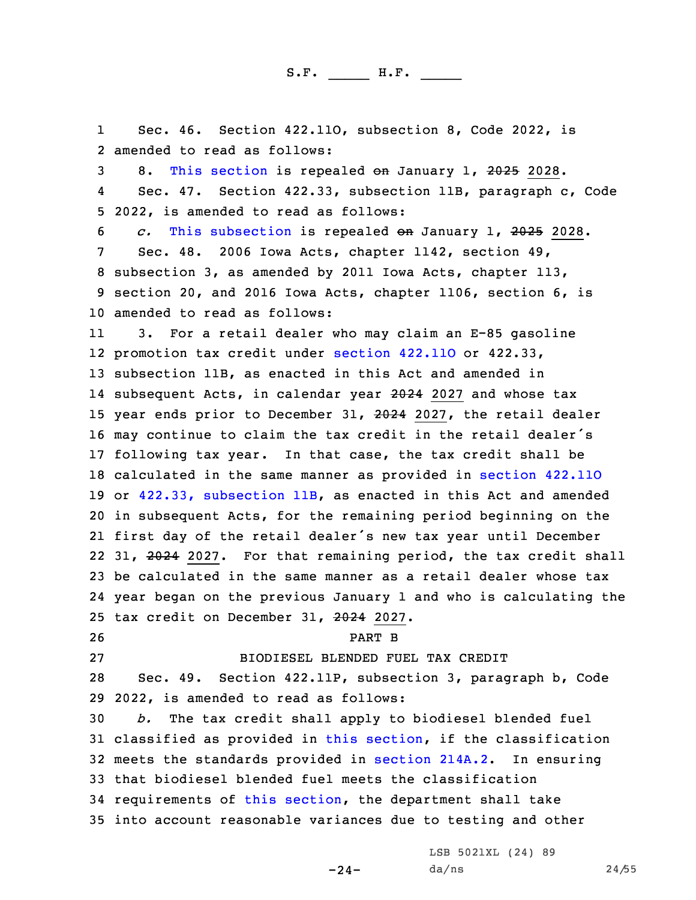Sec. 46. Section 422.11O, subsection 8, Code 2022, is amended to read as follows:

8. This section is repealed ~~on~~ January 1, ~~2025~~ 2028.

Sec. 47. Section 422.33, subsection 11B, paragraph c, Code 2022, is amended to read as follows:

*c.* This subsection is repealed ~~on~~ January 1, ~~2025~~ 2028.

Sec. 48. 2006 Iowa Acts, chapter 1142, section 49, subsection 3, as amended by 2011 Iowa Acts, chapter 113, section 20, and 2016 Iowa Acts, chapter 1106, section 6, is amended to read as follows:

3. For a retail dealer who may claim an E-85 gasoline promotion tax credit under section 422.11O or 422.33, subsection 11B, as enacted in this Act and amended in subsequent Acts, in calendar year ~~2024~~ 2027 and whose tax year ends prior to December 31, ~~2024~~ 2027, the retail dealer may continue to claim the tax credit in the retail dealer's following tax year. In that case, the tax credit shall be calculated in the same manner as provided in section 422.11O or 422.33, subsection 11B, as enacted in this Act and amended in subsequent Acts, for the remaining period beginning on the first day of the retail dealer's new tax year until December 31, ~~2024~~ 2027. For that remaining period, the tax credit shall be calculated in the same manner as a retail dealer whose tax year began on the previous January 1 and who is calculating the tax credit on December 31, ~~2024~~ 2027.

PART B

BIODIESEL BLENDED FUEL TAX CREDIT

Sec. 49. Section 422.11P, subsection 3, paragraph b, Code 2022, is amended to read as follows:

*b.* The tax credit shall apply to biodiesel blended fuel classified as provided in this section, if the classification meets the standards provided in section 214A.2. In ensuring that biodiesel blended fuel meets the classification requirements of this section, the department shall take into account reasonable variances due to testing and other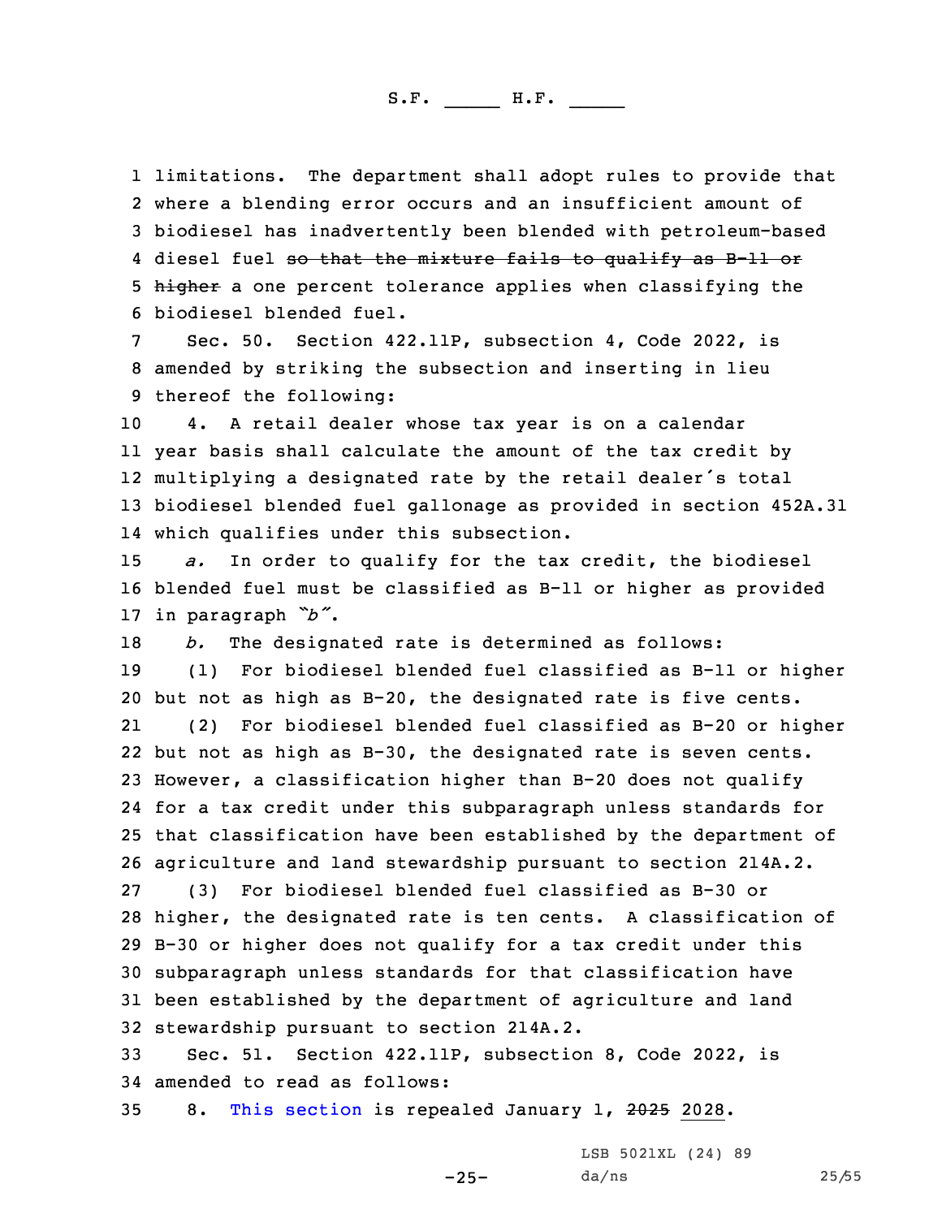limitations. The department shall adopt rules to provide that where a blending error occurs and an insufficient amount of biodiesel has inadvertently been blended with petroleum-based diesel fuel ~~so that the mixture fails to qualify as B-11 or higher~~ a one percent tolerance applies when classifying the biodiesel blended fuel.

Sec. 50. Section 422.11P, subsection 4, Code 2022, is amended by striking the subsection and inserting in lieu thereof the following:

4. A retail dealer whose tax year is on a calendar year basis shall calculate the amount of the tax credit by multiplying a designated rate by the retail dealer's total biodiesel blended fuel gallonage as provided in section 452A.31 which qualifies under this subsection.

*a.* In order to qualify for the tax credit, the biodiesel blended fuel must be classified as B-11 or higher as provided in paragraph *"b"*.

*b.* The designated rate is determined as follows:

(1) For biodiesel blended fuel classified as B-11 or higher but not as high as B-20, the designated rate is five cents.

(2) For biodiesel blended fuel classified as B-20 or higher but not as high as B-30, the designated rate is seven cents. However, a classification higher than B-20 does not qualify for a tax credit under this subparagraph unless standards for that classification have been established by the department of agriculture and land stewardship pursuant to section 214A.2.

(3) For biodiesel blended fuel classified as B-30 or higher, the designated rate is ten cents. A classification of B-30 or higher does not qualify for a tax credit under this subparagraph unless standards for that classification have been established by the department of agriculture and land stewardship pursuant to section 214A.2.

Sec. 51. Section 422.11P, subsection 8, Code 2022, is amended to read as follows:

8. This section is repealed January 1, ~~2025~~ 2028.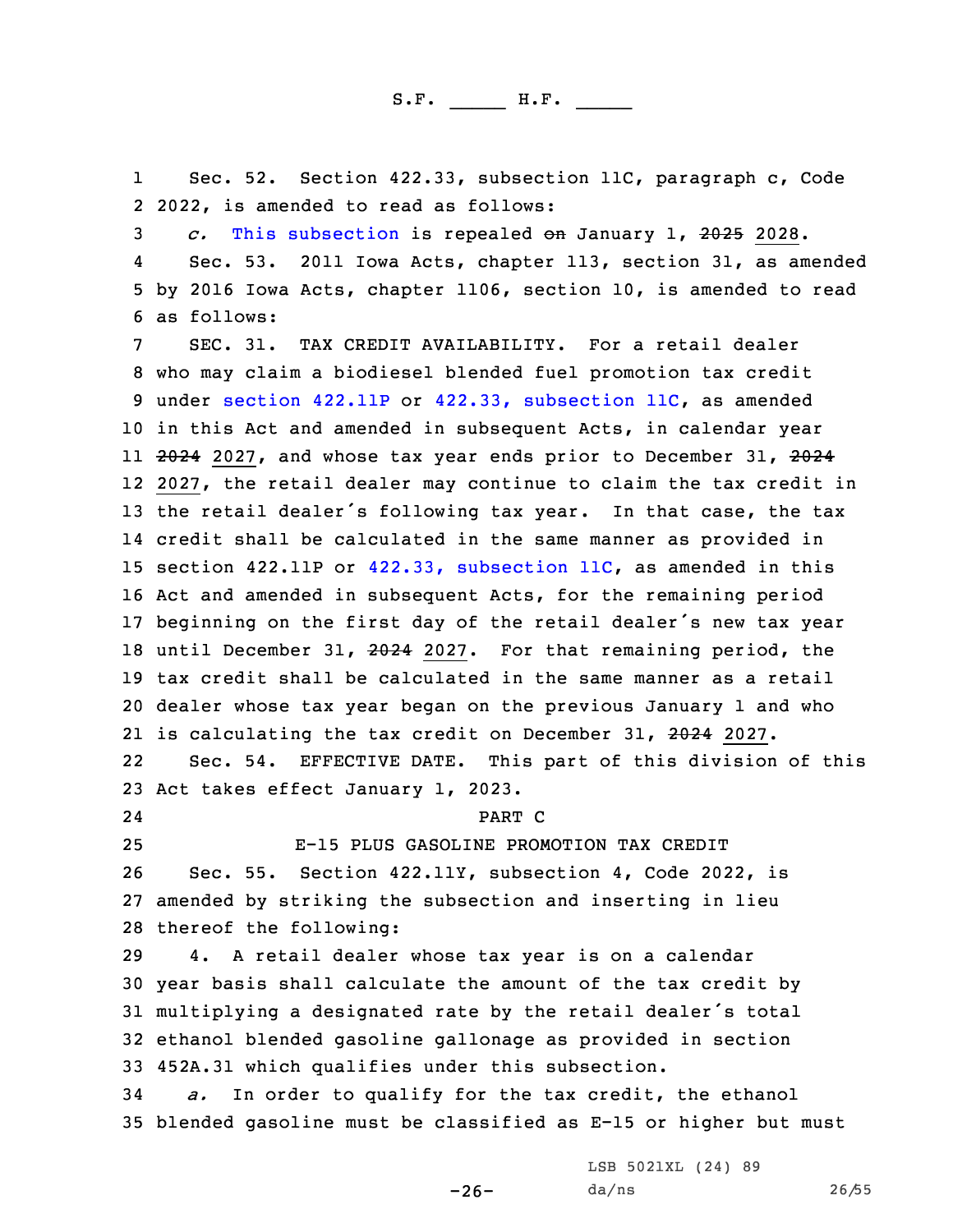Sec. 52. Section 422.33, subsection 11C, paragraph c, Code 2022, is amended to read as follows:

*c.* This subsection is repealed ~~on~~ January 1, ~~2025~~ 2028.

Sec. 53. 2011 Iowa Acts, chapter 113, section 31, as amended by 2016 Iowa Acts, chapter 1106, section 10, is amended to read as follows:

SEC. 31. TAX CREDIT AVAILABILITY. For a retail dealer who may claim a biodiesel blended fuel promotion tax credit under section 422.11P or 422.33, subsection 11C, as amended in this Act and amended in subsequent Acts, in calendar year ~~2024~~ 2027, and whose tax year ends prior to December 31, ~~2024~~ 2027, the retail dealer may continue to claim the tax credit in the retail dealer's following tax year. In that case, the tax credit shall be calculated in the same manner as provided in section 422.11P or 422.33, subsection 11C, as amended in this Act and amended in subsequent Acts, for the remaining period beginning on the first day of the retail dealer's new tax year until December 31, ~~2024~~ 2027. For that remaining period, the tax credit shall be calculated in the same manner as a retail dealer whose tax year began on the previous January 1 and who is calculating the tax credit on December 31, ~~2024~~ 2027.

Sec. 54. EFFECTIVE DATE. This part of this division of this Act takes effect January 1, 2023.

PART C

E-15 PLUS GASOLINE PROMOTION TAX CREDIT

Sec. 55. Section 422.11Y, subsection 4, Code 2022, is amended by striking the subsection and inserting in lieu thereof the following:

4. A retail dealer whose tax year is on a calendar year basis shall calculate the amount of the tax credit by multiplying a designated rate by the retail dealer's total ethanol blended gasoline gallonage as provided in section 452A.31 which qualifies under this subsection.

*a.* In order to qualify for the tax credit, the ethanol blended gasoline must be classified as E-15 or higher but must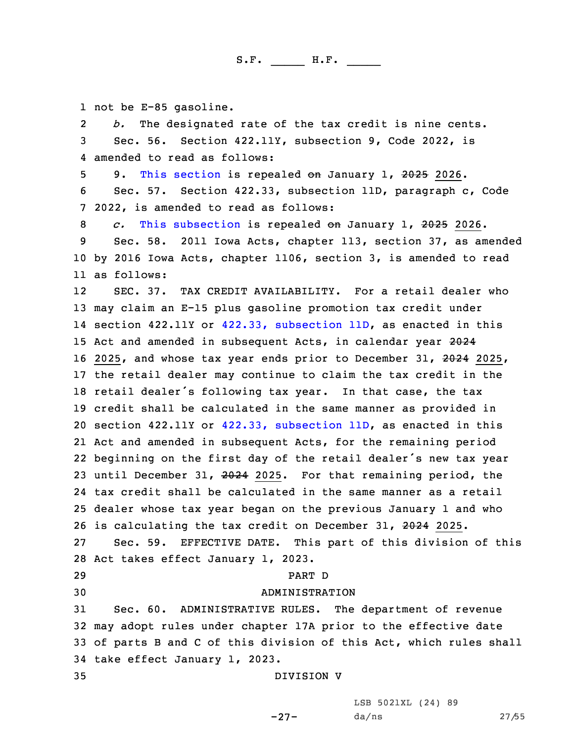not be E-85 gasoline.

*b.* The designated rate of the tax credit is nine cents.

Sec. 56. Section 422.11Y, subsection 9, Code 2022, is amended to read as follows:

9. This section is repealed ~~on~~ January 1, ~~2025~~ 2026.

Sec. 57. Section 422.33, subsection 11D, paragraph c, Code 2022, is amended to read as follows:

*c.* This subsection is repealed ~~on~~ January 1, ~~2025~~ 2026.

Sec. 58. 2011 Iowa Acts, chapter 113, section 37, as amended by 2016 Iowa Acts, chapter 1106, section 3, is amended to read as follows:

SEC. 37. TAX CREDIT AVAILABILITY. For a retail dealer who may claim an E-15 plus gasoline promotion tax credit under section 422.11Y or 422.33, subsection 11D, as enacted in this Act and amended in subsequent Acts, in calendar year ~~2024~~ 2025, and whose tax year ends prior to December 31, ~~2024~~ 2025, the retail dealer may continue to claim the tax credit in the retail dealer's following tax year. In that case, the tax credit shall be calculated in the same manner as provided in section 422.11Y or 422.33, subsection 11D, as enacted in this Act and amended in subsequent Acts, for the remaining period beginning on the first day of the retail dealer's new tax year until December 31, ~~2024~~ 2025. For that remaining period, the tax credit shall be calculated in the same manner as a retail dealer whose tax year began on the previous January 1 and who is calculating the tax credit on December 31, ~~2024~~ 2025.

Sec. 59. EFFECTIVE DATE. This part of this division of this Act takes effect January 1, 2023.

PART D

ADMINISTRATION

Sec. 60. ADMINISTRATIVE RULES. The department of revenue may adopt rules under chapter 17A prior to the effective date of parts B and C of this division of this Act, which rules shall take effect January 1, 2023.

DIVISION V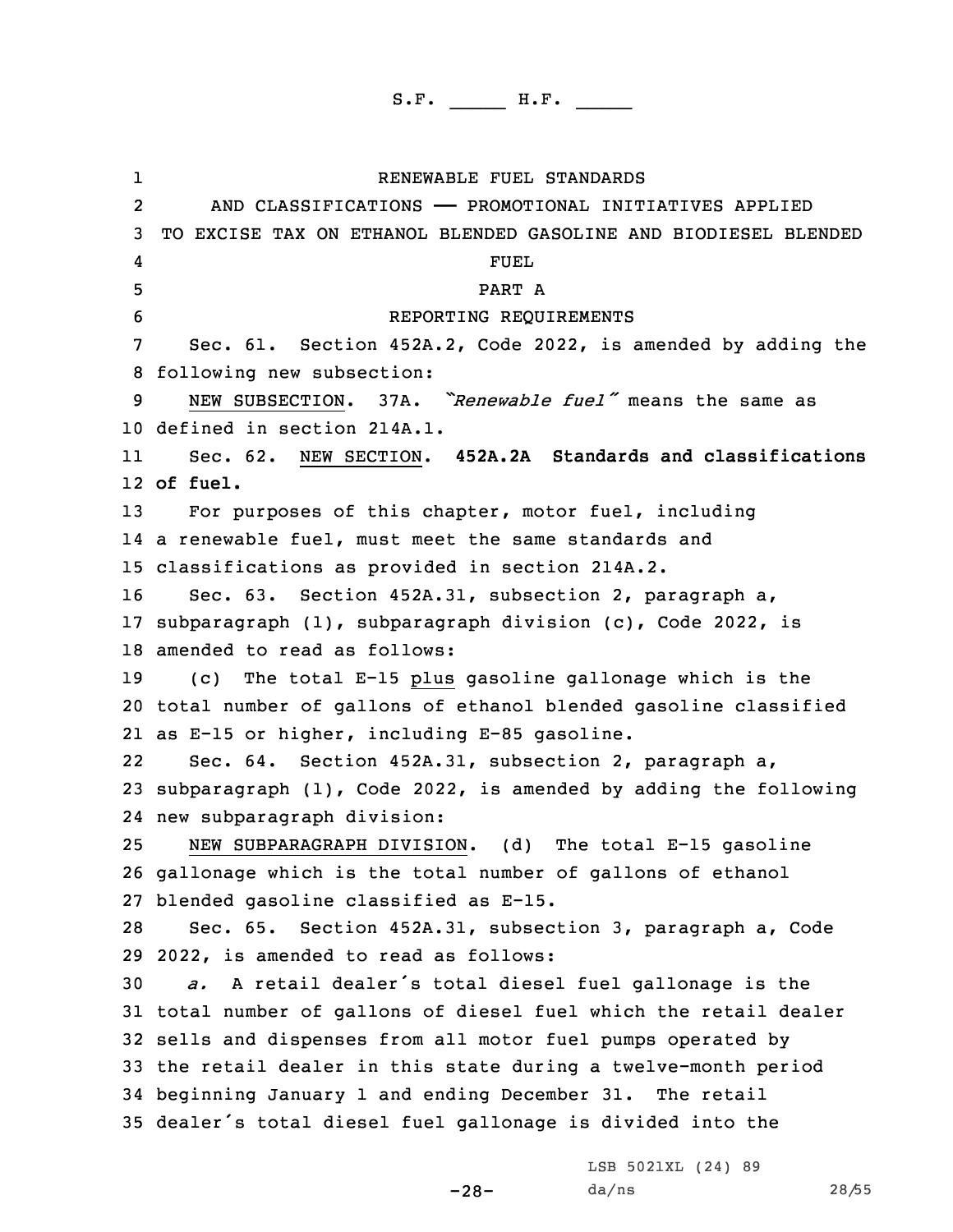# RENEWABLE FUEL STANDARDS AND CLASSIFICATIONS —— PROMOTIONAL INITIATIVES APPLIED TO EXCISE TAX ON ETHANOL BLENDED GASOLINE AND BIODIESEL BLENDED FUEL

## PART A

## REPORTING REQUIREMENTS

Sec. 61. Section 452A.2, Code 2022, is amended by adding the following new subsection:

NEW SUBSECTION. 37A. *"Renewable fuel"* means the same as defined in section 214A.1.

Sec. 62. NEW SECTION. **452A.2A Standards and classifications of fuel.**

For purposes of this chapter, motor fuel, including a renewable fuel, must meet the same standards and classifications as provided in section 214A.2.

Sec. 63. Section 452A.31, subsection 2, paragraph a, subparagraph (1), subparagraph division (c), Code 2022, is amended to read as follows:

(c) The total E-15 plus gasoline gallonage which is the total number of gallons of ethanol blended gasoline classified as E-15 or higher, including E-85 gasoline.

Sec. 64. Section 452A.31, subsection 2, paragraph a, subparagraph (1), Code 2022, is amended by adding the following new subparagraph division:

NEW SUBPARAGRAPH DIVISION. (d) The total E-15 gasoline gallonage which is the total number of gallons of ethanol blended gasoline classified as E-15.

Sec. 65. Section 452A.31, subsection 3, paragraph a, Code 2022, is amended to read as follows:

*a.* A retail dealer's total diesel fuel gallonage is the total number of gallons of diesel fuel which the retail dealer sells and dispenses from all motor fuel pumps operated by the retail dealer in this state during a twelve-month period beginning January 1 and ending December 31. The retail dealer's total diesel fuel gallonage is divided into the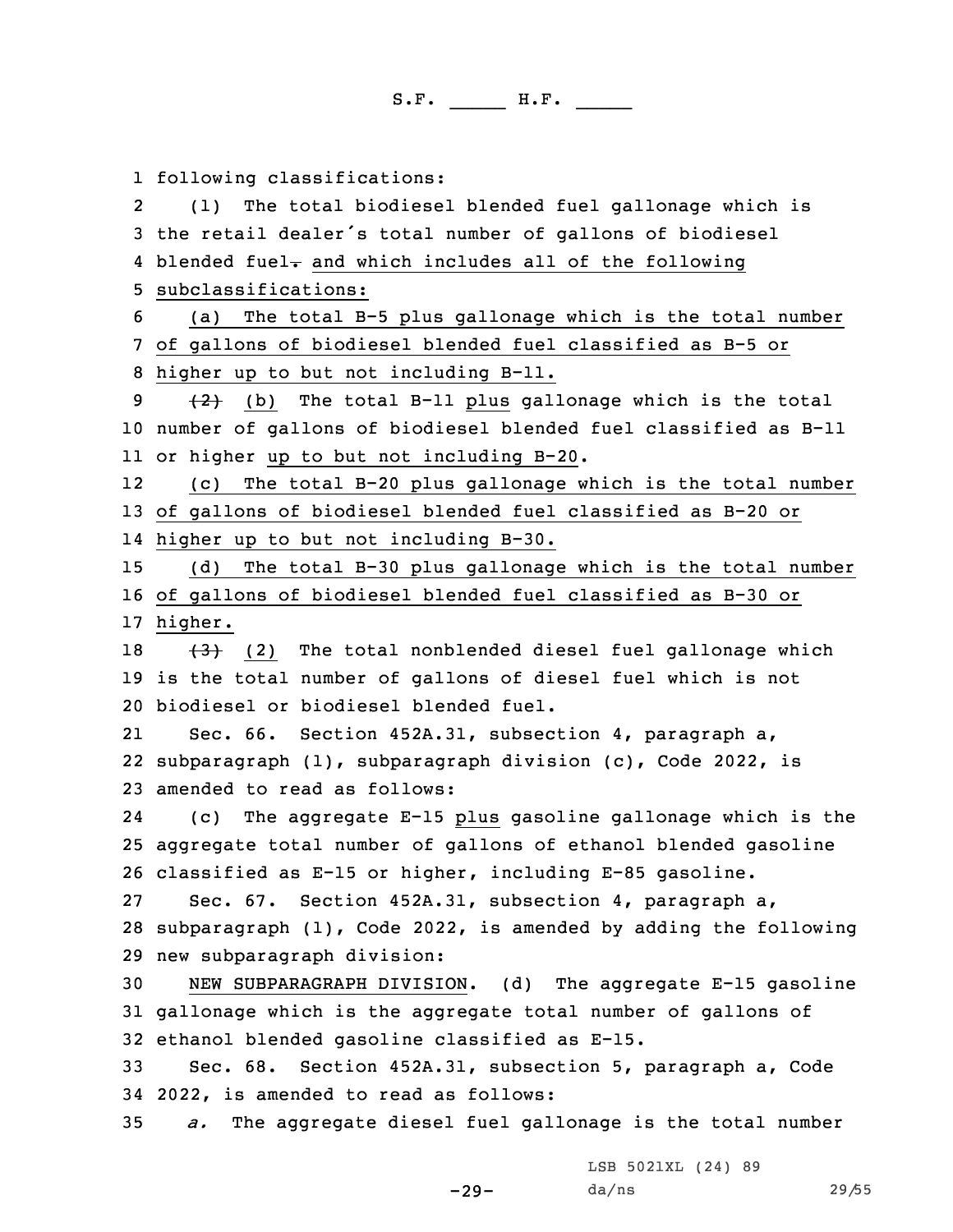following classifications:

(1) The total biodiesel blended fuel gallonage which is the retail dealer's total number of gallons of biodiesel blended fuel. and which includes all of the following subclassifications:

(a) The total B-5 plus gallonage which is the total number of gallons of biodiesel blended fuel classified as B-5 or higher up to but not including B-11.

~~(2)~~ (b) The total B-11 plus gallonage which is the total number of gallons of biodiesel blended fuel classified as B-11 or higher up to but not including B-20.

(c) The total B-20 plus gallonage which is the total number of gallons of biodiesel blended fuel classified as B-20 or higher up to but not including B-30.

(d) The total B-30 plus gallonage which is the total number of gallons of biodiesel blended fuel classified as B-30 or higher.

~~(3)~~ (2) The total nonblended diesel fuel gallonage which is the total number of gallons of diesel fuel which is not biodiesel or biodiesel blended fuel.

Sec. 66. Section 452A.31, subsection 4, paragraph a, subparagraph (1), subparagraph division (c), Code 2022, is amended to read as follows:

(c) The aggregate E-15 plus gasoline gallonage which is the aggregate total number of gallons of ethanol blended gasoline classified as E-15 or higher, including E-85 gasoline.

Sec. 67. Section 452A.31, subsection 4, paragraph a, subparagraph (1), Code 2022, is amended by adding the following new subparagraph division:

NEW SUBPARAGRAPH DIVISION. (d) The aggregate E-15 gasoline gallonage which is the aggregate total number of gallons of ethanol blended gasoline classified as E-15.

Sec. 68. Section 452A.31, subsection 5, paragraph a, Code 2022, is amended to read as follows:

*a.* The aggregate diesel fuel gallonage is the total number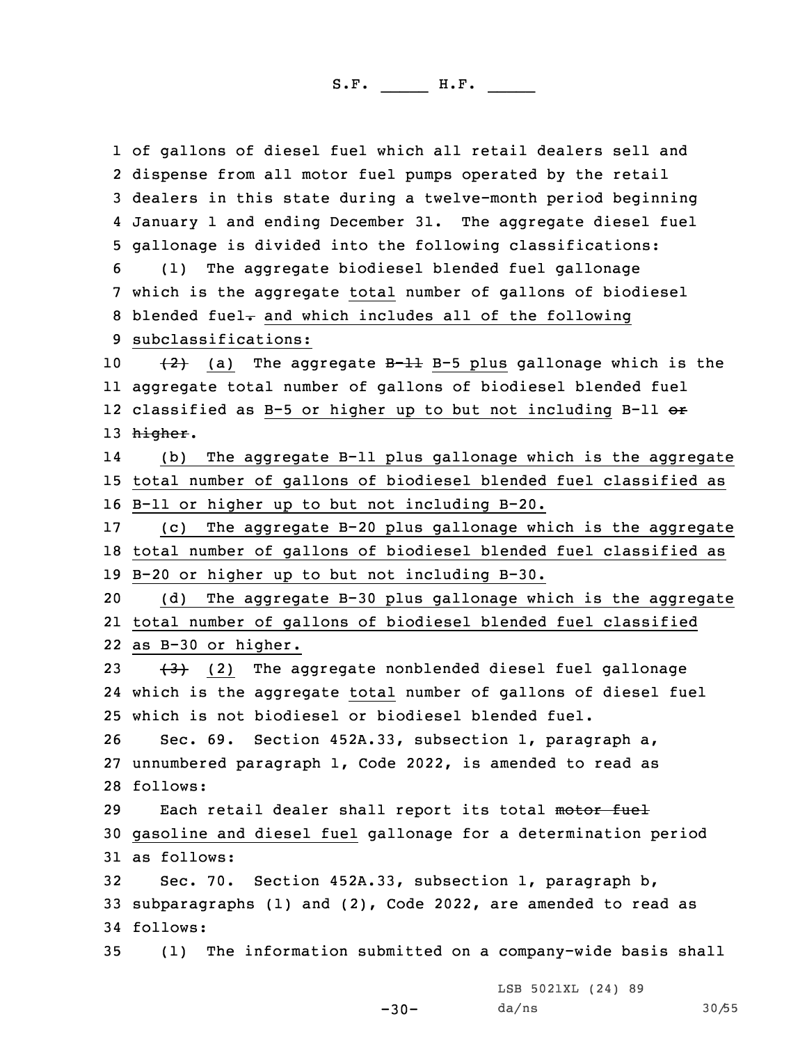of gallons of diesel fuel which all retail dealers sell and dispense from all motor fuel pumps operated by the retail dealers in this state during a twelve-month period beginning January 1 and ending December 31. The aggregate diesel fuel gallonage is divided into the following classifications:

(1) The aggregate biodiesel blended fuel gallonage which is the aggregate total number of gallons of biodiesel blended fuel. and which includes all of the following subclassifications:

~~(2)~~ (a) The aggregate ~~B-11~~ B-5 plus gallonage which is the aggregate total number of gallons of biodiesel blended fuel classified as B-5 or higher up to but not including B-11 ~~or higher~~.

(b) The aggregate B-11 plus gallonage which is the aggregate total number of gallons of biodiesel blended fuel classified as B-11 or higher up to but not including B-20.

(c) The aggregate B-20 plus gallonage which is the aggregate total number of gallons of biodiesel blended fuel classified as B-20 or higher up to but not including B-30.

(d) The aggregate B-30 plus gallonage which is the aggregate total number of gallons of biodiesel blended fuel classified as B-30 or higher.

~~(3)~~ (2) The aggregate nonblended diesel fuel gallonage which is the aggregate total number of gallons of diesel fuel which is not biodiesel or biodiesel blended fuel.

Sec. 69. Section 452A.33, subsection 1, paragraph a, unnumbered paragraph 1, Code 2022, is amended to read as follows:

Each retail dealer shall report its total ~~motor fuel~~ gasoline and diesel fuel gallonage for a determination period as follows:

Sec. 70. Section 452A.33, subsection 1, paragraph b, subparagraphs (1) and (2), Code 2022, are amended to read as follows:

(1) The information submitted on a company-wide basis shall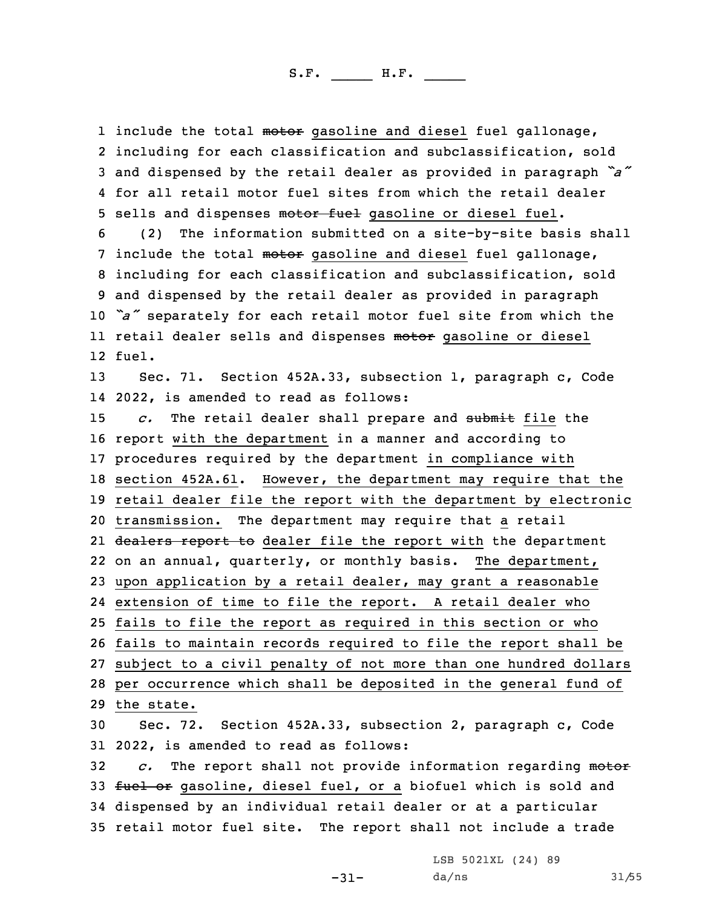include the total ~~motor~~ gasoline and diesel fuel gallonage, including for each classification and subclassification, sold and dispensed by the retail dealer as provided in paragraph *"a"* for all retail motor fuel sites from which the retail dealer sells and dispenses ~~motor fuel~~ gasoline or diesel fuel.

(2) The information submitted on a site-by-site basis shall include the total ~~motor~~ gasoline and diesel fuel gallonage, including for each classification and subclassification, sold and dispensed by the retail dealer as provided in paragraph *"a"* separately for each retail motor fuel site from which the retail dealer sells and dispenses ~~motor~~ gasoline or diesel fuel.

Sec. 71. Section 452A.33, subsection 1, paragraph c, Code 2022, is amended to read as follows:

*c.* The retail dealer shall prepare and ~~submit~~ file the report with the department in a manner and according to procedures required by the department in compliance with section 452A.61. However, the department may require that the retail dealer file the report with the department by electronic transmission. The department may require that a retail ~~dealers report to~~ dealer file the report with the department on an annual, quarterly, or monthly basis. The department, upon application by a retail dealer, may grant a reasonable extension of time to file the report. A retail dealer who fails to file the report as required in this section or who fails to maintain records required to file the report shall be subject to a civil penalty of not more than one hundred dollars per occurrence which shall be deposited in the general fund of the state.

Sec. 72. Section 452A.33, subsection 2, paragraph c, Code 2022, is amended to read as follows:

*c.* The report shall not provide information regarding ~~motor fuel or~~ gasoline, diesel fuel, or a biofuel which is sold and dispensed by an individual retail dealer or at a particular retail motor fuel site. The report shall not include a trade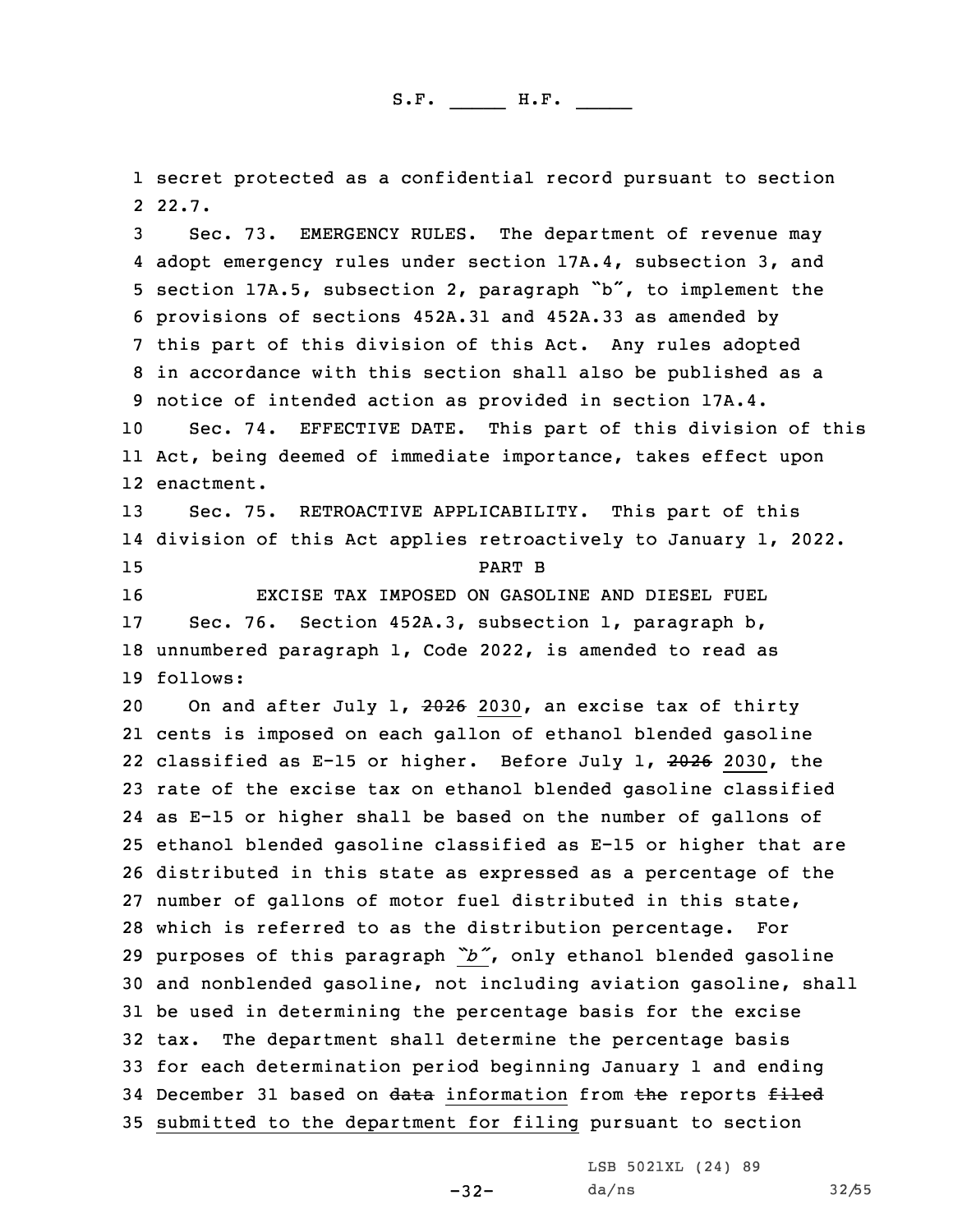secret protected as a confidential record pursuant to section 22.7.

Sec. 73. EMERGENCY RULES. The department of revenue may adopt emergency rules under section 17A.4, subsection 3, and section 17A.5, subsection 2, paragraph "b", to implement the provisions of sections 452A.31 and 452A.33 as amended by this part of this division of this Act. Any rules adopted in accordance with this section shall also be published as a notice of intended action as provided in section 17A.4.

Sec. 74. EFFECTIVE DATE. This part of this division of this Act, being deemed of immediate importance, takes effect upon enactment.

Sec. 75. RETROACTIVE APPLICABILITY. This part of this division of this Act applies retroactively to January 1, 2022.

PART B

EXCISE TAX IMPOSED ON GASOLINE AND DIESEL FUEL

Sec. 76. Section 452A.3, subsection 1, paragraph b, unnumbered paragraph 1, Code 2022, is amended to read as follows:

On and after July 1, ~~2026~~ 2030, an excise tax of thirty cents is imposed on each gallon of ethanol blended gasoline classified as E-15 or higher. Before July 1, ~~2026~~ 2030, the rate of the excise tax on ethanol blended gasoline classified as E-15 or higher shall be based on the number of gallons of ethanol blended gasoline classified as E-15 or higher that are distributed in this state as expressed as a percentage of the number of gallons of motor fuel distributed in this state, which is referred to as the distribution percentage. For purposes of this paragraph *"b"*, only ethanol blended gasoline and nonblended gasoline, not including aviation gasoline, shall be used in determining the percentage basis for the excise tax. The department shall determine the percentage basis for each determination period beginning January 1 and ending December 31 based on ~~data~~ information from ~~the~~ reports ~~filed~~ submitted to the department for filing pursuant to section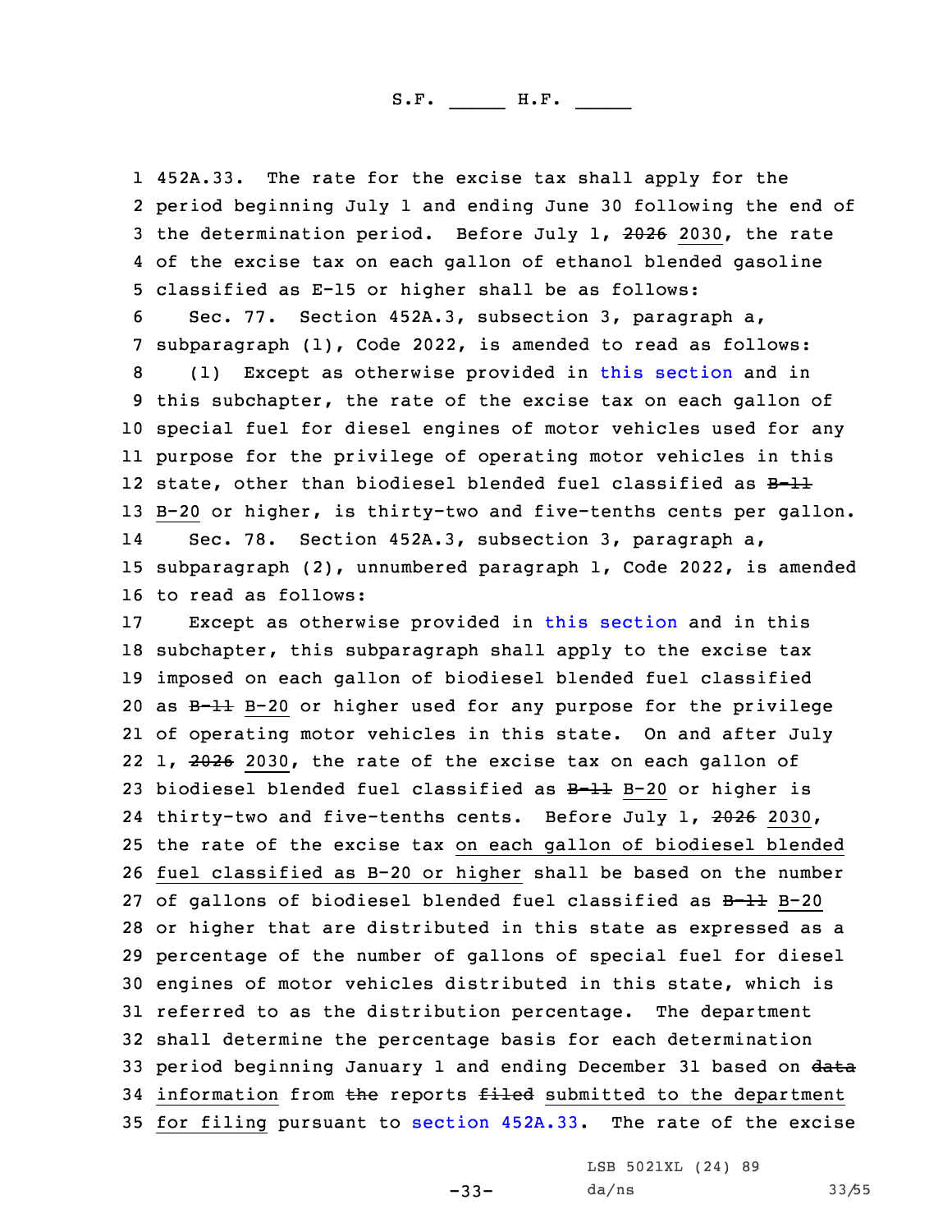452A.33. The rate for the excise tax shall apply for the period beginning July 1 and ending June 30 following the end of the determination period. Before July 1, ~~2026~~ 2030, the rate of the excise tax on each gallon of ethanol blended gasoline classified as E-15 or higher shall be as follows:

Sec. 77. Section 452A.3, subsection 3, paragraph a, subparagraph (1), Code 2022, is amended to read as follows:

(1) Except as otherwise provided in this section and in this subchapter, the rate of the excise tax on each gallon of special fuel for diesel engines of motor vehicles used for any purpose for the privilege of operating motor vehicles in this state, other than biodiesel blended fuel classified as ~~B-11~~ B-20 or higher, is thirty-two and five-tenths cents per gallon.

Sec. 78. Section 452A.3, subsection 3, paragraph a, subparagraph (2), unnumbered paragraph 1, Code 2022, is amended to read as follows:

Except as otherwise provided in this section and in this subchapter, this subparagraph shall apply to the excise tax imposed on each gallon of biodiesel blended fuel classified as ~~B-11~~ B-20 or higher used for any purpose for the privilege of operating motor vehicles in this state. On and after July 1, ~~2026~~ 2030, the rate of the excise tax on each gallon of biodiesel blended fuel classified as ~~B-11~~ B-20 or higher is thirty-two and five-tenths cents. Before July 1, ~~2026~~ 2030, the rate of the excise tax on each gallon of biodiesel blended fuel classified as B-20 or higher shall be based on the number of gallons of biodiesel blended fuel classified as ~~B-11~~ B-20 or higher that are distributed in this state as expressed as a percentage of the number of gallons of special fuel for diesel engines of motor vehicles distributed in this state, which is referred to as the distribution percentage. The department shall determine the percentage basis for each determination period beginning January 1 and ending December 31 based on ~~data~~ information from ~~the~~ reports ~~filed~~ submitted to the department for filing pursuant to section 452A.33. The rate of the excise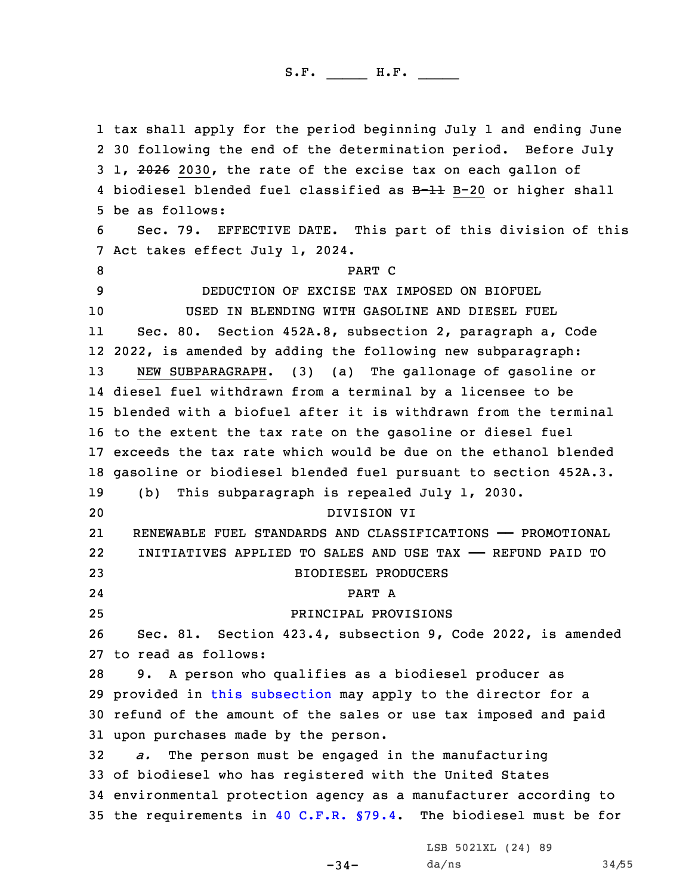tax shall apply for the period beginning July 1 and ending June 30 following the end of the determination period. Before July 1, ~~2026~~ 2030, the rate of the excise tax on each gallon of biodiesel blended fuel classified as ~~B-11~~ B-20 or higher shall be as follows:

Sec. 79. EFFECTIVE DATE. This part of this division of this Act takes effect July 1, 2024.

PART C

DEDUCTION OF EXCISE TAX IMPOSED ON BIOFUEL USED IN BLENDING WITH GASOLINE AND DIESEL FUEL

Sec. 80. Section 452A.8, subsection 2, paragraph a, Code 2022, is amended by adding the following new subparagraph:

NEW SUBPARAGRAPH. (3) (a) The gallonage of gasoline or diesel fuel withdrawn from a terminal by a licensee to be blended with a biofuel after it is withdrawn from the terminal to the extent the tax rate on the gasoline or diesel fuel exceeds the tax rate which would be due on the ethanol blended gasoline or biodiesel blended fuel pursuant to section 452A.3.

(b) This subparagraph is repealed July 1, 2030.

DIVISION VI

RENEWABLE FUEL STANDARDS AND CLASSIFICATIONS —— PROMOTIONAL INITIATIVES APPLIED TO SALES AND USE TAX —— REFUND PAID TO BIODIESEL PRODUCERS

PART A

PRINCIPAL PROVISIONS

Sec. 81. Section 423.4, subsection 9, Code 2022, is amended to read as follows:

9. A person who qualifies as a biodiesel producer as provided in this subsection may apply to the director for a refund of the amount of the sales or use tax imposed and paid upon purchases made by the person.

*a.* The person must be engaged in the manufacturing of biodiesel who has registered with the United States environmental protection agency as a manufacturer according to the requirements in 40 C.F.R. §79.4. The biodiesel must be for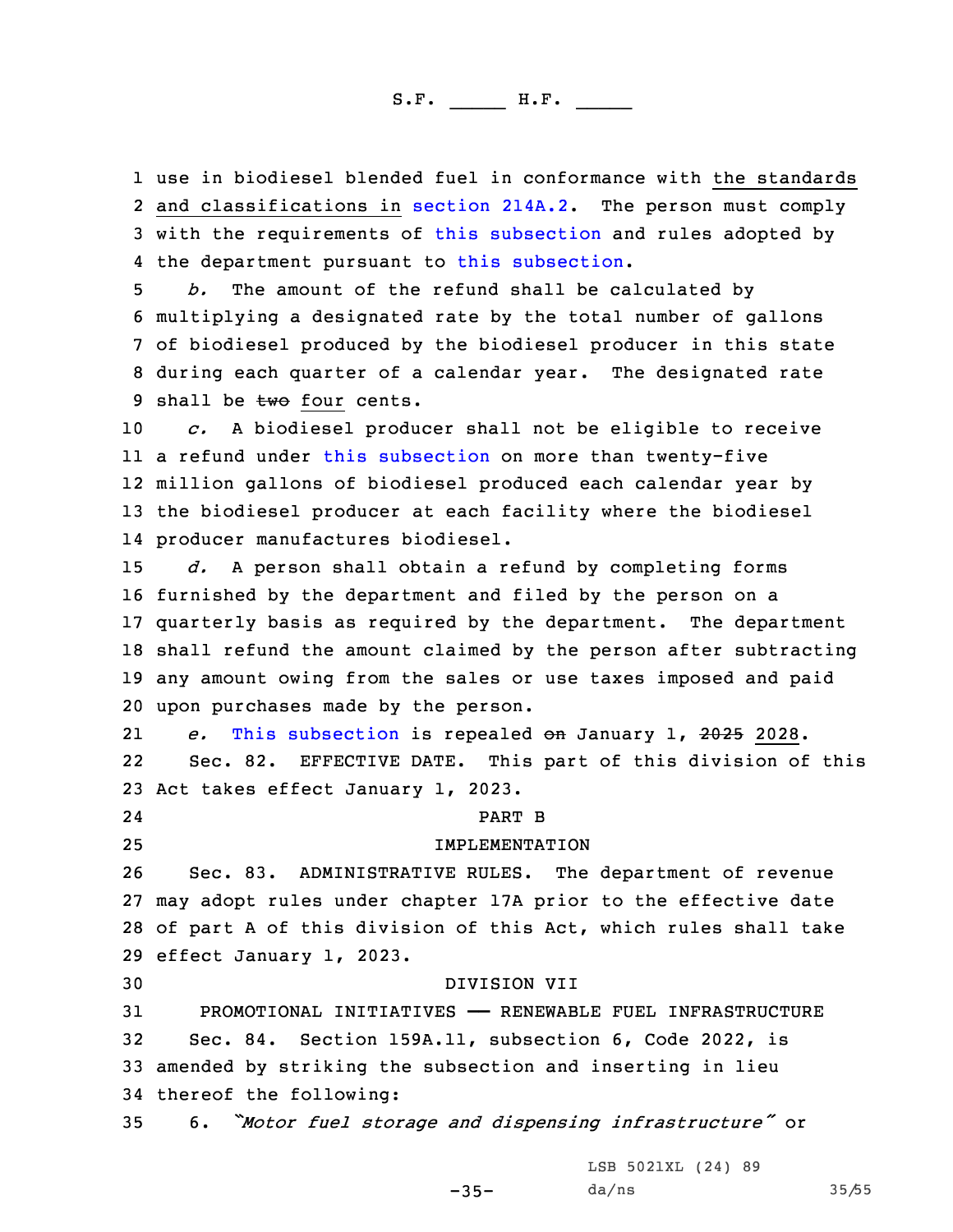use in biodiesel blended fuel in conformance with the standards and classifications in section 214A.2. The person must comply with the requirements of this subsection and rules adopted by the department pursuant to this subsection.

*b.* The amount of the refund shall be calculated by multiplying a designated rate by the total number of gallons of biodiesel produced by the biodiesel producer in this state during each quarter of a calendar year. The designated rate shall be ~~two~~ four cents.

*c.* A biodiesel producer shall not be eligible to receive a refund under this subsection on more than twenty-five million gallons of biodiesel produced each calendar year by the biodiesel producer at each facility where the biodiesel producer manufactures biodiesel.

*d.* A person shall obtain a refund by completing forms furnished by the department and filed by the person on a quarterly basis as required by the department. The department shall refund the amount claimed by the person after subtracting any amount owing from the sales or use taxes imposed and paid upon purchases made by the person.

*e.* This subsection is repealed ~~on~~ January 1, ~~2025~~ 2028.

Sec. 82. EFFECTIVE DATE. This part of this division of this Act takes effect January 1, 2023.

PART B

IMPLEMENTATION

Sec. 83. ADMINISTRATIVE RULES. The department of revenue may adopt rules under chapter 17A prior to the effective date of part A of this division of this Act, which rules shall take effect January 1, 2023.

DIVISION VII

PROMOTIONAL INITIATIVES —— RENEWABLE FUEL INFRASTRUCTURE

Sec. 84. Section 159A.11, subsection 6, Code 2022, is amended by striking the subsection and inserting in lieu thereof the following:

6. *"Motor fuel storage and dispensing infrastructure"* or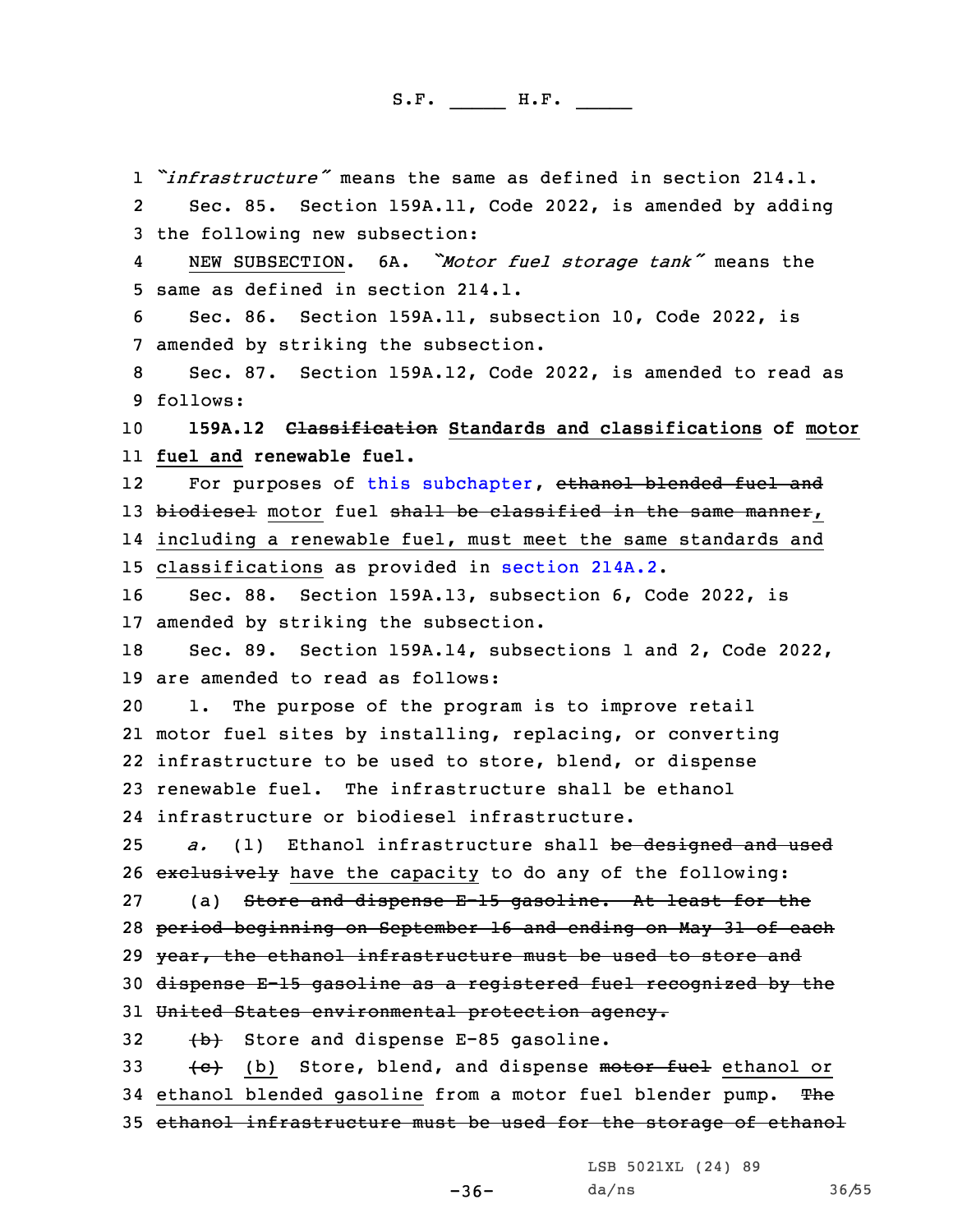*"infrastructure"* means the same as defined in section 214.1.

Sec. 85. Section 159A.11, Code 2022, is amended by adding the following new subsection:

NEW SUBSECTION. 6A. *"Motor fuel storage tank"* means the same as defined in section 214.1.

Sec. 86. Section 159A.11, subsection 10, Code 2022, is amended by striking the subsection.

Sec. 87. Section 159A.12, Code 2022, is amended to read as follows:

**159A.12 ~~Classification~~ Standards and classifications of motor fuel and renewable fuel.**

For purposes of this subchapter, ~~ethanol blended fuel and biodiesel~~ motor fuel ~~shall be classified in the same manner~~, including a renewable fuel, must meet the same standards and classifications as provided in section 214A.2.

Sec. 88. Section 159A.13, subsection 6, Code 2022, is amended by striking the subsection.

Sec. 89. Section 159A.14, subsections 1 and 2, Code 2022, are amended to read as follows:

1. The purpose of the program is to improve retail motor fuel sites by installing, replacing, or converting infrastructure to be used to store, blend, or dispense renewable fuel. The infrastructure shall be ethanol infrastructure or biodiesel infrastructure.

*a.* (1) Ethanol infrastructure shall ~~be designed and used exclusively~~ have the capacity to do any of the following:

(a) ~~Store and dispense E-15 gasoline. At least for the period beginning on September 16 and ending on May 31 of each year, the ethanol infrastructure must be used to store and dispense E-15 gasoline as a registered fuel recognized by the United States environmental protection agency.~~

~~(b)~~ Store and dispense E-85 gasoline.

~~(c)~~ (b) Store, blend, and dispense ~~motor fuel~~ ethanol or ethanol blended gasoline from a motor fuel blender pump. ~~The ethanol infrastructure must be used for the storage of ethanol~~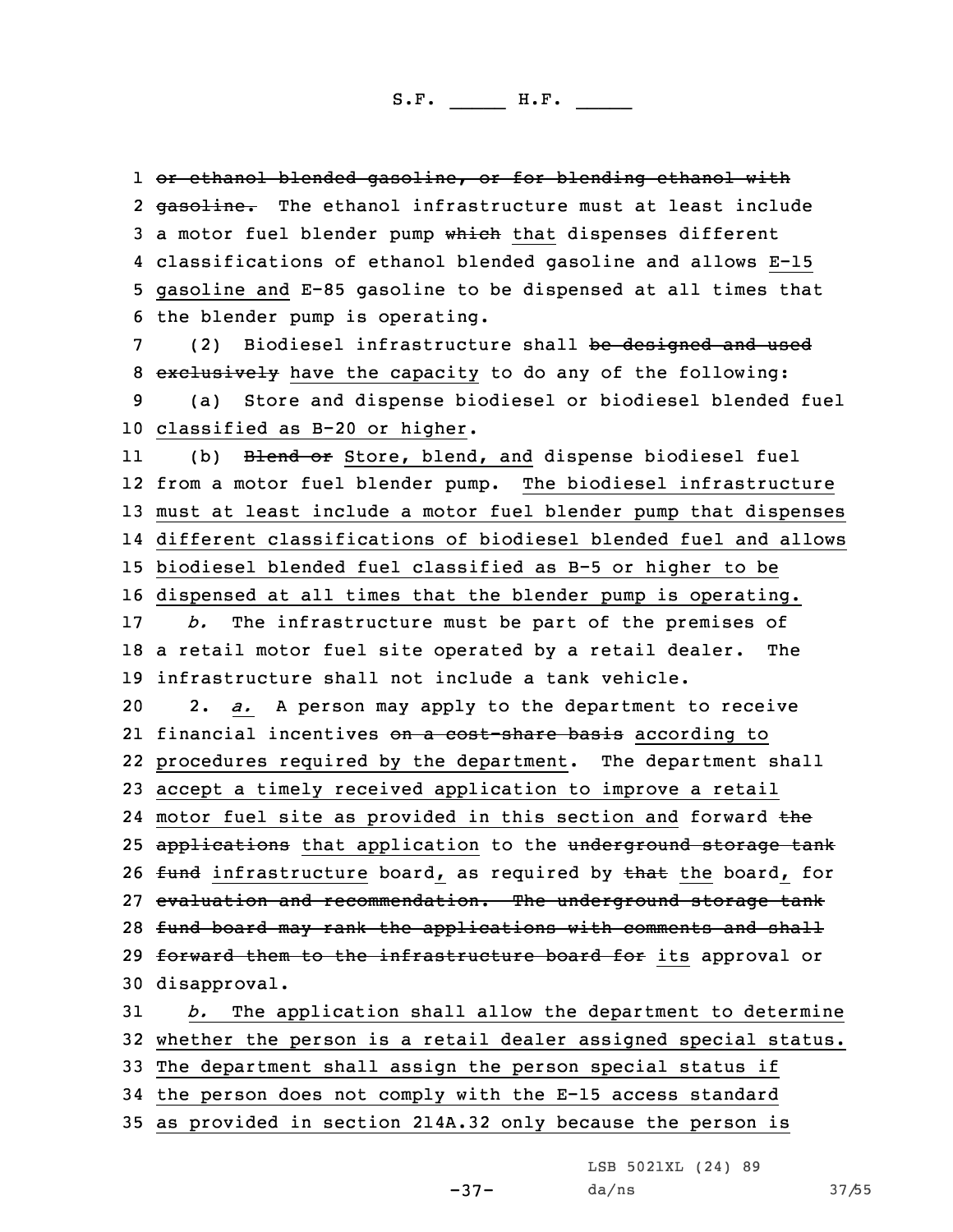~~or ethanol blended gasoline, or for blending ethanol with gasoline.~~ The ethanol infrastructure must at least include a motor fuel blender pump ~~which~~ that dispenses different classifications of ethanol blended gasoline and allows E-15 gasoline and E-85 gasoline to be dispensed at all times that the blender pump is operating.

(2) Biodiesel infrastructure shall ~~be designed and used exclusively~~ have the capacity to do any of the following:

(a) Store and dispense biodiesel or biodiesel blended fuel classified as B-20 or higher.

(b) ~~Blend or~~ Store, blend, and dispense biodiesel fuel from a motor fuel blender pump. The biodiesel infrastructure must at least include a motor fuel blender pump that dispenses different classifications of biodiesel blended fuel and allows biodiesel blended fuel classified as B-5 or higher to be dispensed at all times that the blender pump is operating.

*b.* The infrastructure must be part of the premises of a retail motor fuel site operated by a retail dealer. The infrastructure shall not include a tank vehicle.

2. *a.* A person may apply to the department to receive financial incentives ~~on a cost-share basis~~ according to procedures required by the department. The department shall accept a timely received application to improve a retail motor fuel site as provided in this section and forward ~~the applications~~ that application to the ~~underground storage tank fund~~ infrastructure board, as required by ~~that~~ the board, for ~~evaluation and recommendation. The underground storage tank fund board may rank the applications with comments and shall forward them to the infrastructure board for~~ its approval or disapproval.

*b.* The application shall allow the department to determine whether the person is a retail dealer assigned special status. The department shall assign the person special status if the person does not comply with the E-15 access standard as provided in section 214A.32 only because the person is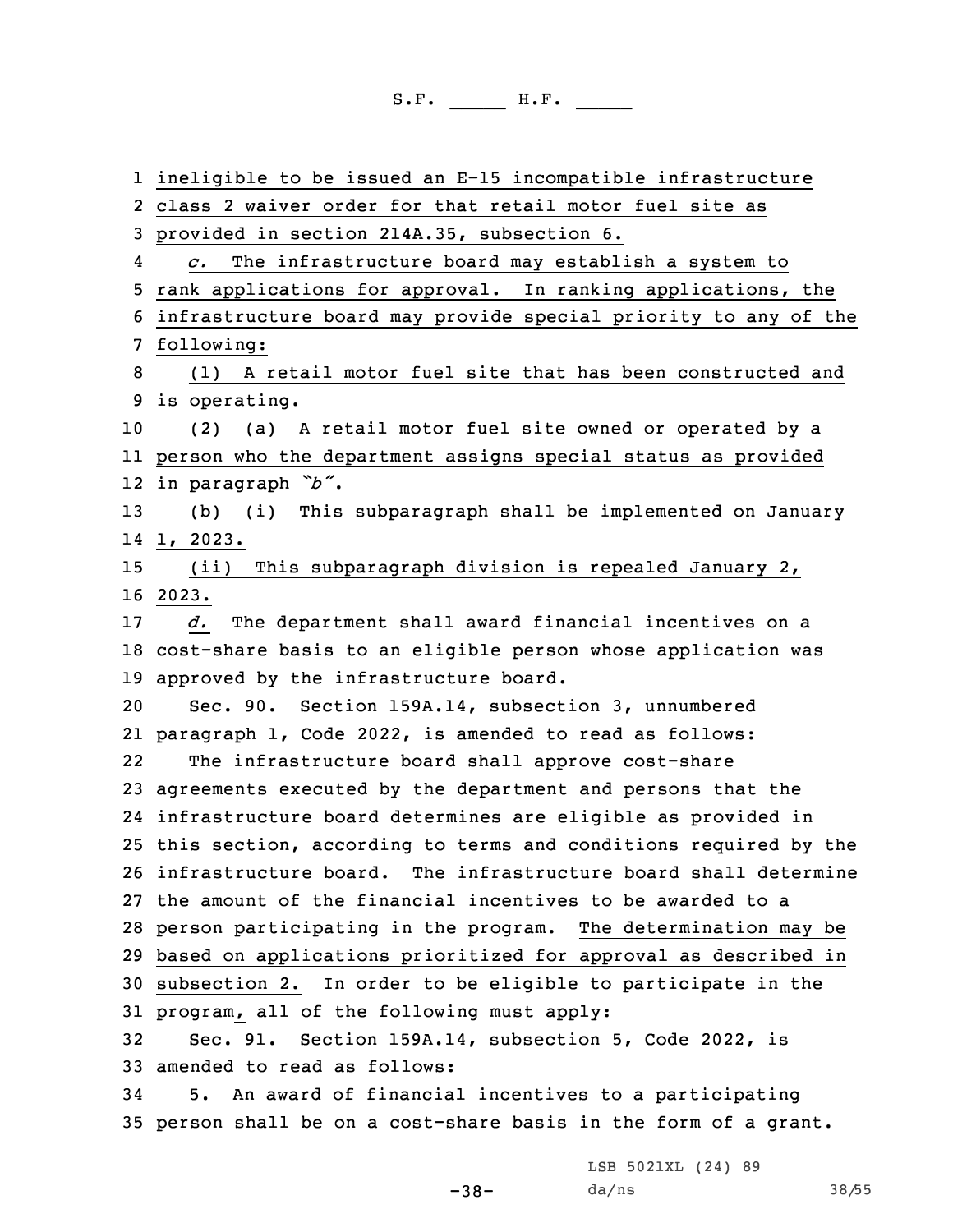ineligible to be issued an E-15 incompatible infrastructure class 2 waiver order for that retail motor fuel site as provided in section 214A.35, subsection 6.

*c.* The infrastructure board may establish a system to rank applications for approval. In ranking applications, the infrastructure board may provide special priority to any of the following:

(1) A retail motor fuel site that has been constructed and is operating.

(2) (a) A retail motor fuel site owned or operated by a person who the department assigns special status as provided in paragraph *"b"*.

(b) (i) This subparagraph shall be implemented on January 1, 2023.

(ii) This subparagraph division is repealed January 2, 2023.

*d.* The department shall award financial incentives on a cost-share basis to an eligible person whose application was approved by the infrastructure board.

Sec. 90. Section 159A.14, subsection 3, unnumbered paragraph 1, Code 2022, is amended to read as follows:

The infrastructure board shall approve cost-share agreements executed by the department and persons that the infrastructure board determines are eligible as provided in this section, according to terms and conditions required by the infrastructure board. The infrastructure board shall determine the amount of the financial incentives to be awarded to a person participating in the program. The determination may be based on applications prioritized for approval as described in subsection 2. In order to be eligible to participate in the program, all of the following must apply:

Sec. 91. Section 159A.14, subsection 5, Code 2022, is amended to read as follows:

5. An award of financial incentives to a participating person shall be on a cost-share basis in the form of a grant.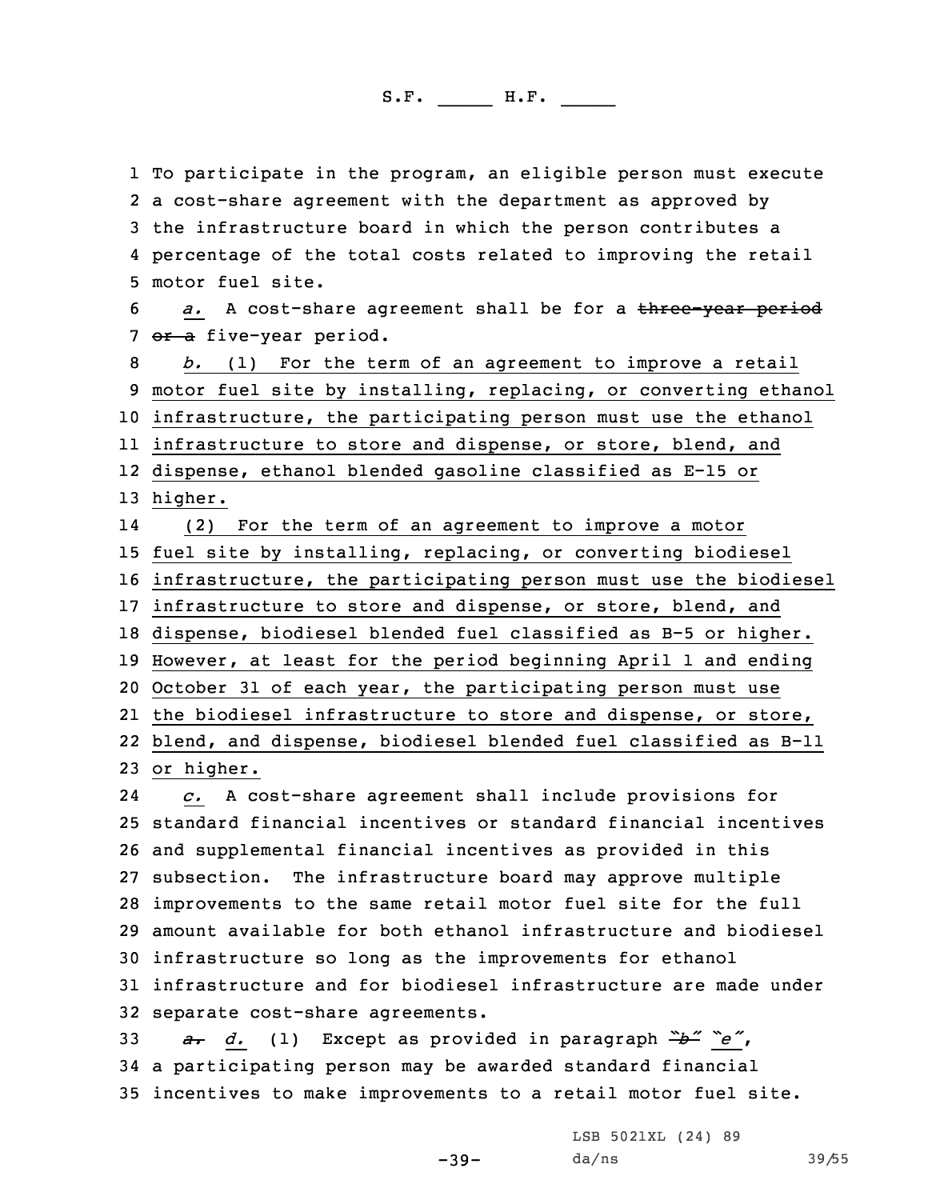To participate in the program, an eligible person must execute a cost-share agreement with the department as approved by the infrastructure board in which the person contributes a percentage of the total costs related to improving the retail motor fuel site.

*a.* A cost-share agreement shall be for a ~~three-year period or a~~ five-year period.

*b.* (1) For the term of an agreement to improve a retail motor fuel site by installing, replacing, or converting ethanol infrastructure, the participating person must use the ethanol infrastructure to store and dispense, or store, blend, and dispense, ethanol blended gasoline classified as E-15 or higher.

(2) For the term of an agreement to improve a motor fuel site by installing, replacing, or converting biodiesel infrastructure, the participating person must use the biodiesel infrastructure to store and dispense, or store, blend, and dispense, biodiesel blended fuel classified as B-5 or higher. However, at least for the period beginning April 1 and ending October 31 of each year, the participating person must use the biodiesel infrastructure to store and dispense, or store, blend, and dispense, biodiesel blended fuel classified as B-11 or higher.

*c.* A cost-share agreement shall include provisions for standard financial incentives or standard financial incentives and supplemental financial incentives as provided in this subsection. The infrastructure board may approve multiple improvements to the same retail motor fuel site for the full amount available for both ethanol infrastructure and biodiesel infrastructure so long as the improvements for ethanol infrastructure and for biodiesel infrastructure are made under separate cost-share agreements.

~~*a.*~~ *d.* (1) Except as provided in paragraph ~~"*b*"~~ "*e*", a participating person may be awarded standard financial incentives to make improvements to a retail motor fuel site.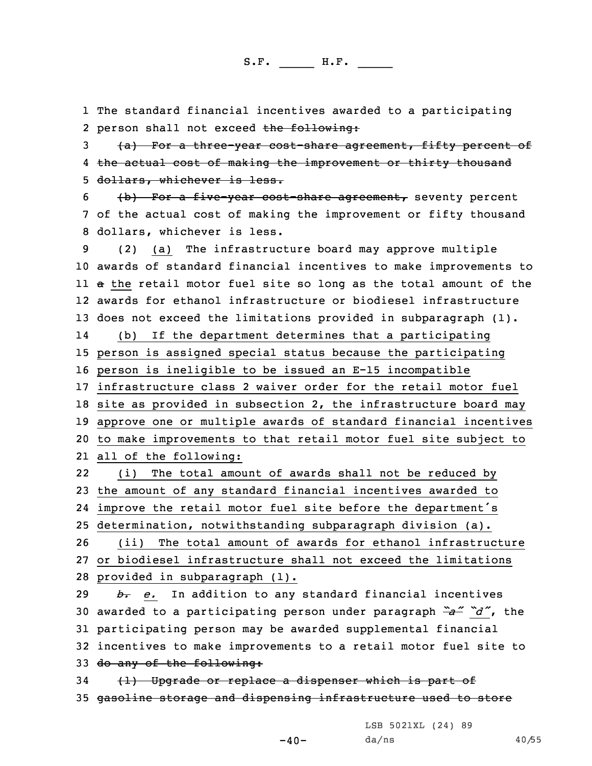The standard financial incentives awarded to a participating person shall not exceed ~~the following:~~

~~(a) For a three-year cost-share agreement, fifty percent of the actual cost of making the improvement or thirty thousand dollars, whichever is less.~~

~~(b) For a five-year cost-share agreement,~~ seventy percent of the actual cost of making the improvement or fifty thousand dollars, whichever is less.

(2) <u>(a)</u> The infrastructure board may approve multiple awards of standard financial incentives to make improvements to ~~a~~ <u>the</u> retail motor fuel site so long as the total amount of the awards for ethanol infrastructure or biodiesel infrastructure does not exceed the limitations provided in subparagraph (1).

<u>(b) If the department determines that a participating person is assigned special status because the participating person is ineligible to be issued an E-15 incompatible infrastructure class 2 waiver order for the retail motor fuel site as provided in subsection 2, the infrastructure board may approve one or multiple awards of standard financial incentives to make improvements to that retail motor fuel site subject to all of the following:</u>

<u>(i) The total amount of awards shall not be reduced by the amount of any standard financial incentives awarded to improve the retail motor fuel site before the department's determination, notwithstanding subparagraph division (a).</u>

<u>(ii) The total amount of awards for ethanol infrastructure or biodiesel infrastructure shall not exceed the limitations provided in subparagraph (1).</u>

~~*b.*~~ *<u>e.</u>* In addition to any standard financial incentives awarded to a participating person under paragraph ~~*"a"*~~ <u>*"d"*</u>, the participating person may be awarded supplemental financial incentives to make improvements to a retail motor fuel site to ~~do any of the following:~~

~~(1) Upgrade or replace a dispenser which is part of gasoline storage and dispensing infrastructure used to store~~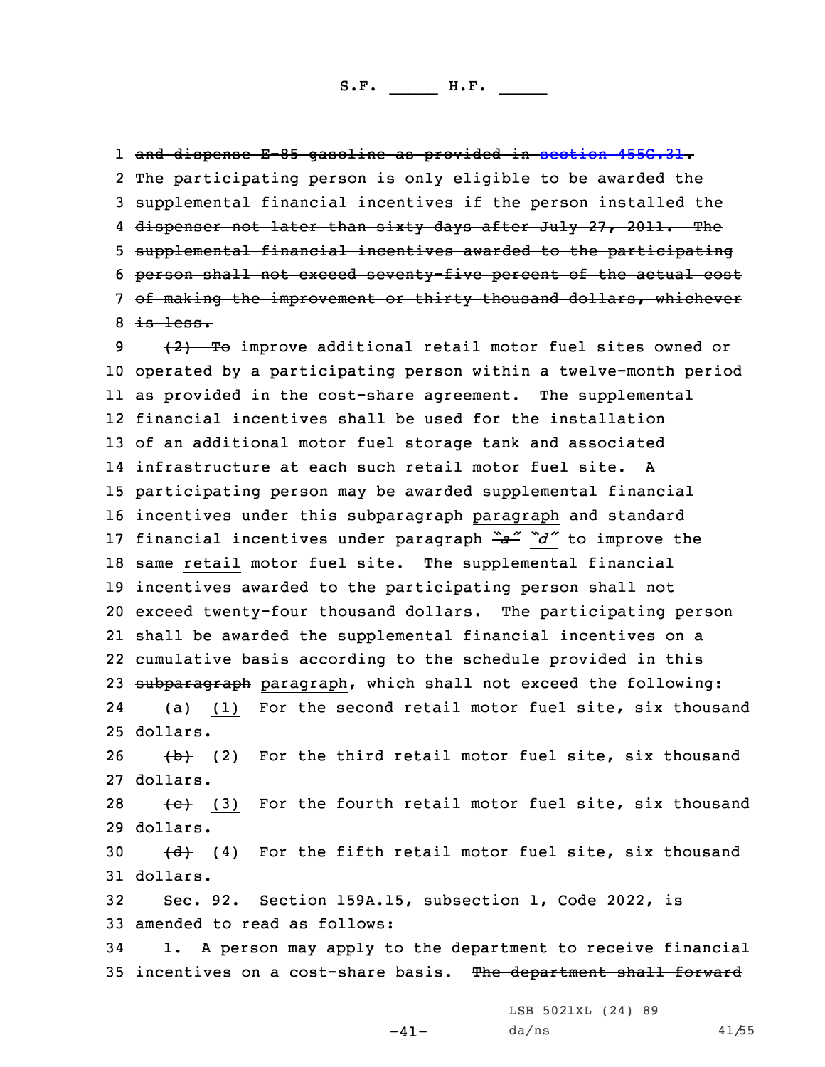~~and dispense E-85 gasoline as provided in section 455G.31. The participating person is only eligible to be awarded the supplemental financial incentives if the person installed the dispenser not later than sixty days after July 27, 2011. The supplemental financial incentives awarded to the participating person shall not exceed seventy-five percent of the actual cost of making the improvement or thirty thousand dollars, whichever is less.~~

~~(2) To~~ improve additional retail motor fuel sites owned or operated by a participating person within a twelve-month period as provided in the cost-share agreement. The supplemental financial incentives shall be used for the installation of an additional motor fuel storage tank and associated infrastructure at each such retail motor fuel site. A participating person may be awarded supplemental financial incentives under this ~~subparagraph~~ paragraph and standard financial incentives under paragraph ~~"a"~~ "d" to improve the same retail motor fuel site. The supplemental financial incentives awarded to the participating person shall not exceed twenty-four thousand dollars. The participating person shall be awarded the supplemental financial incentives on a cumulative basis according to the schedule provided in this ~~subparagraph~~ paragraph, which shall not exceed the following:

~~(a)~~ (1) For the second retail motor fuel site, six thousand dollars.

~~(b)~~ (2) For the third retail motor fuel site, six thousand dollars.

~~(c)~~ (3) For the fourth retail motor fuel site, six thousand dollars.

~~(d)~~ (4) For the fifth retail motor fuel site, six thousand dollars.

Sec. 92. Section 159A.15, subsection 1, Code 2022, is amended to read as follows:

1. A person may apply to the department to receive financial incentives on a cost-share basis. ~~The department shall forward~~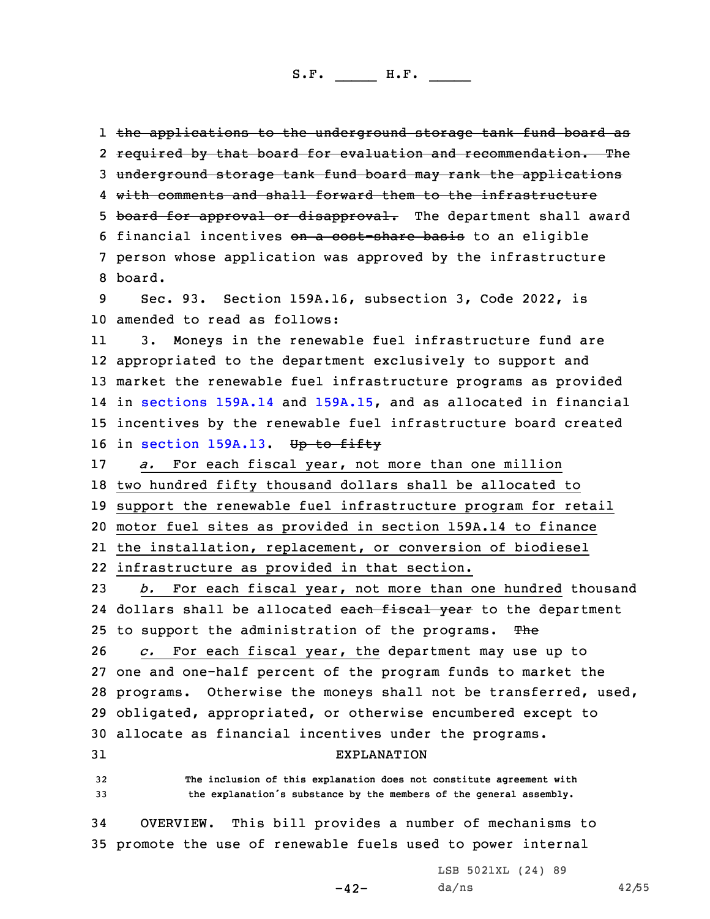~~the applications to the underground storage tank fund board as required by that board for evaluation and recommendation. The underground storage tank fund board may rank the applications with comments and shall forward them to the infrastructure board for approval or disapproval.~~ The department shall award financial incentives ~~on a cost-share basis~~ to an eligible person whose application was approved by the infrastructure board.

Sec. 93. Section 159A.16, subsection 3, Code 2022, is amended to read as follows:

3. Moneys in the renewable fuel infrastructure fund are appropriated to the department exclusively to support and market the renewable fuel infrastructure programs as provided in sections 159A.14 and 159A.15, and as allocated in financial incentives by the renewable fuel infrastructure board created in section 159A.13. ~~Up to fifty~~

*a.* For each fiscal year, not more than one million two hundred fifty thousand dollars shall be allocated to support the renewable fuel infrastructure program for retail motor fuel sites as provided in section 159A.14 to finance the installation, replacement, or conversion of biodiesel infrastructure as provided in that section.

*b.* For each fiscal year, not more than one hundred thousand dollars shall be allocated ~~each fiscal year~~ to the department to support the administration of the programs. ~~The~~

*c.* For each fiscal year, the department may use up to one and one-half percent of the program funds to market the programs. Otherwise the moneys shall not be transferred, used, obligated, appropriated, or otherwise encumbered except to allocate as financial incentives under the programs.

EXPLANATION

The inclusion of this explanation does not constitute agreement with the explanation's substance by the members of the general assembly.

OVERVIEW. This bill provides a number of mechanisms to promote the use of renewable fuels used to power internal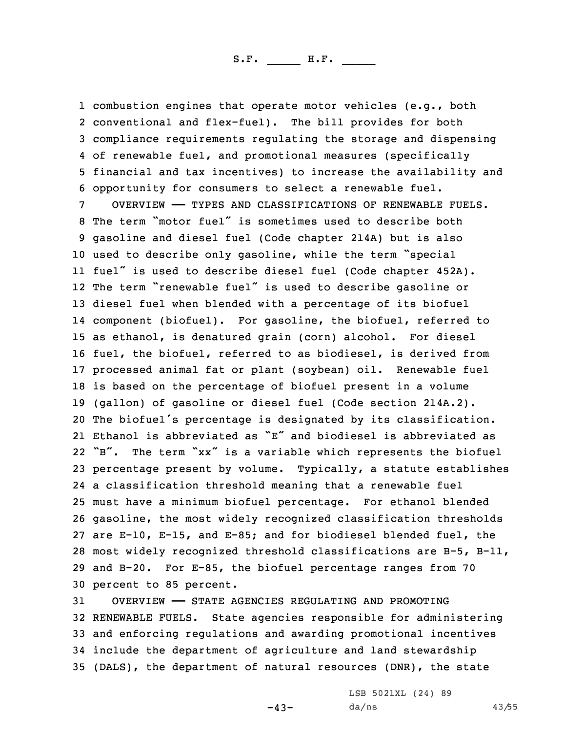combustion engines that operate motor vehicles (e.g., both conventional and flex-fuel). The bill provides for both compliance requirements regulating the storage and dispensing of renewable fuel, and promotional measures (specifically financial and tax incentives) to increase the availability and opportunity for consumers to select a renewable fuel.

OVERVIEW —— TYPES AND CLASSIFICATIONS OF RENEWABLE FUELS. The term "motor fuel" is sometimes used to describe both gasoline and diesel fuel (Code chapter 214A) but is also used to describe only gasoline, while the term "special fuel" is used to describe diesel fuel (Code chapter 452A). The term "renewable fuel" is used to describe gasoline or diesel fuel when blended with a percentage of its biofuel component (biofuel). For gasoline, the biofuel, referred to as ethanol, is denatured grain (corn) alcohol. For diesel fuel, the biofuel, referred to as biodiesel, is derived from processed animal fat or plant (soybean) oil. Renewable fuel is based on the percentage of biofuel present in a volume (gallon) of gasoline or diesel fuel (Code section 214A.2). The biofuel's percentage is designated by its classification. Ethanol is abbreviated as "E" and biodiesel is abbreviated as "B". The term "xx" is a variable which represents the biofuel percentage present by volume. Typically, a statute establishes a classification threshold meaning that a renewable fuel must have a minimum biofuel percentage. For ethanol blended gasoline, the most widely recognized classification thresholds are E-10, E-15, and E-85; and for biodiesel blended fuel, the most widely recognized threshold classifications are B-5, B-11, and B-20. For E-85, the biofuel percentage ranges from 70 percent to 85 percent.

OVERVIEW —— STATE AGENCIES REGULATING AND PROMOTING RENEWABLE FUELS. State agencies responsible for administering and enforcing regulations and awarding promotional incentives include the department of agriculture and land stewardship (DALS), the department of natural resources (DNR), the state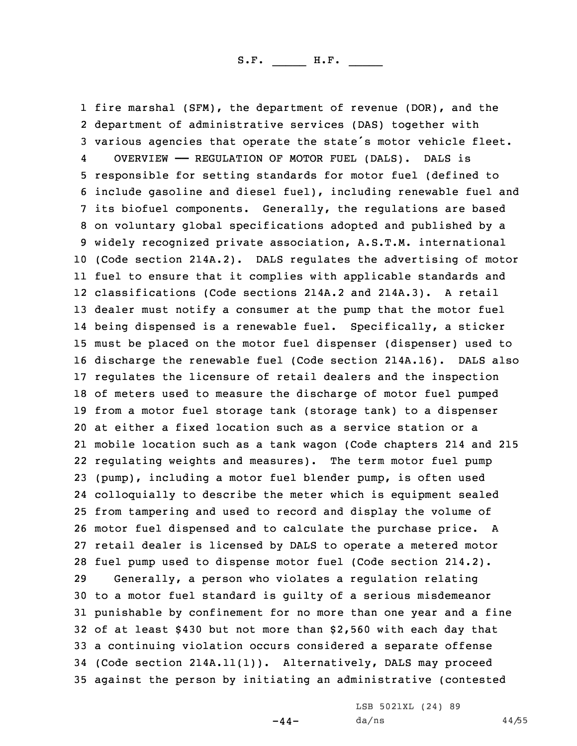fire marshal (SFM), the department of revenue (DOR), and the department of administrative services (DAS) together with various agencies that operate the state's motor vehicle fleet.

OVERVIEW —— REGULATION OF MOTOR FUEL (DALS). DALS is responsible for setting standards for motor fuel (defined to include gasoline and diesel fuel), including renewable fuel and its biofuel components. Generally, the regulations are based on voluntary global specifications adopted and published by a widely recognized private association, A.S.T.M. international (Code section 214A.2). DALS regulates the advertising of motor fuel to ensure that it complies with applicable standards and classifications (Code sections 214A.2 and 214A.3). A retail dealer must notify a consumer at the pump that the motor fuel being dispensed is a renewable fuel. Specifically, a sticker must be placed on the motor fuel dispenser (dispenser) used to discharge the renewable fuel (Code section 214A.16). DALS also regulates the licensure of retail dealers and the inspection of meters used to measure the discharge of motor fuel pumped from a motor fuel storage tank (storage tank) to a dispenser at either a fixed location such as a service station or a mobile location such as a tank wagon (Code chapters 214 and 215 regulating weights and measures). The term motor fuel pump (pump), including a motor fuel blender pump, is often used colloquially to describe the meter which is equipment sealed from tampering and used to record and display the volume of motor fuel dispensed and to calculate the purchase price. A retail dealer is licensed by DALS to operate a metered motor fuel pump used to dispense motor fuel (Code section 214.2).

Generally, a person who violates a regulation relating to a motor fuel standard is guilty of a serious misdemeanor punishable by confinement for no more than one year and a fine of at least $430 but not more than $2,560 with each day that a continuing violation occurs considered a separate offense (Code section 214A.11(1)). Alternatively, DALS may proceed against the person by initiating an administrative (contested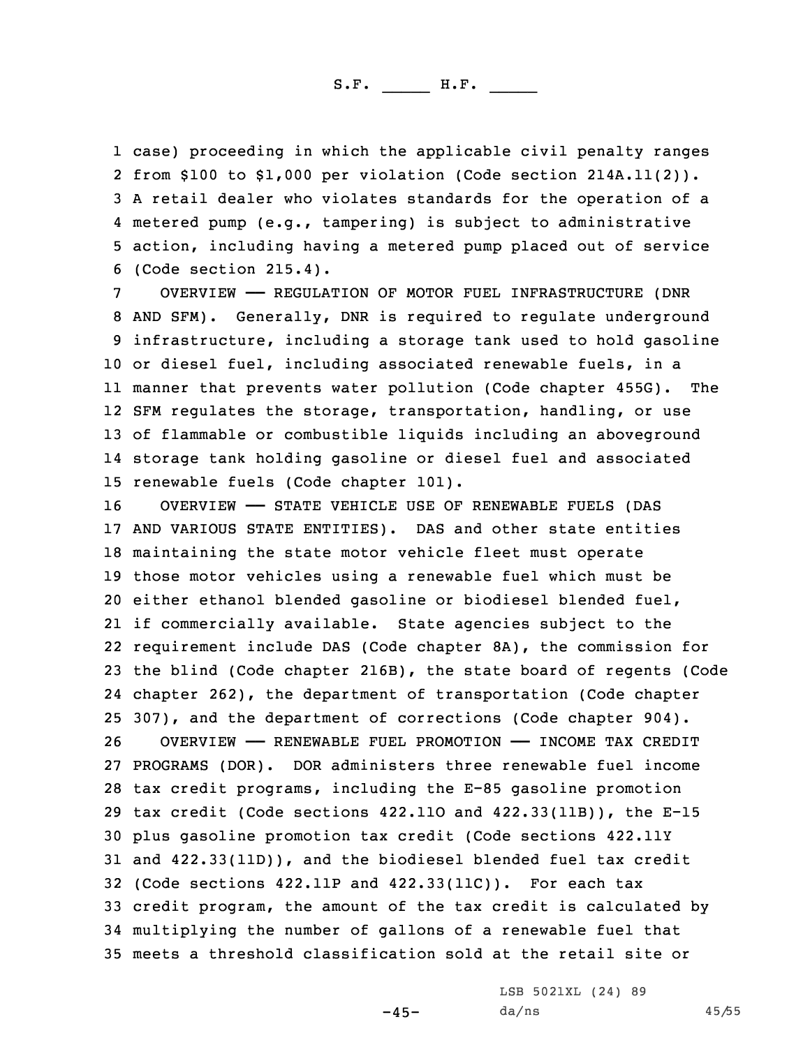case) proceeding in which the applicable civil penalty ranges from $100 to $1,000 per violation (Code section 214A.11(2)). A retail dealer who violates standards for the operation of a metered pump (e.g., tampering) is subject to administrative action, including having a metered pump placed out of service (Code section 215.4).

OVERVIEW —— REGULATION OF MOTOR FUEL INFRASTRUCTURE (DNR AND SFM). Generally, DNR is required to regulate underground infrastructure, including a storage tank used to hold gasoline or diesel fuel, including associated renewable fuels, in a manner that prevents water pollution (Code chapter 455G). The SFM regulates the storage, transportation, handling, or use of flammable or combustible liquids including an aboveground storage tank holding gasoline or diesel fuel and associated renewable fuels (Code chapter 101).

OVERVIEW —— STATE VEHICLE USE OF RENEWABLE FUELS (DAS AND VARIOUS STATE ENTITIES). DAS and other state entities maintaining the state motor vehicle fleet must operate those motor vehicles using a renewable fuel which must be either ethanol blended gasoline or biodiesel blended fuel, if commercially available. State agencies subject to the requirement include DAS (Code chapter 8A), the commission for the blind (Code chapter 216B), the state board of regents (Code chapter 262), the department of transportation (Code chapter 307), and the department of corrections (Code chapter 904).

OVERVIEW —— RENEWABLE FUEL PROMOTION —— INCOME TAX CREDIT PROGRAMS (DOR). DOR administers three renewable fuel income tax credit programs, including the E-85 gasoline promotion tax credit (Code sections 422.11O and 422.33(11B)), the E-15 plus gasoline promotion tax credit (Code sections 422.11Y and 422.33(11D)), and the biodiesel blended fuel tax credit (Code sections 422.11P and 422.33(11C)). For each tax credit program, the amount of the tax credit is calculated by multiplying the number of gallons of a renewable fuel that meets a threshold classification sold at the retail site or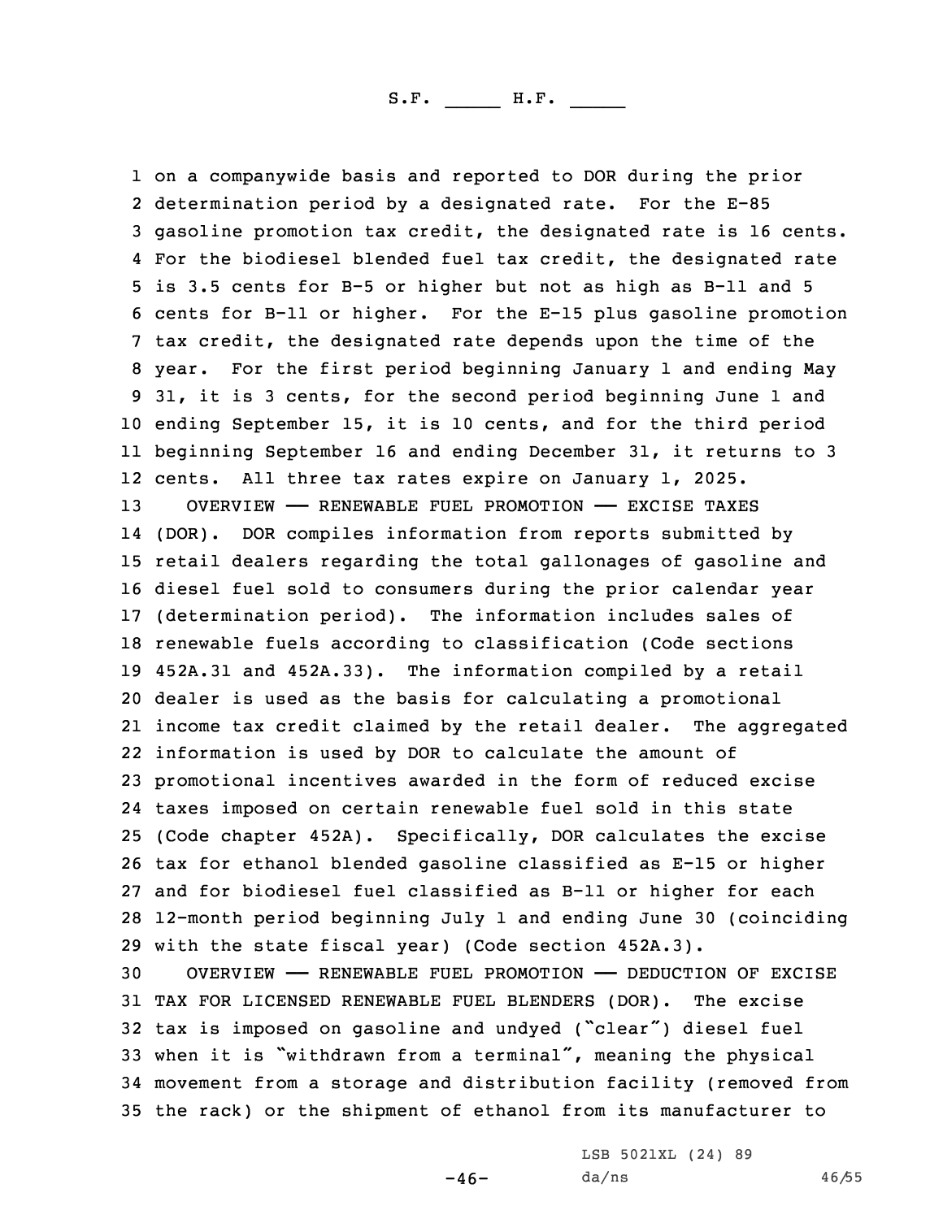on a companywide basis and reported to DOR during the prior determination period by a designated rate. For the E-85 gasoline promotion tax credit, the designated rate is 16 cents. For the biodiesel blended fuel tax credit, the designated rate is 3.5 cents for B-5 or higher but not as high as B-11 and 5 cents for B-11 or higher. For the E-15 plus gasoline promotion tax credit, the designated rate depends upon the time of the year. For the first period beginning January 1 and ending May 31, it is 3 cents, for the second period beginning June 1 and ending September 15, it is 10 cents, and for the third period beginning September 16 and ending December 31, it returns to 3 cents. All three tax rates expire on January 1, 2025.

OVERVIEW —— RENEWABLE FUEL PROMOTION —— EXCISE TAXES (DOR). DOR compiles information from reports submitted by retail dealers regarding the total gallonages of gasoline and diesel fuel sold to consumers during the prior calendar year (determination period). The information includes sales of renewable fuels according to classification (Code sections 452A.31 and 452A.33). The information compiled by a retail dealer is used as the basis for calculating a promotional income tax credit claimed by the retail dealer. The aggregated information is used by DOR to calculate the amount of promotional incentives awarded in the form of reduced excise taxes imposed on certain renewable fuel sold in this state (Code chapter 452A). Specifically, DOR calculates the excise tax for ethanol blended gasoline classified as E-15 or higher and for biodiesel fuel classified as B-11 or higher for each 12-month period beginning July 1 and ending June 30 (coinciding with the state fiscal year) (Code section 452A.3).

OVERVIEW —— RENEWABLE FUEL PROMOTION —— DEDUCTION OF EXCISE TAX FOR LICENSED RENEWABLE FUEL BLENDERS (DOR). The excise tax is imposed on gasoline and undyed ("clear") diesel fuel when it is "withdrawn from a terminal", meaning the physical movement from a storage and distribution facility (removed from the rack) or the shipment of ethanol from its manufacturer to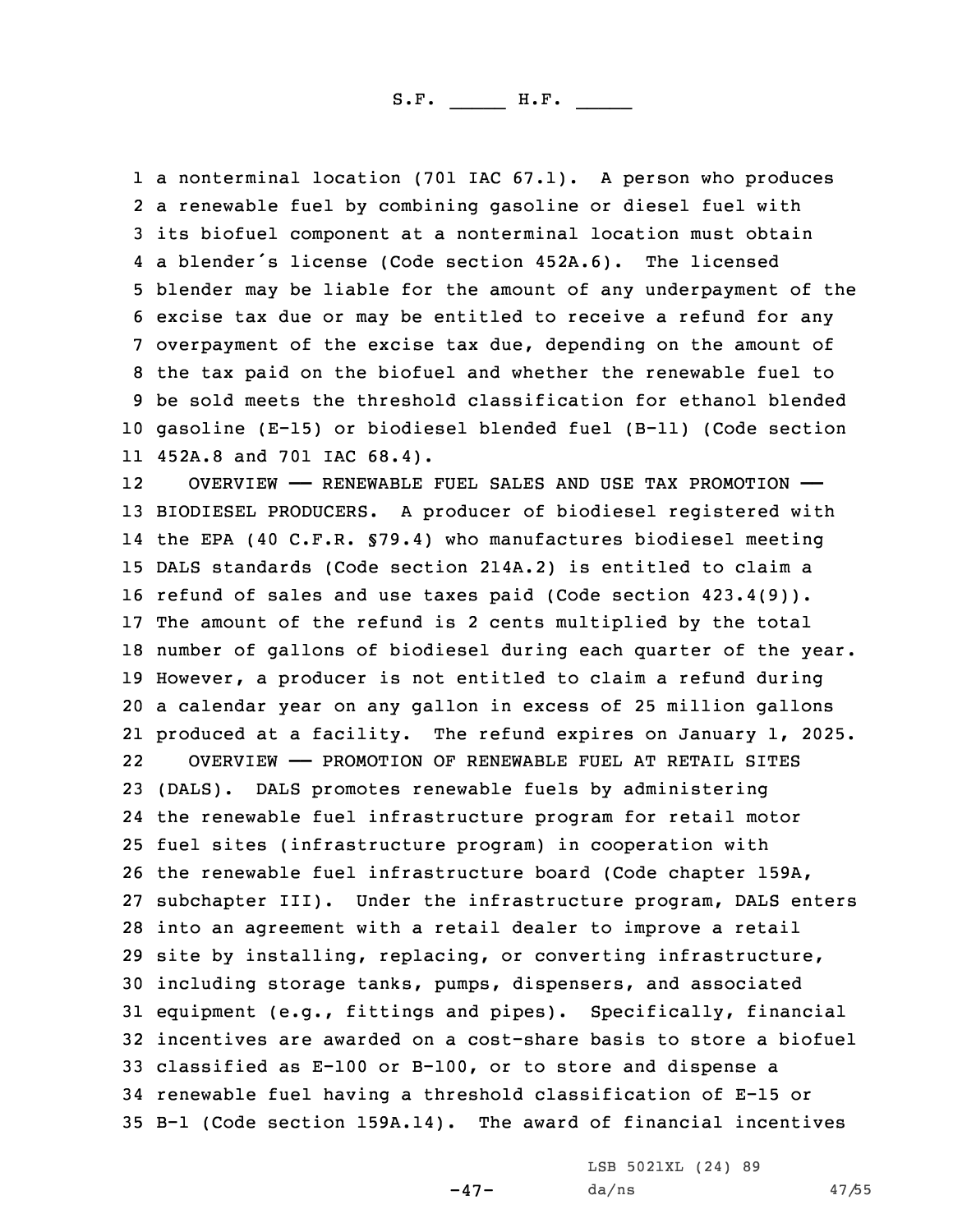a nonterminal location (701 IAC 67.1). A person who produces a renewable fuel by combining gasoline or diesel fuel with its biofuel component at a nonterminal location must obtain a blender's license (Code section 452A.6). The licensed blender may be liable for the amount of any underpayment of the excise tax due or may be entitled to receive a refund for any overpayment of the excise tax due, depending on the amount of the tax paid on the biofuel and whether the renewable fuel to be sold meets the threshold classification for ethanol blended gasoline (E-15) or biodiesel blended fuel (B-11) (Code section 452A.8 and 701 IAC 68.4).

OVERVIEW —— RENEWABLE FUEL SALES AND USE TAX PROMOTION —— BIODIESEL PRODUCERS. A producer of biodiesel registered with the EPA (40 C.F.R. §79.4) who manufactures biodiesel meeting DALS standards (Code section 214A.2) is entitled to claim a refund of sales and use taxes paid (Code section 423.4(9)). The amount of the refund is 2 cents multiplied by the total number of gallons of biodiesel during each quarter of the year. However, a producer is not entitled to claim a refund during a calendar year on any gallon in excess of 25 million gallons produced at a facility. The refund expires on January 1, 2025.

OVERVIEW —— PROMOTION OF RENEWABLE FUEL AT RETAIL SITES (DALS). DALS promotes renewable fuels by administering the renewable fuel infrastructure program for retail motor fuel sites (infrastructure program) in cooperation with the renewable fuel infrastructure board (Code chapter 159A, subchapter III). Under the infrastructure program, DALS enters into an agreement with a retail dealer to improve a retail site by installing, replacing, or converting infrastructure, including storage tanks, pumps, dispensers, and associated equipment (e.g., fittings and pipes). Specifically, financial incentives are awarded on a cost-share basis to store a biofuel classified as E-100 or B-100, or to store and dispense a renewable fuel having a threshold classification of E-15 or B-1 (Code section 159A.14). The award of financial incentives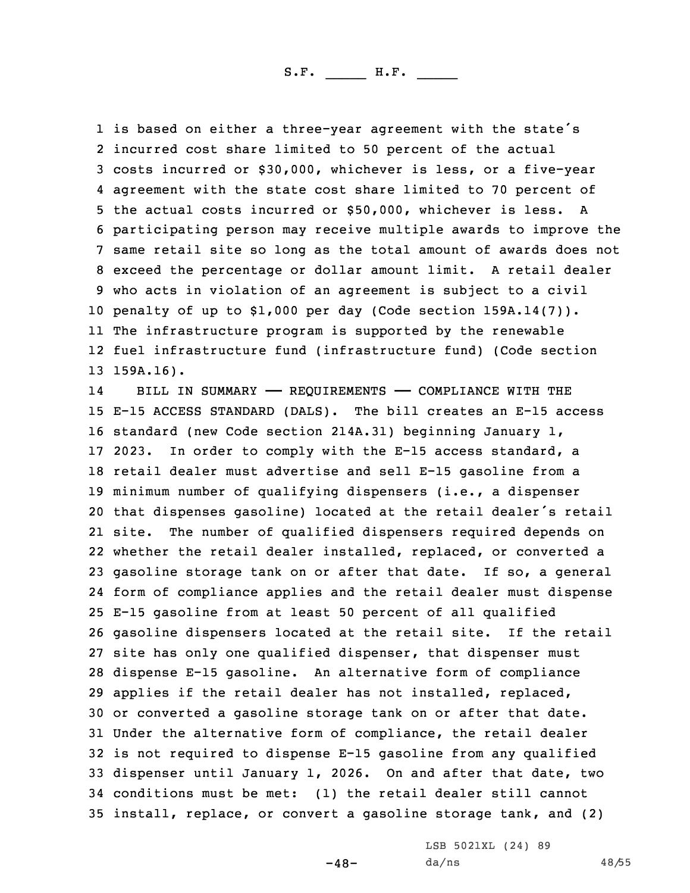is based on either a three-year agreement with the state's incurred cost share limited to 50 percent of the actual costs incurred or $30,000, whichever is less, or a five-year agreement with the state cost share limited to 70 percent of the actual costs incurred or $50,000, whichever is less. A participating person may receive multiple awards to improve the same retail site so long as the total amount of awards does not exceed the percentage or dollar amount limit. A retail dealer who acts in violation of an agreement is subject to a civil penalty of up to $1,000 per day (Code section 159A.14(7)). The infrastructure program is supported by the renewable fuel infrastructure fund (infrastructure fund) (Code section 159A.16).

BILL IN SUMMARY —— REQUIREMENTS —— COMPLIANCE WITH THE E-15 ACCESS STANDARD (DALS). The bill creates an E-15 access standard (new Code section 214A.31) beginning January 1, 2023. In order to comply with the E-15 access standard, a retail dealer must advertise and sell E-15 gasoline from a minimum number of qualifying dispensers (i.e., a dispenser that dispenses gasoline) located at the retail dealer's retail site. The number of qualified dispensers required depends on whether the retail dealer installed, replaced, or converted a gasoline storage tank on or after that date. If so, a general form of compliance applies and the retail dealer must dispense E-15 gasoline from at least 50 percent of all qualified gasoline dispensers located at the retail site. If the retail site has only one qualified dispenser, that dispenser must dispense E-15 gasoline. An alternative form of compliance applies if the retail dealer has not installed, replaced, or converted a gasoline storage tank on or after that date. Under the alternative form of compliance, the retail dealer is not required to dispense E-15 gasoline from any qualified dispenser until January 1, 2026. On and after that date, two conditions must be met: (1) the retail dealer still cannot install, replace, or convert a gasoline storage tank, and (2)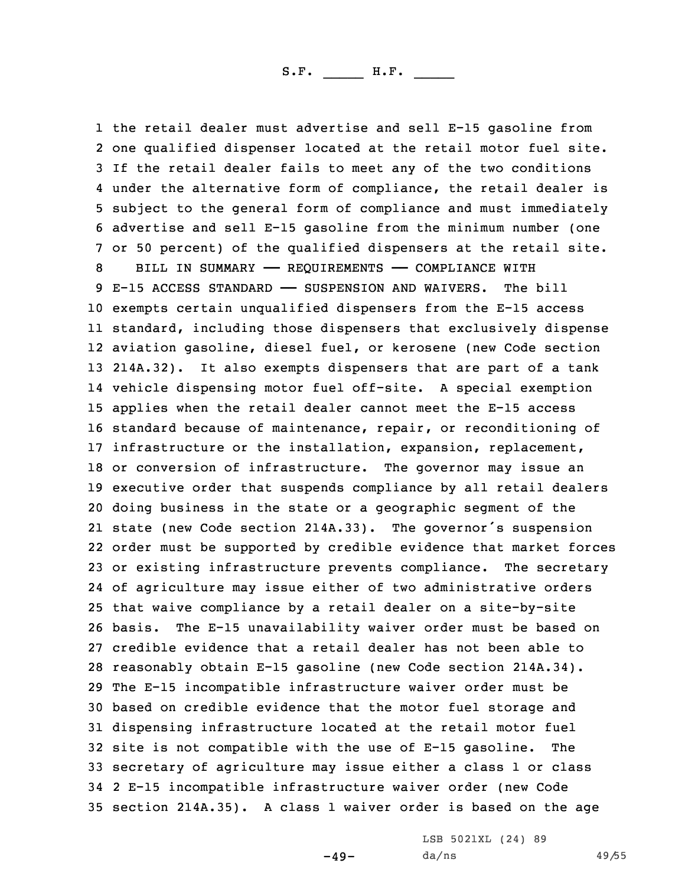the retail dealer must advertise and sell E-15 gasoline from one qualified dispenser located at the retail motor fuel site. If the retail dealer fails to meet any of the two conditions under the alternative form of compliance, the retail dealer is subject to the general form of compliance and must immediately advertise and sell E-15 gasoline from the minimum number (one or 50 percent) of the qualified dispensers at the retail site.

BILL IN SUMMARY —— REQUIREMENTS —— COMPLIANCE WITH E-15 ACCESS STANDARD —— SUSPENSION AND WAIVERS. The bill exempts certain unqualified dispensers from the E-15 access standard, including those dispensers that exclusively dispense aviation gasoline, diesel fuel, or kerosene (new Code section 214A.32). It also exempts dispensers that are part of a tank vehicle dispensing motor fuel off-site. A special exemption applies when the retail dealer cannot meet the E-15 access standard because of maintenance, repair, or reconditioning of infrastructure or the installation, expansion, replacement, or conversion of infrastructure. The governor may issue an executive order that suspends compliance by all retail dealers doing business in the state or a geographic segment of the state (new Code section 214A.33). The governor's suspension order must be supported by credible evidence that market forces or existing infrastructure prevents compliance. The secretary of agriculture may issue either of two administrative orders that waive compliance by a retail dealer on a site-by-site basis. The E-15 unavailability waiver order must be based on credible evidence that a retail dealer has not been able to reasonably obtain E-15 gasoline (new Code section 214A.34). The E-15 incompatible infrastructure waiver order must be based on credible evidence that the motor fuel storage and dispensing infrastructure located at the retail motor fuel site is not compatible with the use of E-15 gasoline. The secretary of agriculture may issue either a class 1 or class 2 E-15 incompatible infrastructure waiver order (new Code section 214A.35). A class 1 waiver order is based on the age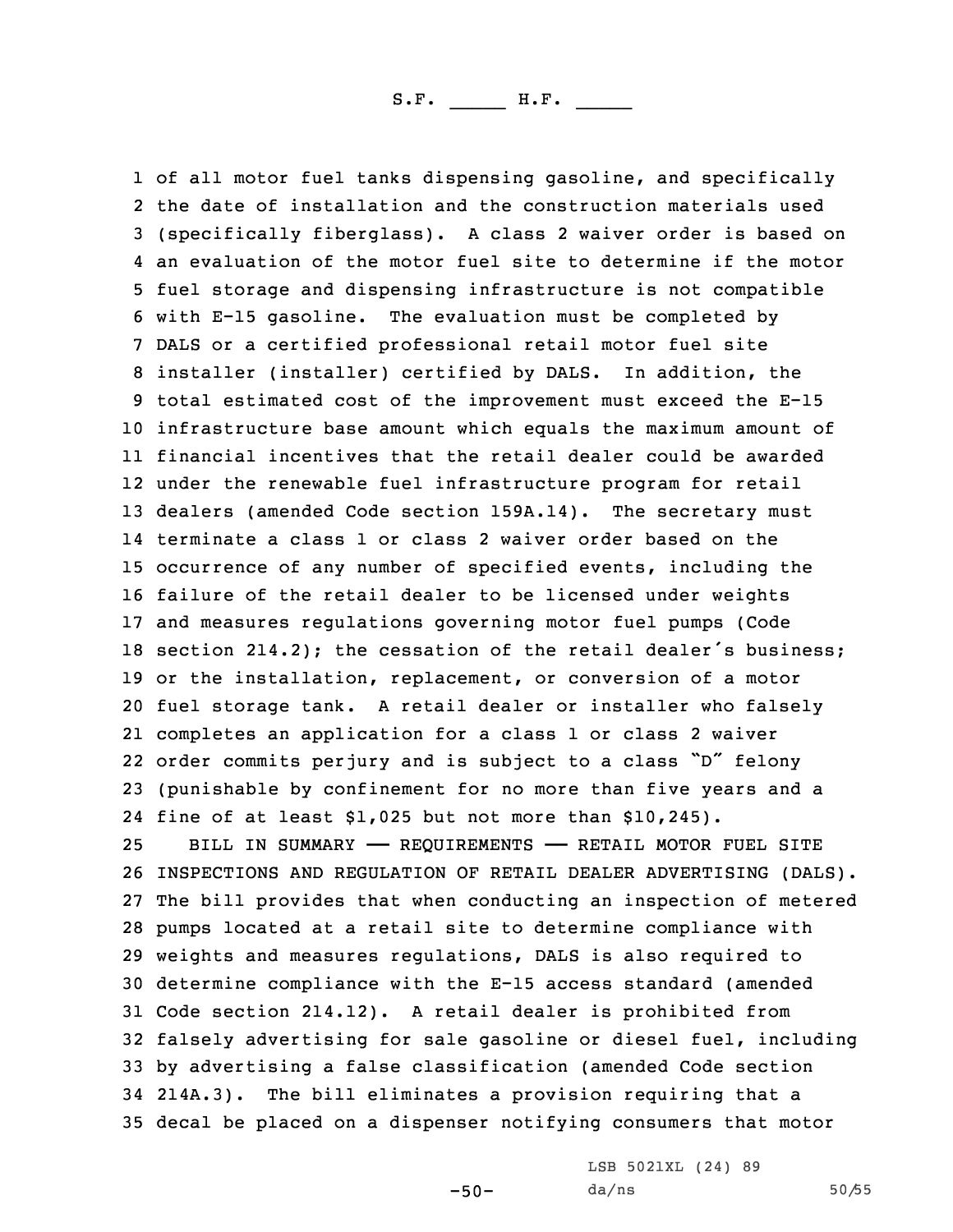of all motor fuel tanks dispensing gasoline, and specifically the date of installation and the construction materials used (specifically fiberglass). A class 2 waiver order is based on an evaluation of the motor fuel site to determine if the motor fuel storage and dispensing infrastructure is not compatible with E-15 gasoline. The evaluation must be completed by DALS or a certified professional retail motor fuel site installer (installer) certified by DALS. In addition, the total estimated cost of the improvement must exceed the E-15 infrastructure base amount which equals the maximum amount of financial incentives that the retail dealer could be awarded under the renewable fuel infrastructure program for retail dealers (amended Code section 159A.14). The secretary must terminate a class 1 or class 2 waiver order based on the occurrence of any number of specified events, including the failure of the retail dealer to be licensed under weights and measures regulations governing motor fuel pumps (Code section 214.2); the cessation of the retail dealer's business; or the installation, replacement, or conversion of a motor fuel storage tank. A retail dealer or installer who falsely completes an application for a class 1 or class 2 waiver order commits perjury and is subject to a class "D" felony (punishable by confinement for no more than five years and a fine of at least $1,025 but not more than $10,245).

BILL IN SUMMARY —— REQUIREMENTS —— RETAIL MOTOR FUEL SITE INSPECTIONS AND REGULATION OF RETAIL DEALER ADVERTISING (DALS). The bill provides that when conducting an inspection of metered pumps located at a retail site to determine compliance with weights and measures regulations, DALS is also required to determine compliance with the E-15 access standard (amended Code section 214.12). A retail dealer is prohibited from falsely advertising for sale gasoline or diesel fuel, including by advertising a false classification (amended Code section 214A.3). The bill eliminates a provision requiring that a decal be placed on a dispenser notifying consumers that motor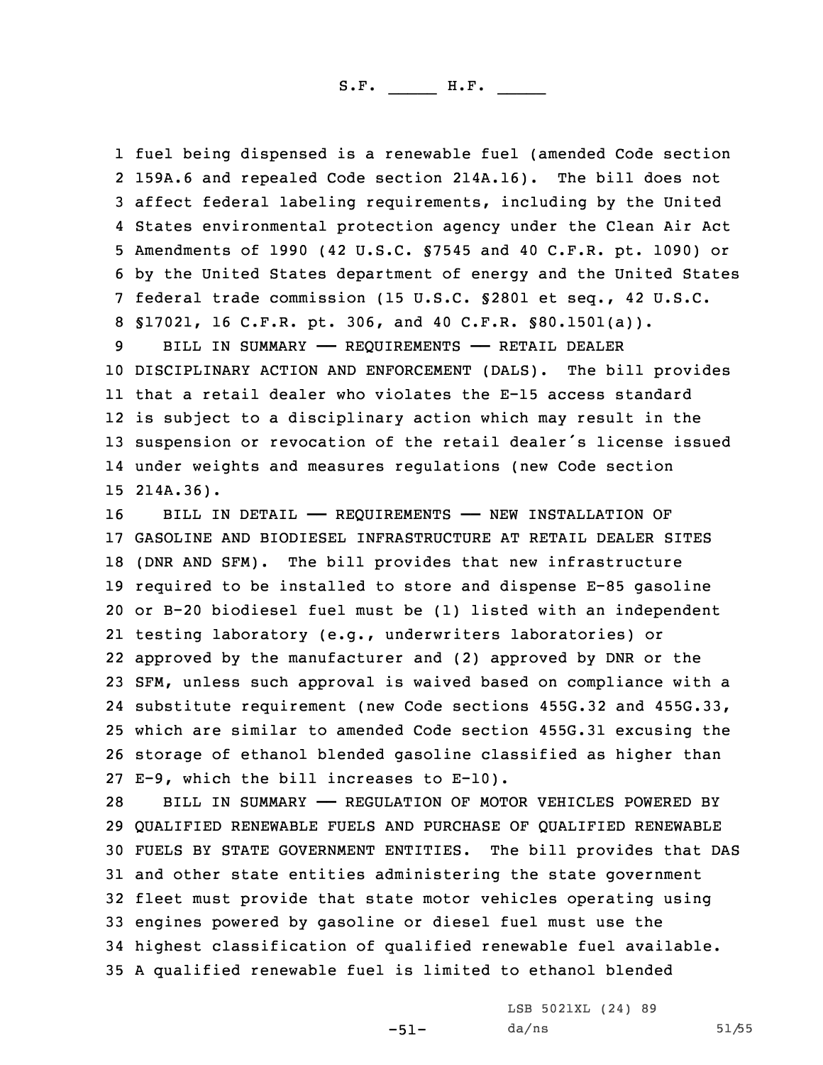fuel being dispensed is a renewable fuel (amended Code section 159A.6 and repealed Code section 214A.16). The bill does not affect federal labeling requirements, including by the United States environmental protection agency under the Clean Air Act Amendments of 1990 (42 U.S.C. §7545 and 40 C.F.R. pt. 1090) or by the United States department of energy and the United States federal trade commission (15 U.S.C. §2801 et seq., 42 U.S.C. §17021, 16 C.F.R. pt. 306, and 40 C.F.R. §80.1501(a)).

BILL IN SUMMARY —— REQUIREMENTS —— RETAIL DEALER DISCIPLINARY ACTION AND ENFORCEMENT (DALS). The bill provides that a retail dealer who violates the E-15 access standard is subject to a disciplinary action which may result in the suspension or revocation of the retail dealer's license issued under weights and measures regulations (new Code section 214A.36).

BILL IN DETAIL —— REQUIREMENTS —— NEW INSTALLATION OF GASOLINE AND BIODIESEL INFRASTRUCTURE AT RETAIL DEALER SITES (DNR AND SFM). The bill provides that new infrastructure required to be installed to store and dispense E-85 gasoline or B-20 biodiesel fuel must be (1) listed with an independent testing laboratory (e.g., underwriters laboratories) or approved by the manufacturer and (2) approved by DNR or the SFM, unless such approval is waived based on compliance with a substitute requirement (new Code sections 455G.32 and 455G.33, which are similar to amended Code section 455G.31 excusing the storage of ethanol blended gasoline classified as higher than E-9, which the bill increases to E-10).

BILL IN SUMMARY —— REGULATION OF MOTOR VEHICLES POWERED BY QUALIFIED RENEWABLE FUELS AND PURCHASE OF QUALIFIED RENEWABLE FUELS BY STATE GOVERNMENT ENTITIES. The bill provides that DAS and other state entities administering the state government fleet must provide that state motor vehicles operating using engines powered by gasoline or diesel fuel must use the highest classification of qualified renewable fuel available. A qualified renewable fuel is limited to ethanol blended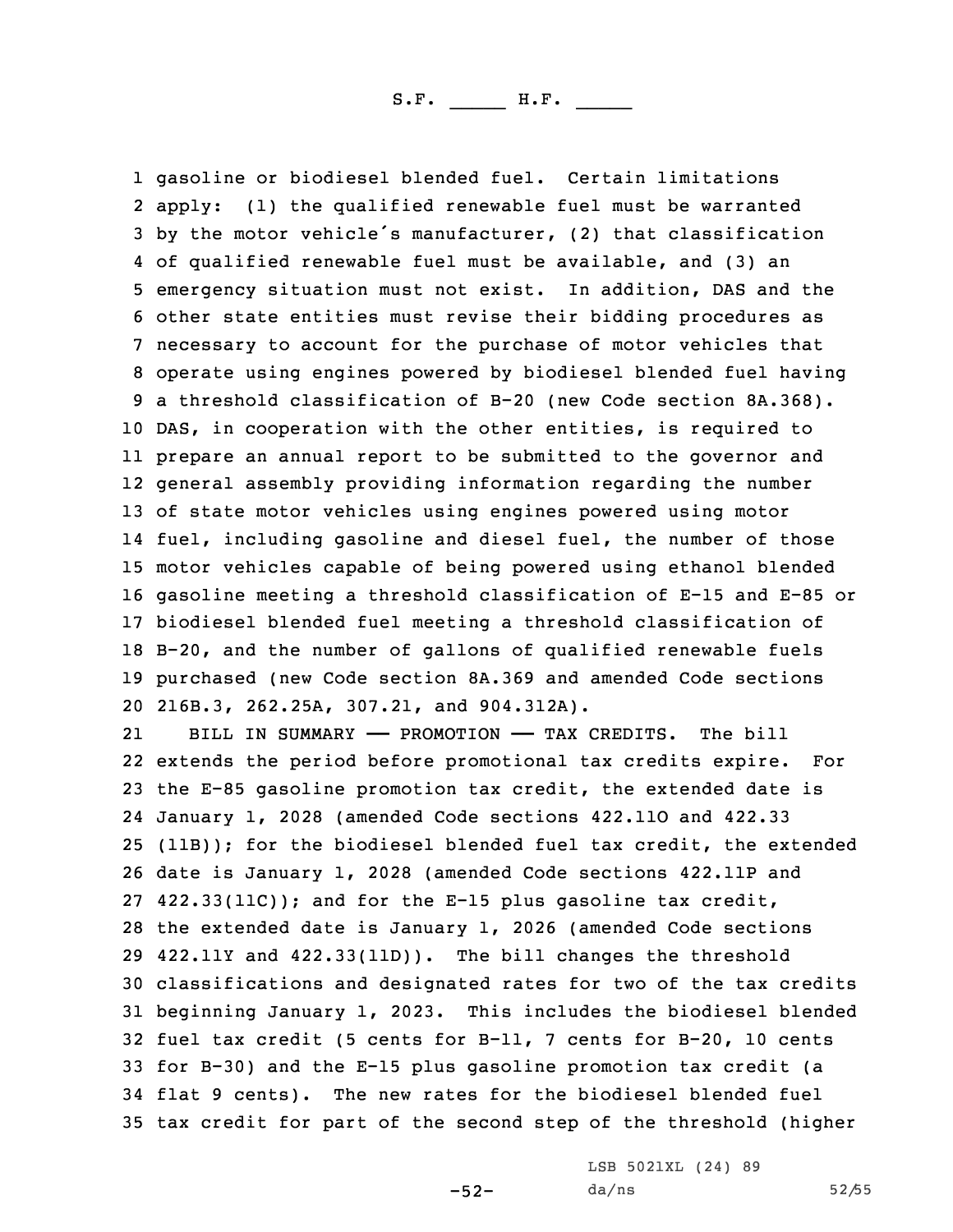gasoline or biodiesel blended fuel. Certain limitations apply: (1) the qualified renewable fuel must be warranted by the motor vehicle's manufacturer, (2) that classification of qualified renewable fuel must be available, and (3) an emergency situation must not exist. In addition, DAS and the other state entities must revise their bidding procedures as necessary to account for the purchase of motor vehicles that operate using engines powered by biodiesel blended fuel having a threshold classification of B-20 (new Code section 8A.368). DAS, in cooperation with the other entities, is required to prepare an annual report to be submitted to the governor and general assembly providing information regarding the number of state motor vehicles using engines powered using motor fuel, including gasoline and diesel fuel, the number of those motor vehicles capable of being powered using ethanol blended gasoline meeting a threshold classification of E-15 and E-85 or biodiesel blended fuel meeting a threshold classification of B-20, and the number of gallons of qualified renewable fuels purchased (new Code section 8A.369 and amended Code sections 216B.3, 262.25A, 307.21, and 904.312A).

BILL IN SUMMARY —— PROMOTION —— TAX CREDITS. The bill extends the period before promotional tax credits expire. For the E-85 gasoline promotion tax credit, the extended date is January 1, 2028 (amended Code sections 422.11O and 422.33(11B)); for the biodiesel blended fuel tax credit, the extended date is January 1, 2028 (amended Code sections 422.11P and 422.33(11C)); and for the E-15 plus gasoline tax credit, the extended date is January 1, 2026 (amended Code sections 422.11Y and 422.33(11D)). The bill changes the threshold classifications and designated rates for two of the tax credits beginning January 1, 2023. This includes the biodiesel blended fuel tax credit (5 cents for B-11, 7 cents for B-20, 10 cents for B-30) and the E-15 plus gasoline promotion tax credit (a flat 9 cents). The new rates for the biodiesel blended fuel tax credit for part of the second step of the threshold (higher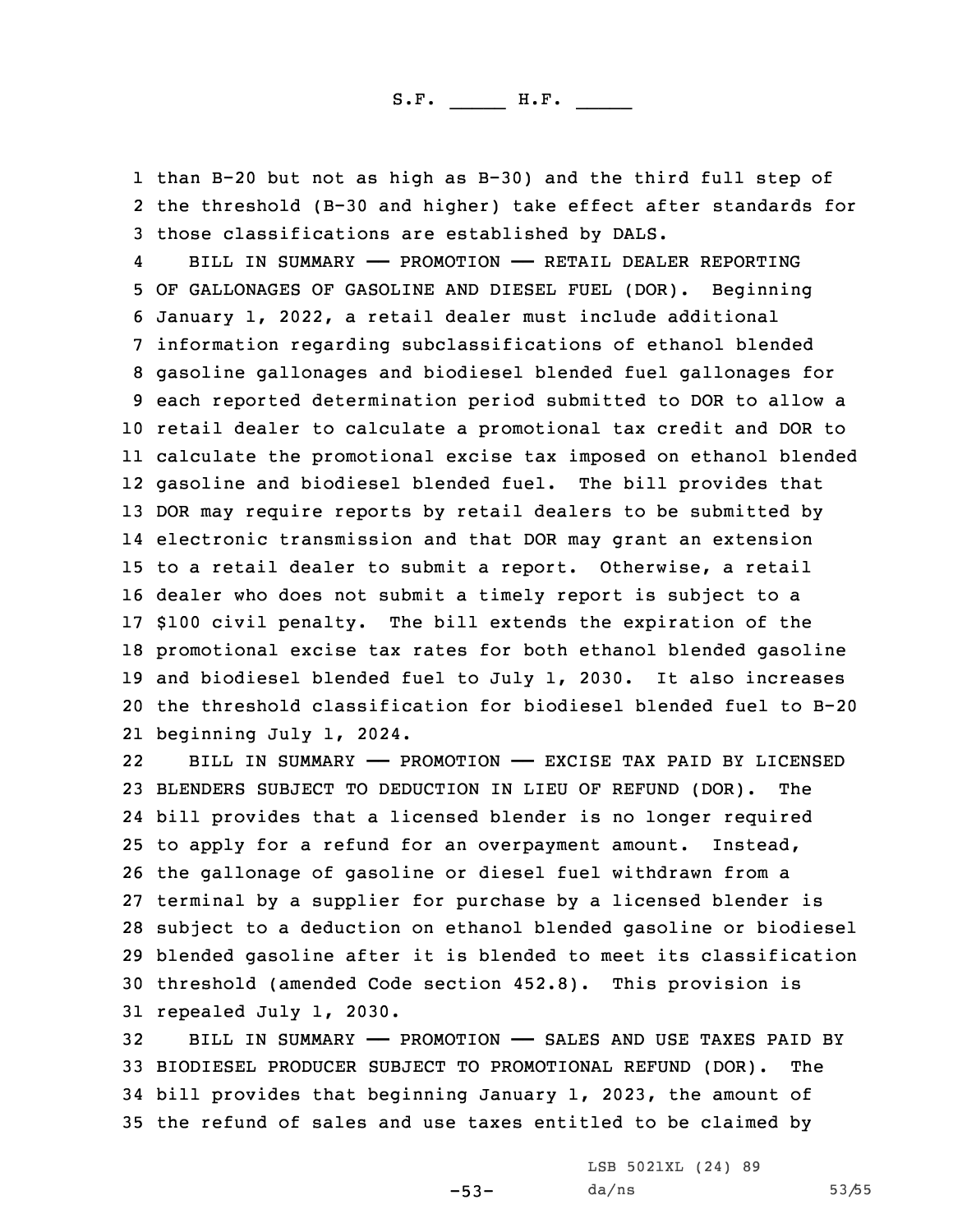than B-20 but not as high as B-30) and the third full step of the threshold (B-30 and higher) take effect after standards for those classifications are established by DALS.

BILL IN SUMMARY —— PROMOTION —— RETAIL DEALER REPORTING OF GALLONAGES OF GASOLINE AND DIESEL FUEL (DOR). Beginning January 1, 2022, a retail dealer must include additional information regarding subclassifications of ethanol blended gasoline gallonages and biodiesel blended fuel gallonages for each reported determination period submitted to DOR to allow a retail dealer to calculate a promotional tax credit and DOR to calculate the promotional excise tax imposed on ethanol blended gasoline and biodiesel blended fuel. The bill provides that DOR may require reports by retail dealers to be submitted by electronic transmission and that DOR may grant an extension to a retail dealer to submit a report. Otherwise, a retail dealer who does not submit a timely report is subject to a $100 civil penalty. The bill extends the expiration of the promotional excise tax rates for both ethanol blended gasoline and biodiesel blended fuel to July 1, 2030. It also increases the threshold classification for biodiesel blended fuel to B-20 beginning July 1, 2024.

BILL IN SUMMARY —— PROMOTION —— EXCISE TAX PAID BY LICENSED BLENDERS SUBJECT TO DEDUCTION IN LIEU OF REFUND (DOR). The bill provides that a licensed blender is no longer required to apply for a refund for an overpayment amount. Instead, the gallonage of gasoline or diesel fuel withdrawn from a terminal by a supplier for purchase by a licensed blender is subject to a deduction on ethanol blended gasoline or biodiesel blended gasoline after it is blended to meet its classification threshold (amended Code section 452.8). This provision is repealed July 1, 2030.

BILL IN SUMMARY —— PROMOTION —— SALES AND USE TAXES PAID BY BIODIESEL PRODUCER SUBJECT TO PROMOTIONAL REFUND (DOR). The bill provides that beginning January 1, 2023, the amount of the refund of sales and use taxes entitled to be claimed by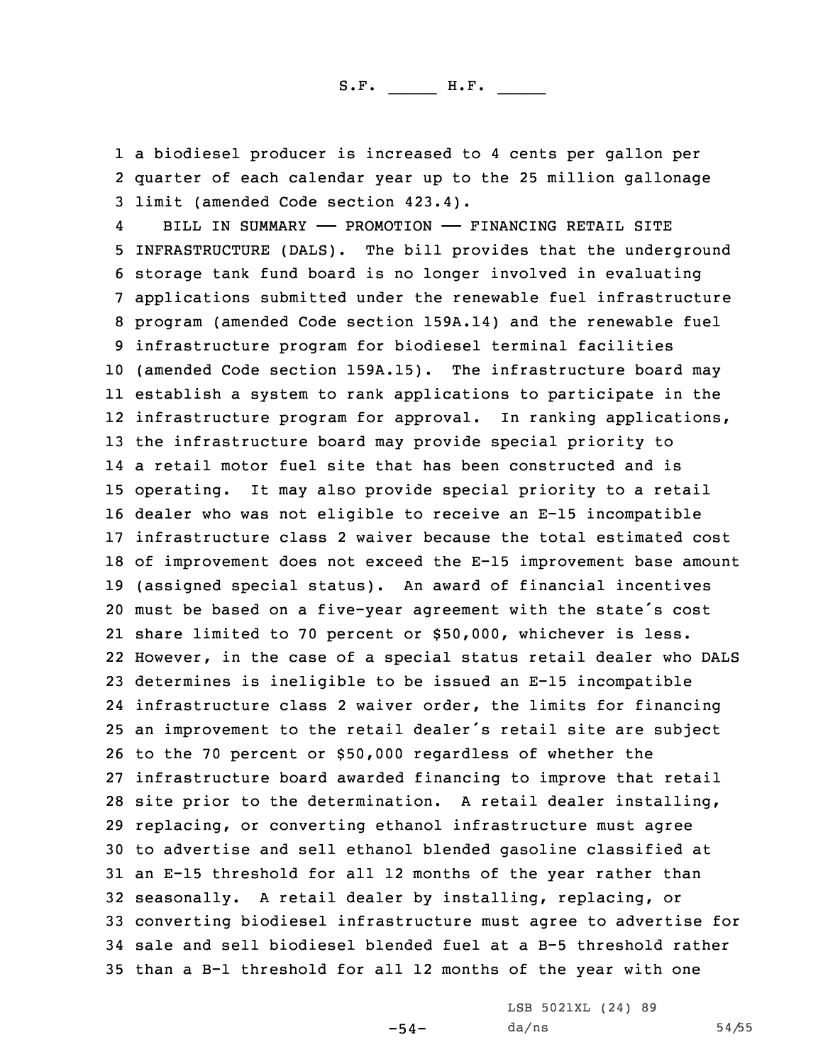a biodiesel producer is increased to 4 cents per gallon per quarter of each calendar year up to the 25 million gallonage limit (amended Code section 423.4).

BILL IN SUMMARY —— PROMOTION —— FINANCING RETAIL SITE INFRASTRUCTURE (DALS). The bill provides that the underground storage tank fund board is no longer involved in evaluating applications submitted under the renewable fuel infrastructure program (amended Code section 159A.14) and the renewable fuel infrastructure program for biodiesel terminal facilities (amended Code section 159A.15). The infrastructure board may establish a system to rank applications to participate in the infrastructure program for approval. In ranking applications, the infrastructure board may provide special priority to a retail motor fuel site that has been constructed and is operating. It may also provide special priority to a retail dealer who was not eligible to receive an E-15 incompatible infrastructure class 2 waiver because the total estimated cost of improvement does not exceed the E-15 improvement base amount (assigned special status). An award of financial incentives must be based on a five-year agreement with the state's cost share limited to 70 percent or $50,000, whichever is less. However, in the case of a special status retail dealer who DALS determines is ineligible to be issued an E-15 incompatible infrastructure class 2 waiver order, the limits for financing an improvement to the retail dealer's retail site are subject to the 70 percent or $50,000 regardless of whether the infrastructure board awarded financing to improve that retail site prior to the determination. A retail dealer installing, replacing, or converting ethanol infrastructure must agree to advertise and sell ethanol blended gasoline classified at an E-15 threshold for all 12 months of the year rather than seasonally. A retail dealer by installing, replacing, or converting biodiesel infrastructure must agree to advertise for sale and sell biodiesel blended fuel at a B-5 threshold rather than a B-1 threshold for all 12 months of the year with one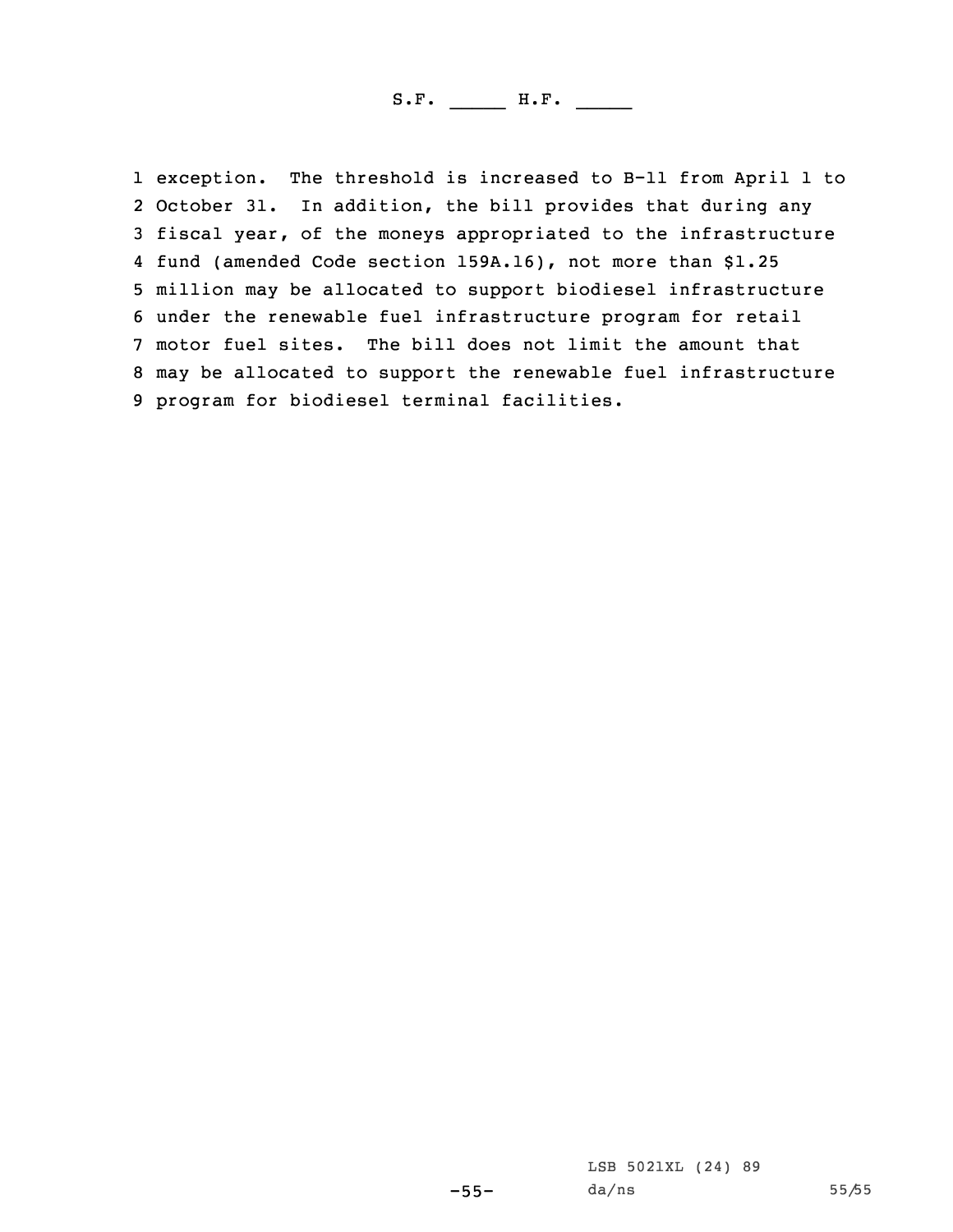exception. The threshold is increased to B-11 from April 1 to October 31. In addition, the bill provides that during any fiscal year, of the moneys appropriated to the infrastructure fund (amended Code section 159A.16), not more than $1.25 million may be allocated to support biodiesel infrastructure under the renewable fuel infrastructure program for retail motor fuel sites. The bill does not limit the amount that may be allocated to support the renewable fuel infrastructure program for biodiesel terminal facilities.